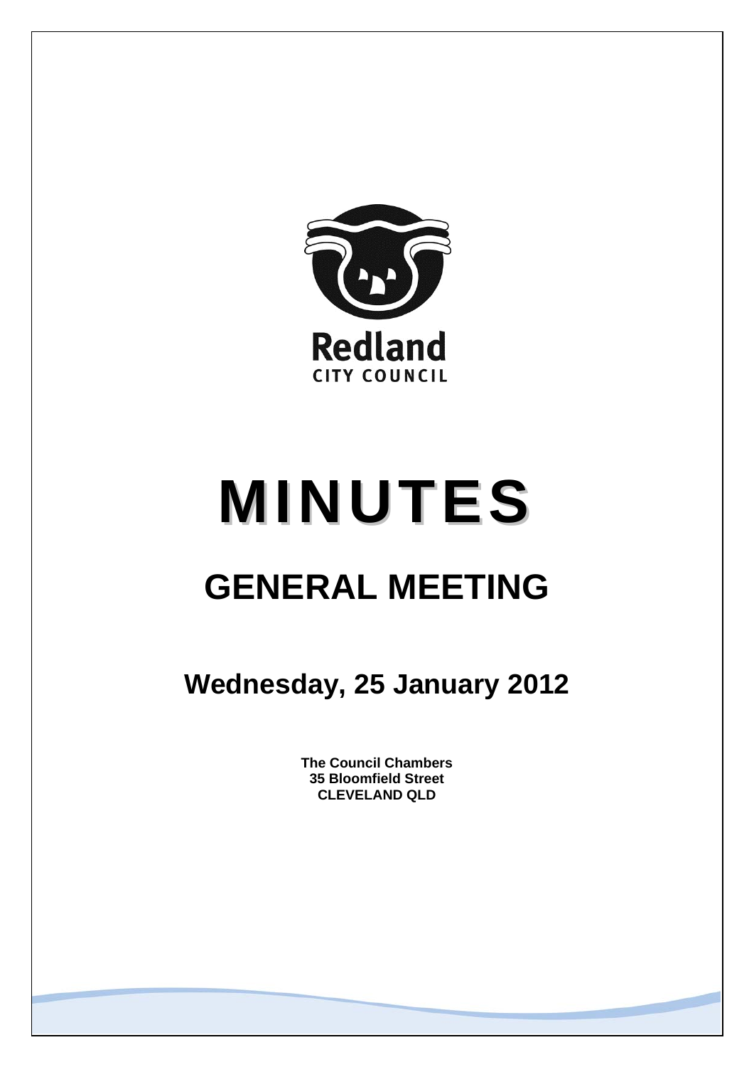Redland
CITY COUNCIL

# MINUTES

# GENERAL MEETING

## Wednesday, 25 January 2012

**The Council Chambers**
**35 Bloomfield Street**
**CLEVELAND QLD**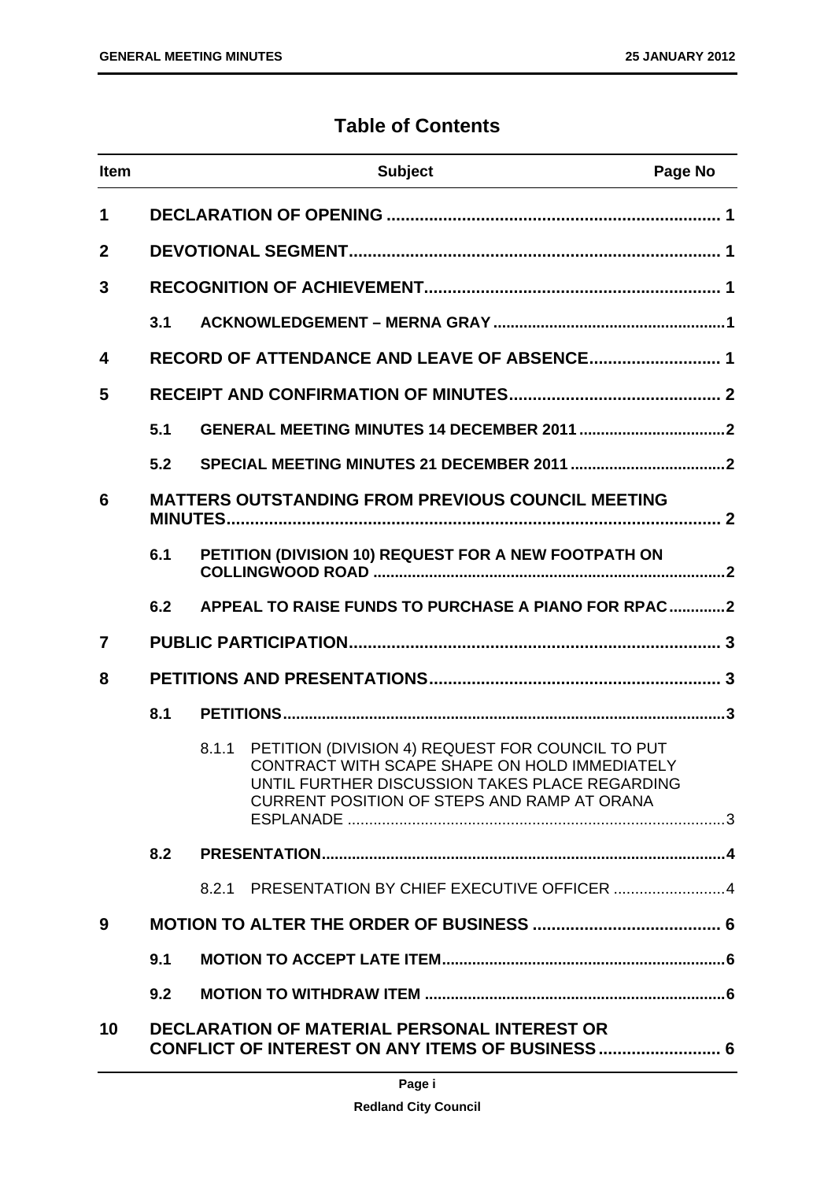# Table of Contents

| Item | | | Subject | Page No |
|---|---|---|---|---|
| **1** | **DECLARATION OF OPENING** | | | **1** |
| **2** | **DEVOTIONAL SEGMENT** | | | **1** |
| **3** | **RECOGNITION OF ACHIEVEMENT** | | | **1** |
| | **3.1** | | **ACKNOWLEDGEMENT – MERNA GRAY** | **1** |
| **4** | **RECORD OF ATTENDANCE AND LEAVE OF ABSENCE** | | | **1** |
| **5** | **RECEIPT AND CONFIRMATION OF MINUTES** | | | **2** |
| | **5.1** | | **GENERAL MEETING MINUTES 14 DECEMBER 2011** | **2** |
| | **5.2** | | **SPECIAL MEETING MINUTES 21 DECEMBER 2011** | **2** |
| **6** | **MATTERS OUTSTANDING FROM PREVIOUS COUNCIL MEETING MINUTES** | | | **2** |
| | **6.1** | | **PETITION (DIVISION 10) REQUEST FOR A NEW FOOTPATH ON COLLINGWOOD ROAD** | **2** |
| | **6.2** | | **APPEAL TO RAISE FUNDS TO PURCHASE A PIANO FOR RPAC** | **2** |
| **7** | **PUBLIC PARTICIPATION** | | | **3** |
| **8** | **PETITIONS AND PRESENTATIONS** | | | **3** |
| | **8.1** | | **PETITIONS** | **3** |
| | | 8.1.1 | PETITION (DIVISION 4) REQUEST FOR COUNCIL TO PUT CONTRACT WITH SCAPE SHAPE ON HOLD IMMEDIATELY UNTIL FURTHER DISCUSSION TAKES PLACE REGARDING CURRENT POSITION OF STEPS AND RAMP AT ORANA ESPLANADE | 3 |
| | **8.2** | | **PRESENTATION** | **4** |
| | | 8.2.1 | PRESENTATION BY CHIEF EXECUTIVE OFFICER | 4 |
| **9** | **MOTION TO ALTER THE ORDER OF BUSINESS** | | | **6** |
| | **9.1** | | **MOTION TO ACCEPT LATE ITEM** | **6** |
| | **9.2** | | **MOTION TO WITHDRAW ITEM** | **6** |
| **10** | **DECLARATION OF MATERIAL PERSONAL INTEREST OR CONFLICT OF INTEREST ON ANY ITEMS OF BUSINESS** | | | **6** |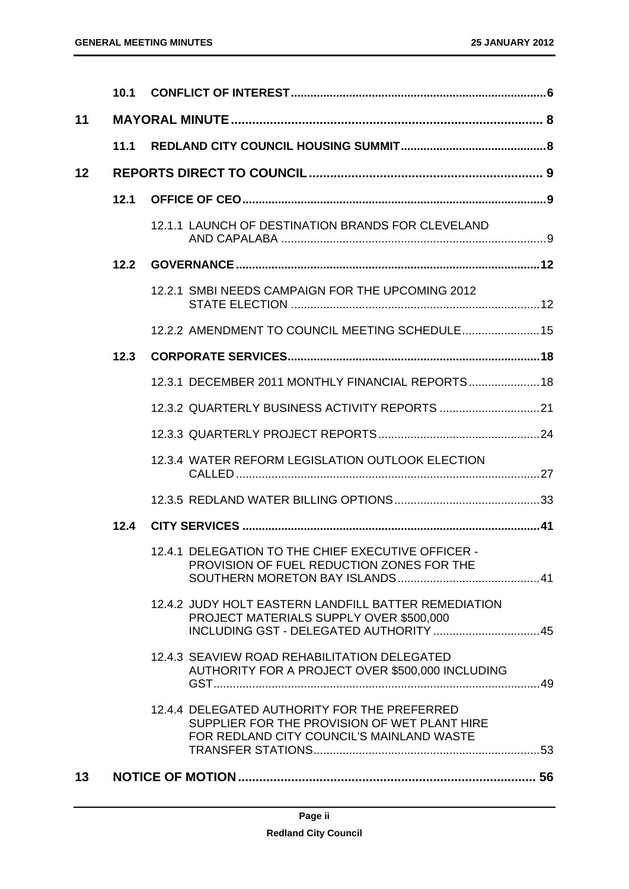| | | | |
|---|---|---|---|
| | **10.1** | **CONFLICT OF INTEREST** | **6** |
| **11** | | **MAYORAL MINUTE** | **8** |
| | **11.1** | **REDLAND CITY COUNCIL HOUSING SUMMIT** | **8** |
| **12** | | **REPORTS DIRECT TO COUNCIL** | **9** |
| | **12.1** | **OFFICE OF CEO** | **9** |
| | | 12.1.1 LAUNCH OF DESTINATION BRANDS FOR CLEVELAND AND CAPALABA | 9 |
| | **12.2** | **GOVERNANCE** | **12** |
| | | 12.2.1 SMBI NEEDS CAMPAIGN FOR THE UPCOMING 2012 STATE ELECTION | 12 |
| | | 12.2.2 AMENDMENT TO COUNCIL MEETING SCHEDULE | 15 |
| | **12.3** | **CORPORATE SERVICES** | **18** |
| | | 12.3.1 DECEMBER 2011 MONTHLY FINANCIAL REPORTS | 18 |
| | | 12.3.2 QUARTERLY BUSINESS ACTIVITY REPORTS | 21 |
| | | 12.3.3 QUARTERLY PROJECT REPORTS | 24 |
| | | 12.3.4 WATER REFORM LEGISLATION OUTLOOK ELECTION CALLED | 27 |
| | | 12.3.5 REDLAND WATER BILLING OPTIONS | 33 |
| | **12.4** | **CITY SERVICES** | **41** |
| | | 12.4.1 DELEGATION TO THE CHIEF EXECUTIVE OFFICER - PROVISION OF FUEL REDUCTION ZONES FOR THE SOUTHERN MORETON BAY ISLANDS | 41 |
| | | 12.4.2 JUDY HOLT EASTERN LANDFILL BATTER REMEDIATION PROJECT MATERIALS SUPPLY OVER $500,000 INCLUDING GST - DELEGATED AUTHORITY | 45 |
| | | 12.4.3 SEAVIEW ROAD REHABILITATION DELEGATED AUTHORITY FOR A PROJECT OVER $500,000 INCLUDING GST | 49 |
| | | 12.4.4 DELEGATED AUTHORITY FOR THE PREFERRED SUPPLIER FOR THE PROVISION OF WET PLANT HIRE FOR REDLAND CITY COUNCIL'S MAINLAND WASTE TRANSFER STATIONS | 53 |
| **13** | | **NOTICE OF MOTION** | **56** |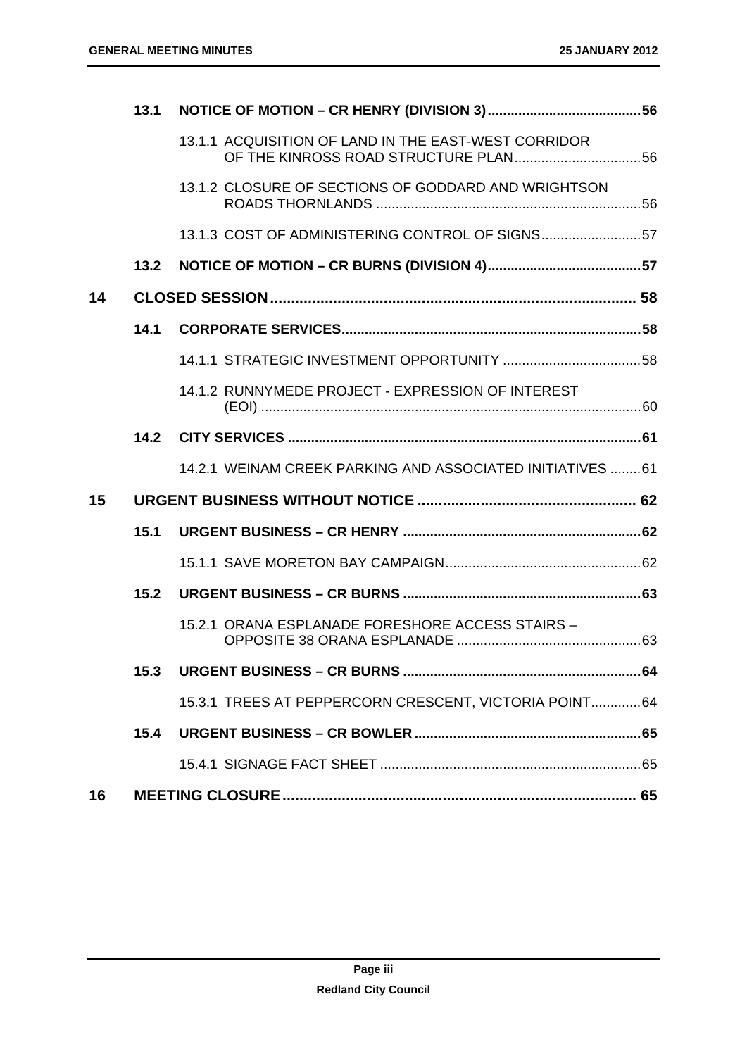| | | | |
|---|---|---|---|
| | **13.1** | **NOTICE OF MOTION – CR HENRY (DIVISION 3)** | **56** |
| | | 13.1.1 ACQUISITION OF LAND IN THE EAST-WEST CORRIDOR OF THE KINROSS ROAD STRUCTURE PLAN | 56 |
| | | 13.1.2 CLOSURE OF SECTIONS OF GODDARD AND WRIGHTSON ROADS THORNLANDS | 56 |
| | | 13.1.3 COST OF ADMINISTERING CONTROL OF SIGNS | 57 |
| | **13.2** | **NOTICE OF MOTION – CR BURNS (DIVISION 4)** | **57** |
| **14** | | **CLOSED SESSION** | **58** |
| | **14.1** | **CORPORATE SERVICES** | **58** |
| | | 14.1.1 STRATEGIC INVESTMENT OPPORTUNITY | 58 |
| | | 14.1.2 RUNNYMEDE PROJECT - EXPRESSION OF INTEREST (EOI) | 60 |
| | **14.2** | **CITY SERVICES** | **61** |
| | | 14.2.1 WEINAM CREEK PARKING AND ASSOCIATED INITIATIVES | 61 |
| **15** | | **URGENT BUSINESS WITHOUT NOTICE** | **62** |
| | **15.1** | **URGENT BUSINESS – CR HENRY** | **62** |
| | | 15.1.1 SAVE MORETON BAY CAMPAIGN | 62 |
| | **15.2** | **URGENT BUSINESS – CR BURNS** | **63** |
| | | 15.2.1 ORANA ESPLANADE FORESHORE ACCESS STAIRS – OPPOSITE 38 ORANA ESPLANADE | 63 |
| | **15.3** | **URGENT BUSINESS – CR BURNS** | **64** |
| | | 15.3.1 TREES AT PEPPERCORN CRESCENT, VICTORIA POINT | 64 |
| | **15.4** | **URGENT BUSINESS – CR BOWLER** | **65** |
| | | 15.4.1 SIGNAGE FACT SHEET | 65 |
| **16** | | **MEETING CLOSURE** | **65** |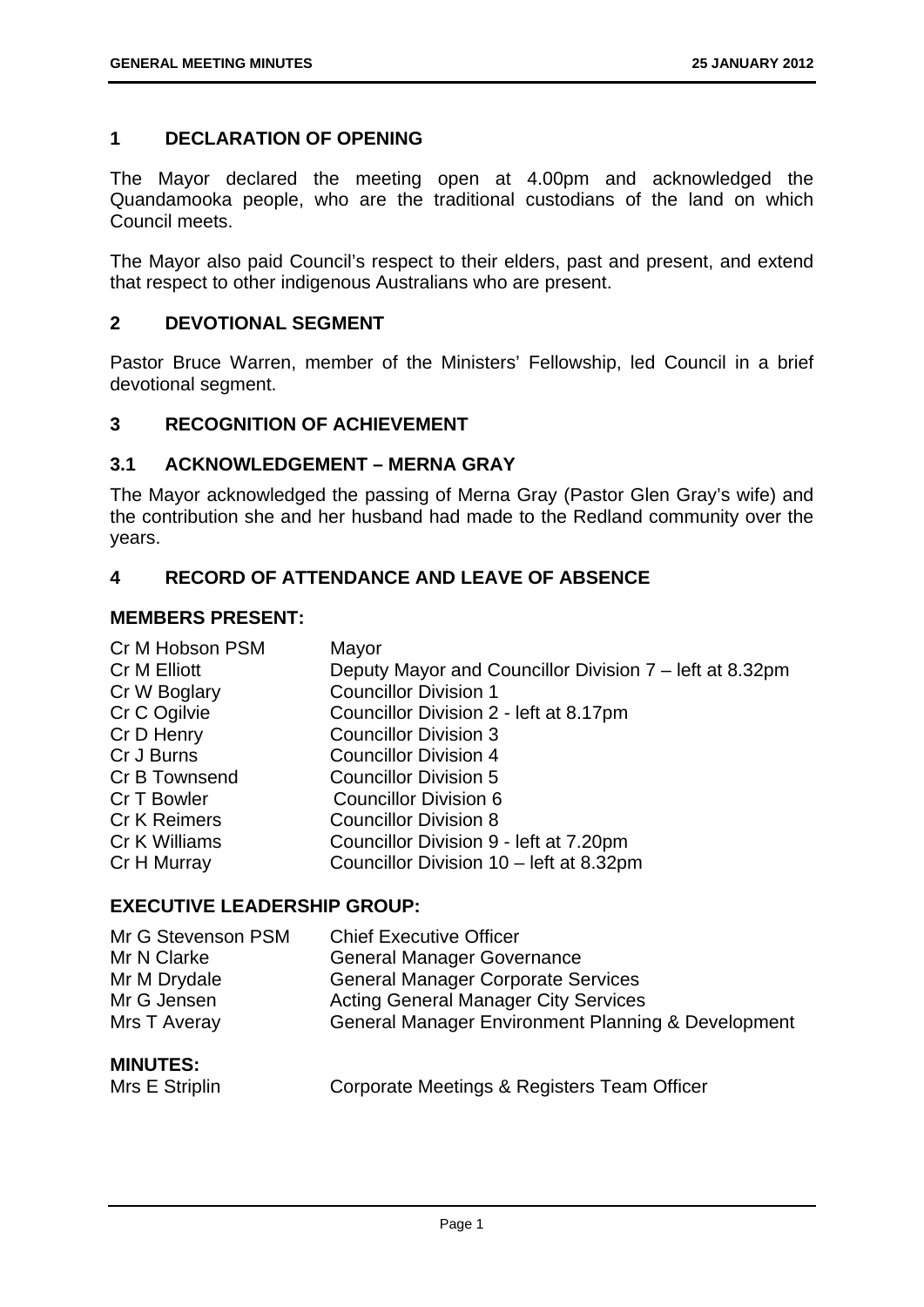## 1 DECLARATION OF OPENING

The Mayor declared the meeting open at 4.00pm and acknowledged the Quandamooka people, who are the traditional custodians of the land on which Council meets.

The Mayor also paid Council's respect to their elders, past and present, and extend that respect to other indigenous Australians who are present.

## 2 DEVOTIONAL SEGMENT

Pastor Bruce Warren, member of the Ministers' Fellowship, led Council in a brief devotional segment.

## 3 RECOGNITION OF ACHIEVEMENT

### 3.1 ACKNOWLEDGEMENT – MERNA GRAY

The Mayor acknowledged the passing of Merna Gray (Pastor Glen Gray's wife) and the contribution she and her husband had made to the Redland community over the years.

## 4 RECORD OF ATTENDANCE AND LEAVE OF ABSENCE

### MEMBERS PRESENT:

| | |
|---|---|
| Cr M Hobson PSM | Mayor |
| Cr M Elliott | Deputy Mayor and Councillor Division 7 – left at 8.32pm |
| Cr W Boglary | Councillor Division 1 |
| Cr C Ogilvie | Councillor Division 2 - left at 8.17pm |
| Cr D Henry | Councillor Division 3 |
| Cr J Burns | Councillor Division 4 |
| Cr B Townsend | Councillor Division 5 |
| Cr T Bowler | Councillor Division 6 |
| Cr K Reimers | Councillor Division 8 |
| Cr K Williams | Councillor Division 9 - left at 7.20pm |
| Cr H Murray | Councillor Division 10 – left at 8.32pm |

### EXECUTIVE LEADERSHIP GROUP:

| | |
|---|---|
| Mr G Stevenson PSM | Chief Executive Officer |
| Mr N Clarke | General Manager Governance |
| Mr M Drydale | General Manager Corporate Services |
| Mr G Jensen | Acting General Manager City Services |
| Mrs T Averay | General Manager Environment Planning & Development |

### MINUTES:

| | |
|---|---|
| Mrs E Striplin | Corporate Meetings & Registers Team Officer |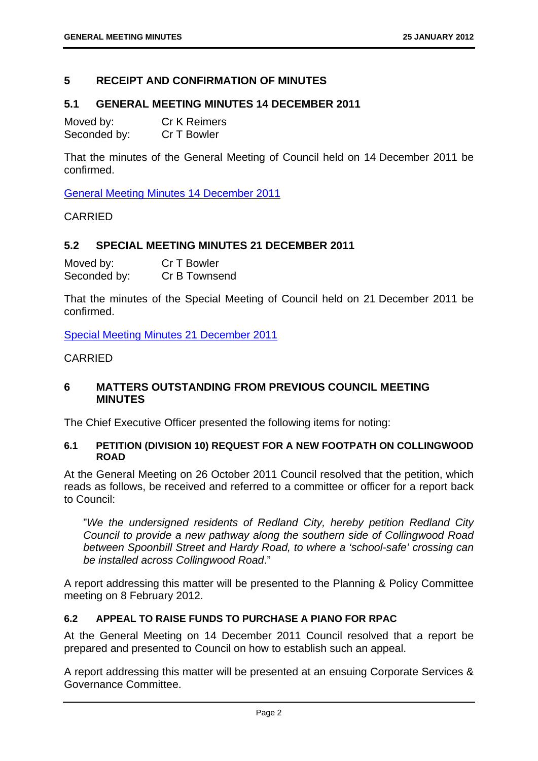## 5 RECEIPT AND CONFIRMATION OF MINUTES

### 5.1 GENERAL MEETING MINUTES 14 DECEMBER 2011

Moved by: Cr K Reimers
Seconded by: Cr T Bowler

That the minutes of the General Meeting of Council held on 14 December 2011 be confirmed.

General Meeting Minutes 14 December 2011

CARRIED

### 5.2 SPECIAL MEETING MINUTES 21 DECEMBER 2011

Moved by: Cr T Bowler
Seconded by: Cr B Townsend

That the minutes of the Special Meeting of Council held on 21 December 2011 be confirmed.

Special Meeting Minutes 21 December 2011

CARRIED

## 6 MATTERS OUTSTANDING FROM PREVIOUS COUNCIL MEETING MINUTES

The Chief Executive Officer presented the following items for noting:

#### 6.1 PETITION (DIVISION 10) REQUEST FOR A NEW FOOTPATH ON COLLINGWOOD ROAD

At the General Meeting on 26 October 2011 Council resolved that the petition, which reads as follows, be received and referred to a committee or officer for a report back to Council:

> "*We the undersigned residents of Redland City, hereby petition Redland City Council to provide a new pathway along the southern side of Collingwood Road between Spoonbill Street and Hardy Road, to where a 'school-safe' crossing can be installed across Collingwood Road*."

A report addressing this matter will be presented to the Planning & Policy Committee meeting on 8 February 2012.

#### 6.2 APPEAL TO RAISE FUNDS TO PURCHASE A PIANO FOR RPAC

At the General Meeting on 14 December 2011 Council resolved that a report be prepared and presented to Council on how to establish such an appeal.

A report addressing this matter will be presented at an ensuing Corporate Services & Governance Committee.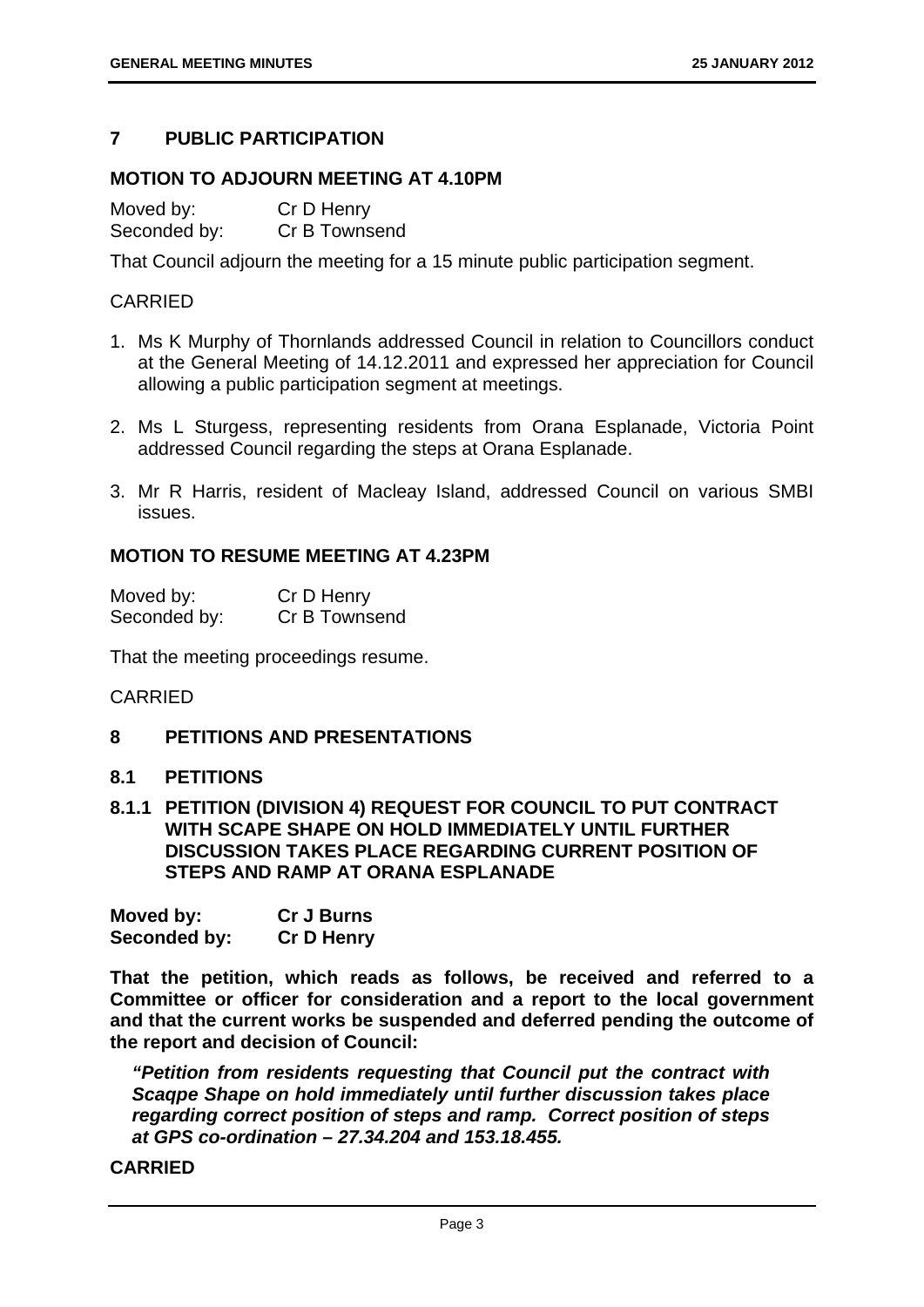## 7 PUBLIC PARTICIPATION

### MOTION TO ADJOURN MEETING AT 4.10PM

Moved by: Cr D Henry
Seconded by: Cr B Townsend

That Council adjourn the meeting for a 15 minute public participation segment.

CARRIED

1. Ms K Murphy of Thornlands addressed Council in relation to Councillors conduct at the General Meeting of 14.12.2011 and expressed her appreciation for Council allowing a public participation segment at meetings.

2. Ms L Sturgess, representing residents from Orana Esplanade, Victoria Point addressed Council regarding the steps at Orana Esplanade.

3. Mr R Harris, resident of Macleay Island, addressed Council on various SMBI issues.

### MOTION TO RESUME MEETING AT 4.23PM

Moved by: Cr D Henry
Seconded by: Cr B Townsend

That the meeting proceedings resume.

CARRIED

## 8 PETITIONS AND PRESENTATIONS

### 8.1 PETITIONS

### 8.1.1 PETITION (DIVISION 4) REQUEST FOR COUNCIL TO PUT CONTRACT WITH SCAPE SHAPE ON HOLD IMMEDIATELY UNTIL FURTHER DISCUSSION TAKES PLACE REGARDING CURRENT POSITION OF STEPS AND RAMP AT ORANA ESPLANADE

**Moved by: Cr J Burns**
**Seconded by: Cr D Henry**

**That the petition, which reads as follows, be received and referred to a Committee or officer for consideration and a report to the local government and that the current works be suspended and deferred pending the outcome of the report and decision of Council:**

> ***"Petition from residents requesting that Council put the contract with Scaqpe Shape on hold immediately until further discussion takes place regarding correct position of steps and ramp. Correct position of steps at GPS co-ordination – 27.34.204 and 153.18.455.***

**CARRIED**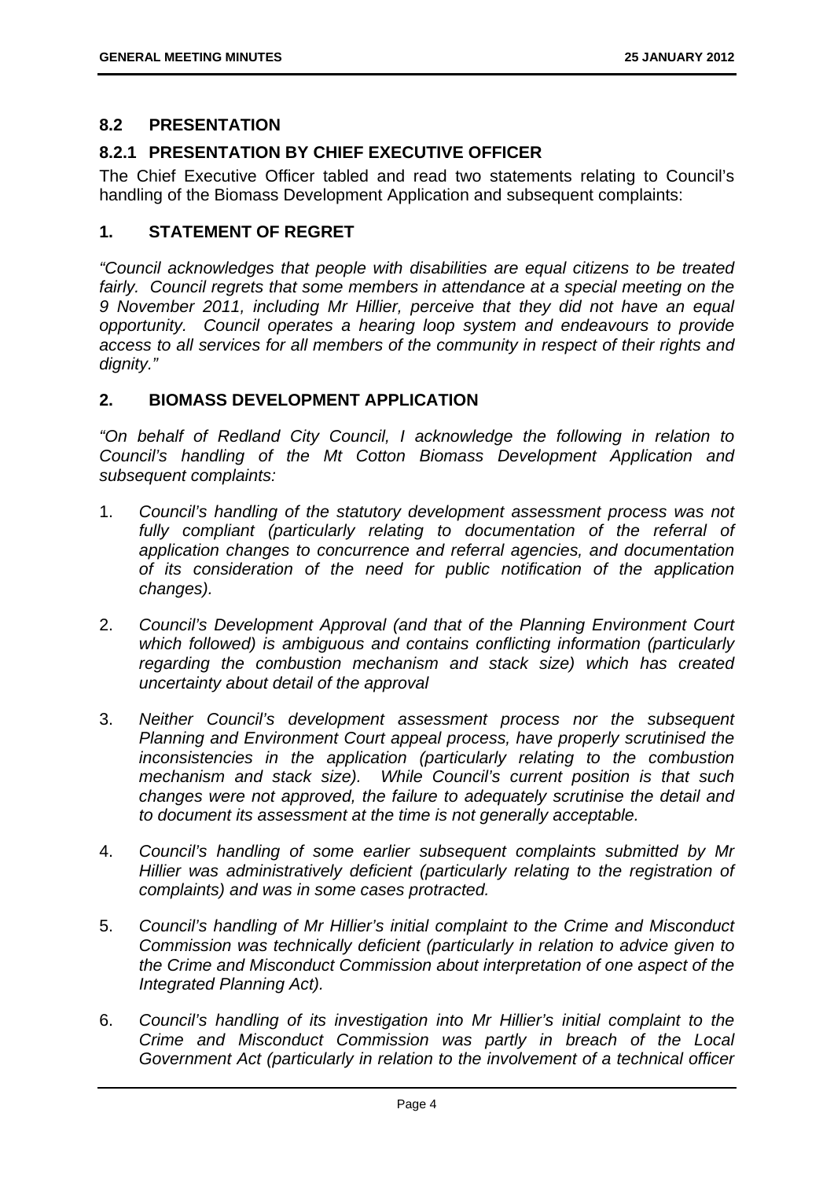## 8.2 PRESENTATION

### 8.2.1 PRESENTATION BY CHIEF EXECUTIVE OFFICER

The Chief Executive Officer tabled and read two statements relating to Council's handling of the Biomass Development Application and subsequent complaints:

## 1. STATEMENT OF REGRET

*"Council acknowledges that people with disabilities are equal citizens to be treated fairly. Council regrets that some members in attendance at a special meeting on the 9 November 2011, including Mr Hillier, perceive that they did not have an equal opportunity. Council operates a hearing loop system and endeavours to provide access to all services for all members of the community in respect of their rights and dignity."*

## 2. BIOMASS DEVELOPMENT APPLICATION

*"On behalf of Redland City Council, I acknowledge the following in relation to Council's handling of the Mt Cotton Biomass Development Application and subsequent complaints:*

1. *Council's handling of the statutory development assessment process was not fully compliant (particularly relating to documentation of the referral of application changes to concurrence and referral agencies, and documentation of its consideration of the need for public notification of the application changes).*

2. *Council's Development Approval (and that of the Planning Environment Court which followed) is ambiguous and contains conflicting information (particularly regarding the combustion mechanism and stack size) which has created uncertainty about detail of the approval*

3. *Neither Council's development assessment process nor the subsequent Planning and Environment Court appeal process, have properly scrutinised the inconsistencies in the application (particularly relating to the combustion mechanism and stack size). While Council's current position is that such changes were not approved, the failure to adequately scrutinise the detail and to document its assessment at the time is not generally acceptable.*

4. *Council's handling of some earlier subsequent complaints submitted by Mr Hillier was administratively deficient (particularly relating to the registration of complaints) and was in some cases protracted.*

5. *Council's handling of Mr Hillier's initial complaint to the Crime and Misconduct Commission was technically deficient (particularly in relation to advice given to the Crime and Misconduct Commission about interpretation of one aspect of the Integrated Planning Act).*

6. *Council's handling of its investigation into Mr Hillier's initial complaint to the Crime and Misconduct Commission was partly in breach of the Local Government Act (particularly in relation to the involvement of a technical officer*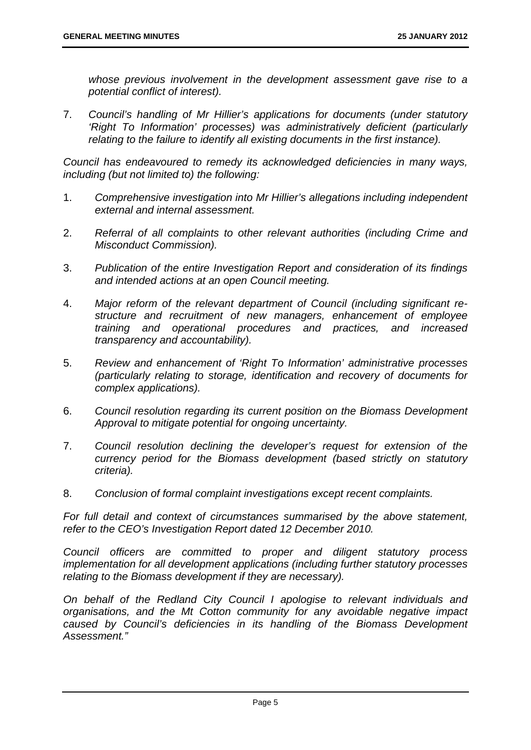*whose previous involvement in the development assessment gave rise to a potential conflict of interest).*

7. *Council's handling of Mr Hillier's applications for documents (under statutory 'Right To Information' processes) was administratively deficient (particularly relating to the failure to identify all existing documents in the first instance).*

*Council has endeavoured to remedy its acknowledged deficiencies in many ways, including (but not limited to) the following:*

1. *Comprehensive investigation into Mr Hillier's allegations including independent external and internal assessment.*

2. *Referral of all complaints to other relevant authorities (including Crime and Misconduct Commission).*

3. *Publication of the entire Investigation Report and consideration of its findings and intended actions at an open Council meeting.*

4. *Major reform of the relevant department of Council (including significant re-structure and recruitment of new managers, enhancement of employee training and operational procedures and practices, and increased transparency and accountability).*

5. *Review and enhancement of 'Right To Information' administrative processes (particularly relating to storage, identification and recovery of documents for complex applications).*

6. *Council resolution regarding its current position on the Biomass Development Approval to mitigate potential for ongoing uncertainty.*

7. *Council resolution declining the developer's request for extension of the currency period for the Biomass development (based strictly on statutory criteria).*

8. *Conclusion of formal complaint investigations except recent complaints.*

*For full detail and context of circumstances summarised by the above statement, refer to the CEO's Investigation Report dated 12 December 2010.*

*Council officers are committed to proper and diligent statutory process implementation for all development applications (including further statutory processes relating to the Biomass development if they are necessary).*

*On behalf of the Redland City Council I apologise to relevant individuals and organisations, and the Mt Cotton community for any avoidable negative impact caused by Council's deficiencies in its handling of the Biomass Development Assessment."*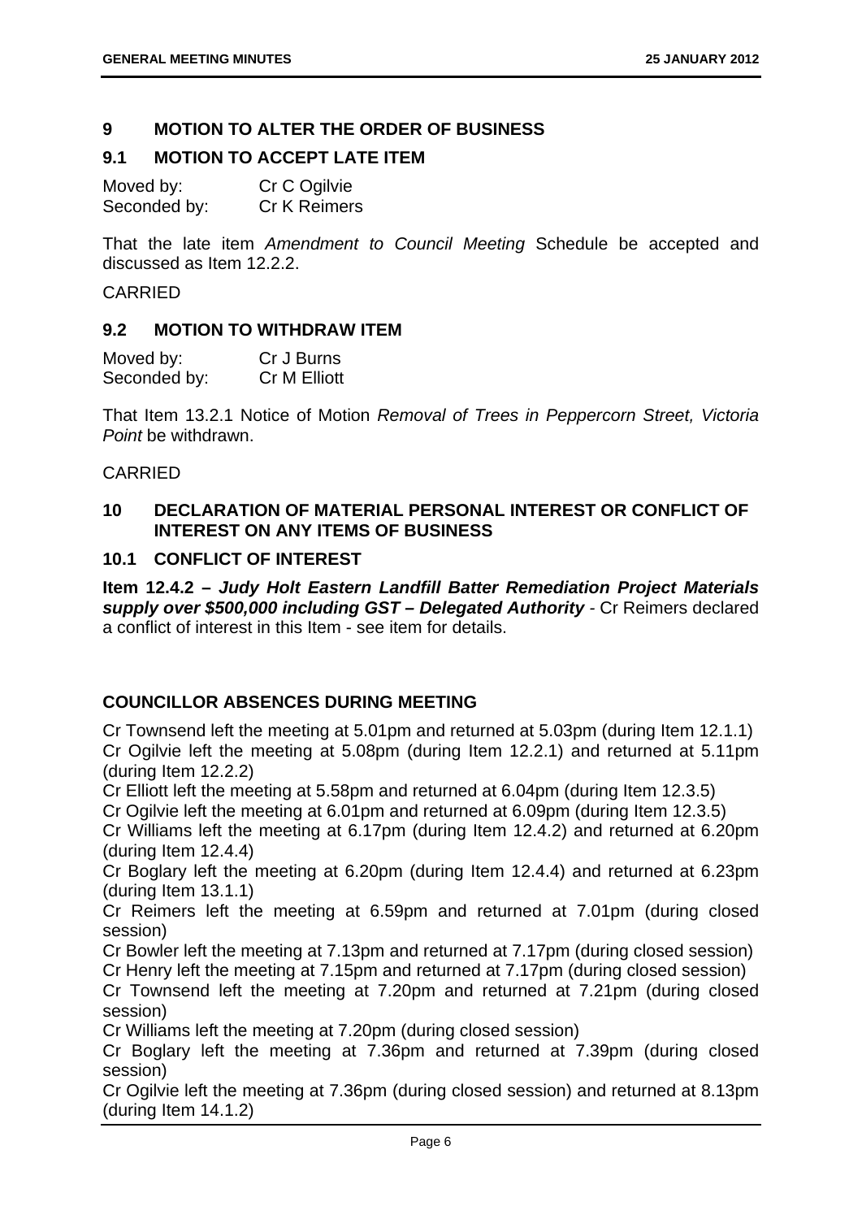## 9 MOTION TO ALTER THE ORDER OF BUSINESS

### 9.1 MOTION TO ACCEPT LATE ITEM

Moved by: Cr C Ogilvie
Seconded by: Cr K Reimers

That the late item *Amendment to Council Meeting* Schedule be accepted and discussed as Item 12.2.2.

CARRIED

### 9.2 MOTION TO WITHDRAW ITEM

Moved by: Cr J Burns
Seconded by: Cr M Elliott

That Item 13.2.1 Notice of Motion *Removal of Trees in Peppercorn Street, Victoria Point* be withdrawn.

CARRIED

## 10 DECLARATION OF MATERIAL PERSONAL INTEREST OR CONFLICT OF INTEREST ON ANY ITEMS OF BUSINESS

### 10.1 CONFLICT OF INTEREST

**Item 12.4.2 – *Judy Holt Eastern Landfill Batter Remediation Project Materials supply over $500,000 including GST – Delegated Authority*** - Cr Reimers declared a conflict of interest in this Item - see item for details.

### COUNCILLOR ABSENCES DURING MEETING

Cr Townsend left the meeting at 5.01pm and returned at 5.03pm (during Item 12.1.1)
Cr Ogilvie left the meeting at 5.08pm (during Item 12.2.1) and returned at 5.11pm (during Item 12.2.2)
Cr Elliott left the meeting at 5.58pm and returned at 6.04pm (during Item 12.3.5)
Cr Ogilvie left the meeting at 6.01pm and returned at 6.09pm (during Item 12.3.5)
Cr Williams left the meeting at 6.17pm (during Item 12.4.2) and returned at 6.20pm (during Item 12.4.4)
Cr Boglary left the meeting at 6.20pm (during Item 12.4.4) and returned at 6.23pm (during Item 13.1.1)
Cr Reimers left the meeting at 6.59pm and returned at 7.01pm (during closed session)
Cr Bowler left the meeting at 7.13pm and returned at 7.17pm (during closed session)
Cr Henry left the meeting at 7.15pm and returned at 7.17pm (during closed session)
Cr Townsend left the meeting at 7.20pm and returned at 7.21pm (during closed session)
Cr Williams left the meeting at 7.20pm (during closed session)
Cr Boglary left the meeting at 7.36pm and returned at 7.39pm (during closed session)
Cr Ogilvie left the meeting at 7.36pm (during closed session) and returned at 8.13pm (during Item 14.1.2)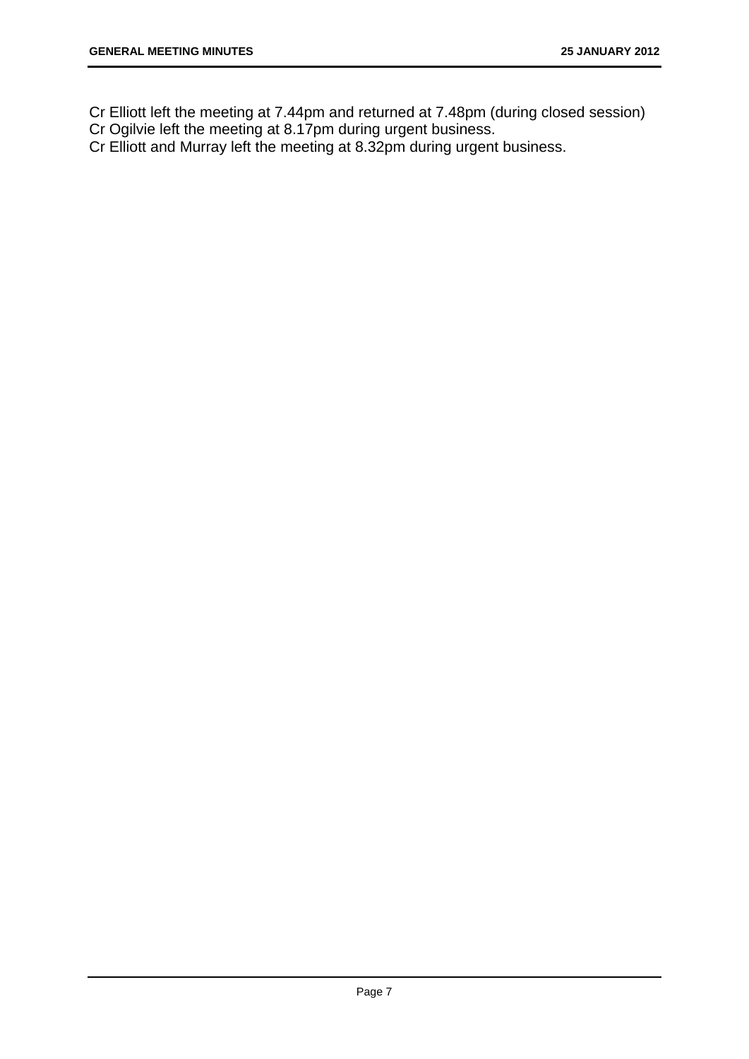Cr Elliott left the meeting at 7.44pm and returned at 7.48pm (during closed session)
Cr Ogilvie left the meeting at 8.17pm during urgent business.
Cr Elliott and Murray left the meeting at 8.32pm during urgent business.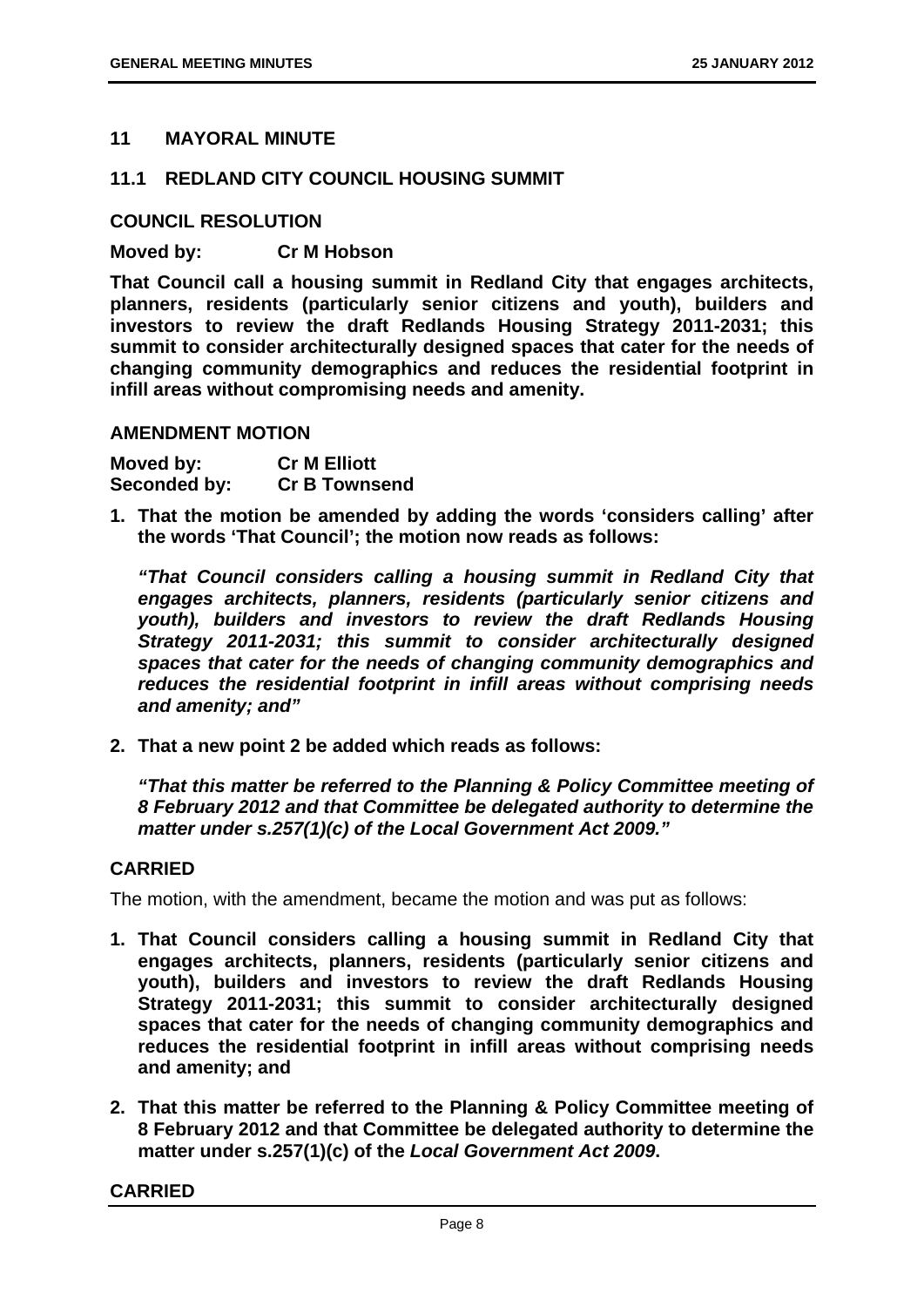## 11 MAYORAL MINUTE

### 11.1 REDLAND CITY COUNCIL HOUSING SUMMIT

**COUNCIL RESOLUTION**

**Moved by: Cr M Hobson**

**That Council call a housing summit in Redland City that engages architects, planners, residents (particularly senior citizens and youth), builders and investors to review the draft Redlands Housing Strategy 2011-2031; this summit to consider architecturally designed spaces that cater for the needs of changing community demographics and reduces the residential footprint in infill areas without compromising needs and amenity.**

**AMENDMENT MOTION**

**Moved by: Cr M Elliott**
**Seconded by: Cr B Townsend**

1. **That the motion be amended by adding the words 'considers calling' after the words 'That Council'; the motion now reads as follows:**

   ***"That Council considers calling a housing summit in Redland City that engages architects, planners, residents (particularly senior citizens and youth), builders and investors to review the draft Redlands Housing Strategy 2011-2031; this summit to consider architecturally designed spaces that cater for the needs of changing community demographics and reduces the residential footprint in infill areas without comprising needs and amenity; and"***

2. **That a new point 2 be added which reads as follows:**

   ***"That this matter be referred to the Planning & Policy Committee meeting of 8 February 2012 and that Committee be delegated authority to determine the matter under s.257(1)(c) of the Local Government Act 2009."***

**CARRIED**

The motion, with the amendment, became the motion and was put as follows:

1. **That Council considers calling a housing summit in Redland City that engages architects, planners, residents (particularly senior citizens and youth), builders and investors to review the draft Redlands Housing Strategy 2011-2031; this summit to consider architecturally designed spaces that cater for the needs of changing community demographics and reduces the residential footprint in infill areas without comprising needs and amenity; and**

2. **That this matter be referred to the Planning & Policy Committee meeting of 8 February 2012 and that Committee be delegated authority to determine the matter under s.257(1)(c) of the *Local Government Act 2009*.**

**CARRIED**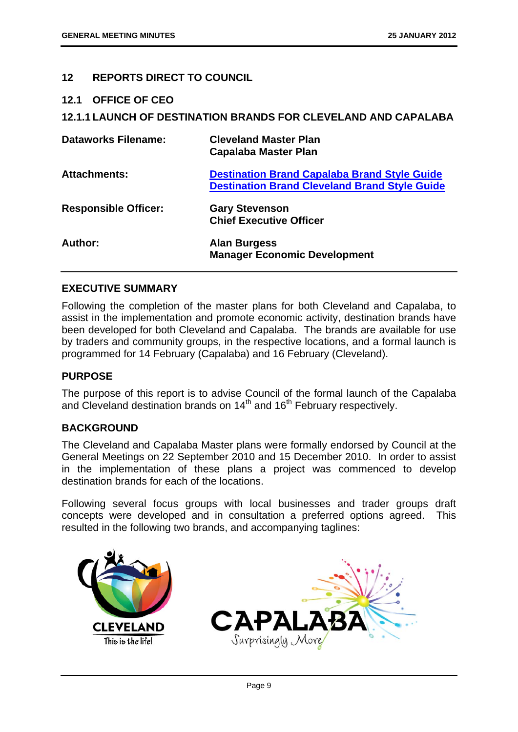## 12 REPORTS DIRECT TO COUNCIL

## 12.1 OFFICE OF CEO

### 12.1.1 LAUNCH OF DESTINATION BRANDS FOR CLEVELAND AND CAPALABA

| | |
|---|---|
| **Dataworks Filename:** | **Cleveland Master Plan**<br>**Capalaba Master Plan** |
| **Attachments:** | **Destination Brand Capalaba Brand Style Guide**<br>**Destination Brand Cleveland Brand Style Guide** |
| **Responsible Officer:** | **Gary Stevenson**<br>**Chief Executive Officer** |
| **Author:** | **Alan Burgess**<br>**Manager Economic Development** |

### EXECUTIVE SUMMARY

Following the completion of the master plans for both Cleveland and Capalaba, to assist in the implementation and promote economic activity, destination brands have been developed for both Cleveland and Capalaba. The brands are available for use by traders and community groups, in the respective locations, and a formal launch is programmed for 14 February (Capalaba) and 16 February (Cleveland).

### PURPOSE

The purpose of this report is to advise Council of the formal launch of the Capalaba and Cleveland destination brands on 14th and 16th February respectively.

### BACKGROUND

The Cleveland and Capalaba Master plans were formally endorsed by Council at the General Meetings on 22 September 2010 and 15 December 2010. In order to assist in the implementation of these plans a project was commenced to develop destination brands for each of the locations.

Following several focus groups with local businesses and trader groups draft concepts were developed and in consultation a preferred options agreed. This resulted in the following two brands, and accompanying taglines:

CLEVELAND
This is the life!

CAPALABA
Surprisingly More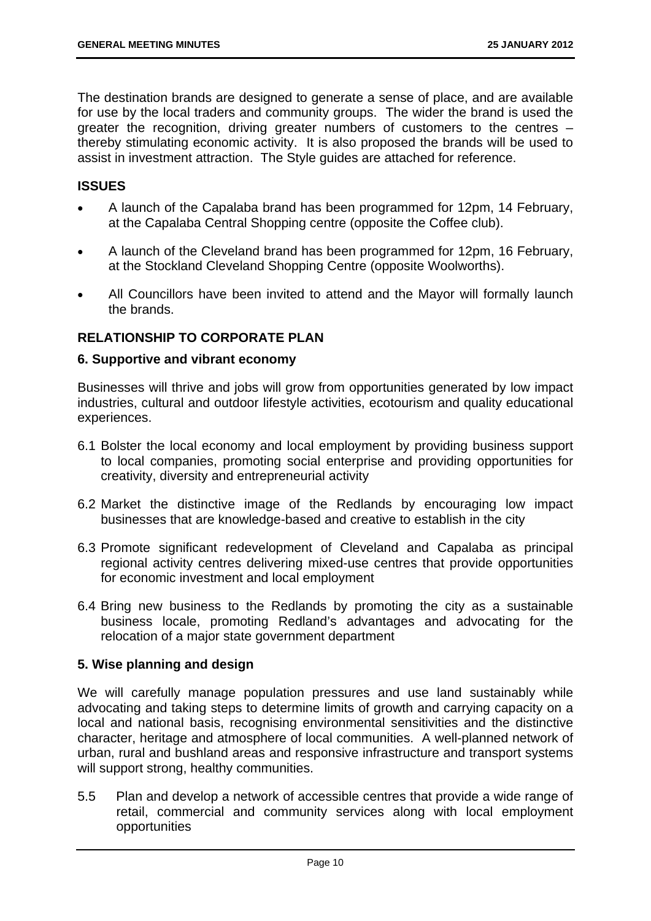The destination brands are designed to generate a sense of place, and are available for use by the local traders and community groups. The wider the brand is used the greater the recognition, driving greater numbers of customers to the centres – thereby stimulating economic activity. It is also proposed the brands will be used to assist in investment attraction. The Style guides are attached for reference.

## ISSUES

- A launch of the Capalaba brand has been programmed for 12pm, 14 February, at the Capalaba Central Shopping centre (opposite the Coffee club).
- A launch of the Cleveland brand has been programmed for 12pm, 16 February, at the Stockland Cleveland Shopping Centre (opposite Woolworths).
- All Councillors have been invited to attend and the Mayor will formally launch the brands.

## RELATIONSHIP TO CORPORATE PLAN

### 6. Supportive and vibrant economy

Businesses will thrive and jobs will grow from opportunities generated by low impact industries, cultural and outdoor lifestyle activities, ecotourism and quality educational experiences.

6.1 Bolster the local economy and local employment by providing business support to local companies, promoting social enterprise and providing opportunities for creativity, diversity and entrepreneurial activity

6.2 Market the distinctive image of the Redlands by encouraging low impact businesses that are knowledge-based and creative to establish in the city

6.3 Promote significant redevelopment of Cleveland and Capalaba as principal regional activity centres delivering mixed-use centres that provide opportunities for economic investment and local employment

6.4 Bring new business to the Redlands by promoting the city as a sustainable business locale, promoting Redland's advantages and advocating for the relocation of a major state government department

### 5. Wise planning and design

We will carefully manage population pressures and use land sustainably while advocating and taking steps to determine limits of growth and carrying capacity on a local and national basis, recognising environmental sensitivities and the distinctive character, heritage and atmosphere of local communities. A well-planned network of urban, rural and bushland areas and responsive infrastructure and transport systems will support strong, healthy communities.

5.5 Plan and develop a network of accessible centres that provide a wide range of retail, commercial and community services along with local employment opportunities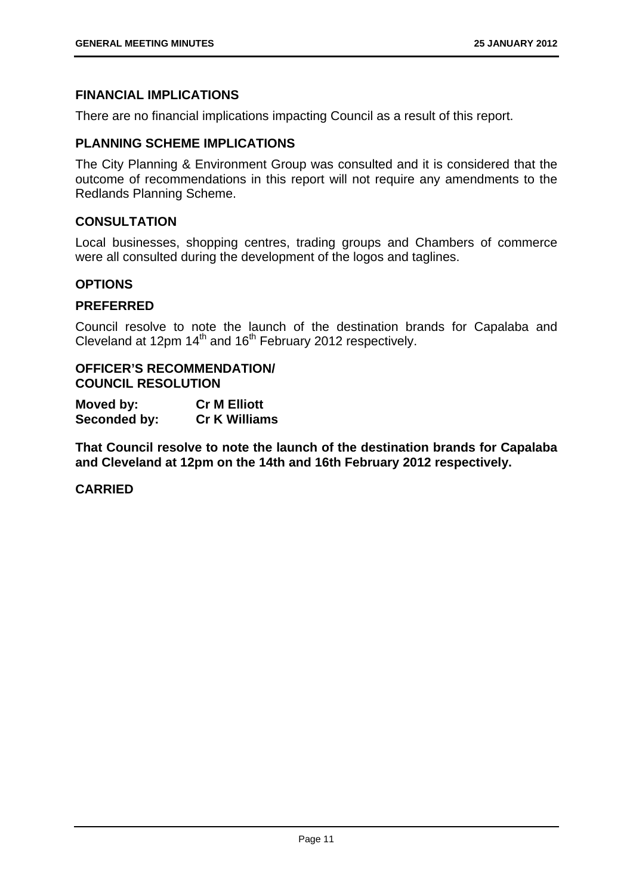## FINANCIAL IMPLICATIONS

There are no financial implications impacting Council as a result of this report.

## PLANNING SCHEME IMPLICATIONS

The City Planning & Environment Group was consulted and it is considered that the outcome of recommendations in this report will not require any amendments to the Redlands Planning Scheme.

## CONSULTATION

Local businesses, shopping centres, trading groups and Chambers of commerce were all consulted during the development of the logos and taglines.

## OPTIONS

## PREFERRED

Council resolve to note the launch of the destination brands for Capalaba and Cleveland at 12pm 14th and 16th February 2012 respectively.

**OFFICER'S RECOMMENDATION/**
**COUNCIL RESOLUTION**

**Moved by:** **Cr M Elliott**
**Seconded by:** **Cr K Williams**

**That Council resolve to note the launch of the destination brands for Capalaba and Cleveland at 12pm on the 14th and 16th February 2012 respectively.**

**CARRIED**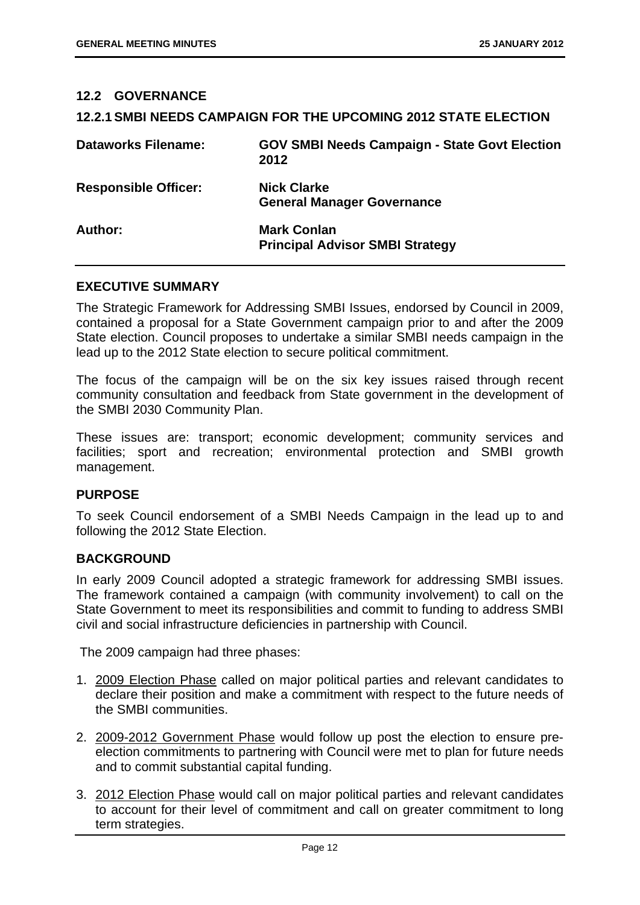## 12.2 GOVERNANCE

### 12.2.1 SMBI NEEDS CAMPAIGN FOR THE UPCOMING 2012 STATE ELECTION

| | |
|---|---|
| **Dataworks Filename:** | **GOV SMBI Needs Campaign - State Govt Election 2012** |
| **Responsible Officer:** | **Nick Clarke**<br>**General Manager Governance** |
| **Author:** | **Mark Conlan**<br>**Principal Advisor SMBI Strategy** |

#### EXECUTIVE SUMMARY

The Strategic Framework for Addressing SMBI Issues, endorsed by Council in 2009, contained a proposal for a State Government campaign prior to and after the 2009 State election. Council proposes to undertake a similar SMBI needs campaign in the lead up to the 2012 State election to secure political commitment.

The focus of the campaign will be on the six key issues raised through recent community consultation and feedback from State government in the development of the SMBI 2030 Community Plan.

These issues are: transport; economic development; community services and facilities; sport and recreation; environmental protection and SMBI growth management.

#### PURPOSE

To seek Council endorsement of a SMBI Needs Campaign in the lead up to and following the 2012 State Election.

#### BACKGROUND

In early 2009 Council adopted a strategic framework for addressing SMBI issues. The framework contained a campaign (with community involvement) to call on the State Government to meet its responsibilities and commit to funding to address SMBI civil and social infrastructure deficiencies in partnership with Council.

The 2009 campaign had three phases:

1. <u>2009 Election Phase</u> called on major political parties and relevant candidates to declare their position and make a commitment with respect to the future needs of the SMBI communities.

2. <u>2009-2012 Government Phase</u> would follow up post the election to ensure pre-election commitments to partnering with Council were met to plan for future needs and to commit substantial capital funding.

3. <u>2012 Election Phase</u> would call on major political parties and relevant candidates to account for their level of commitment and call on greater commitment to long term strategies.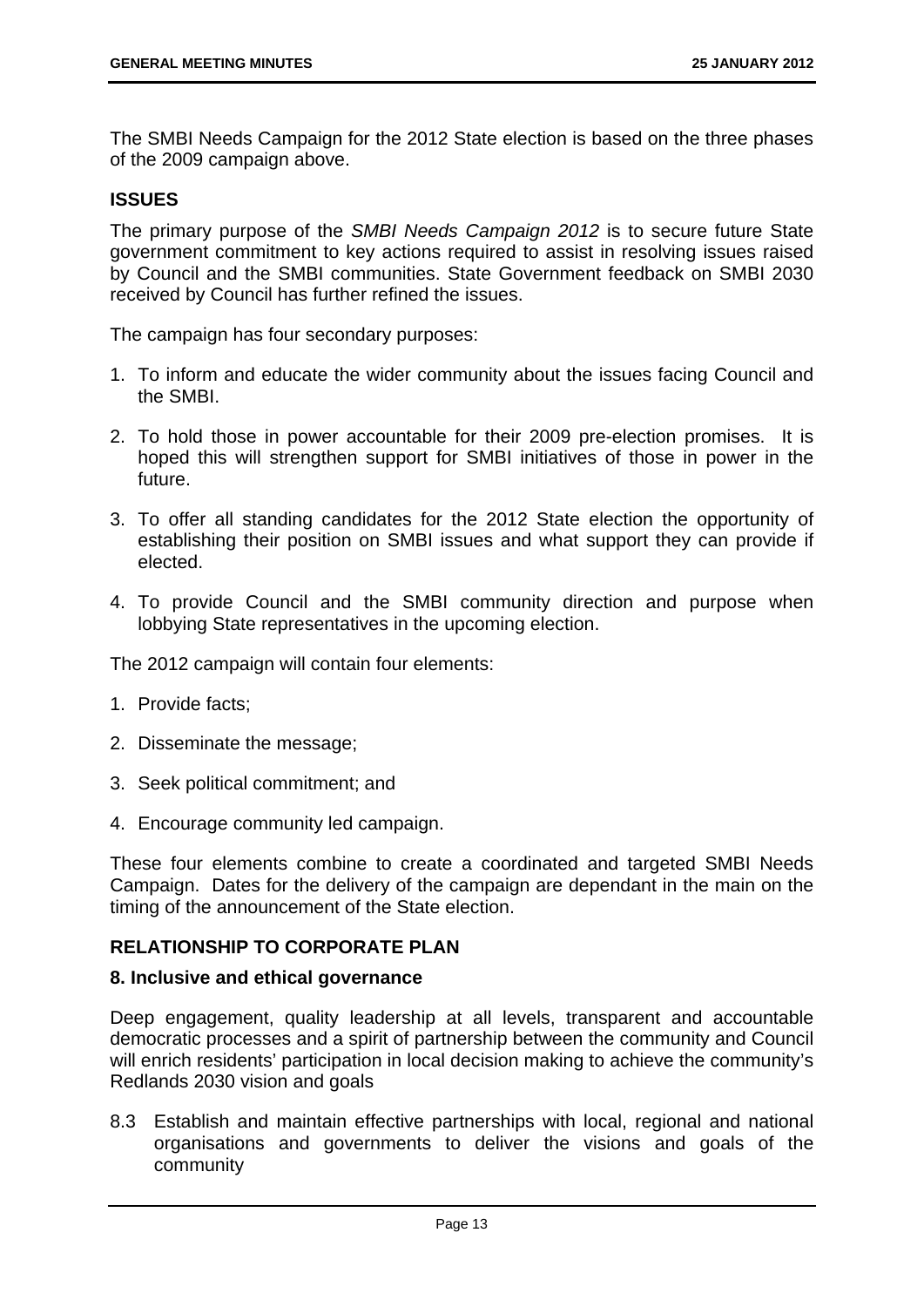The SMBI Needs Campaign for the 2012 State election is based on the three phases of the 2009 campaign above.

## ISSUES

The primary purpose of the *SMBI Needs Campaign 2012* is to secure future State government commitment to key actions required to assist in resolving issues raised by Council and the SMBI communities. State Government feedback on SMBI 2030 received by Council has further refined the issues.

The campaign has four secondary purposes:

1. To inform and educate the wider community about the issues facing Council and the SMBI.
2. To hold those in power accountable for their 2009 pre-election promises. It is hoped this will strengthen support for SMBI initiatives of those in power in the future.
3. To offer all standing candidates for the 2012 State election the opportunity of establishing their position on SMBI issues and what support they can provide if elected.
4. To provide Council and the SMBI community direction and purpose when lobbying State representatives in the upcoming election.

The 2012 campaign will contain four elements:

1. Provide facts;
2. Disseminate the message;
3. Seek political commitment; and
4. Encourage community led campaign.

These four elements combine to create a coordinated and targeted SMBI Needs Campaign. Dates for the delivery of the campaign are dependant in the main on the timing of the announcement of the State election.

## RELATIONSHIP TO CORPORATE PLAN

### 8. Inclusive and ethical governance

Deep engagement, quality leadership at all levels, transparent and accountable democratic processes and a spirit of partnership between the community and Council will enrich residents' participation in local decision making to achieve the community's Redlands 2030 vision and goals

8.3 Establish and maintain effective partnerships with local, regional and national organisations and governments to deliver the visions and goals of the community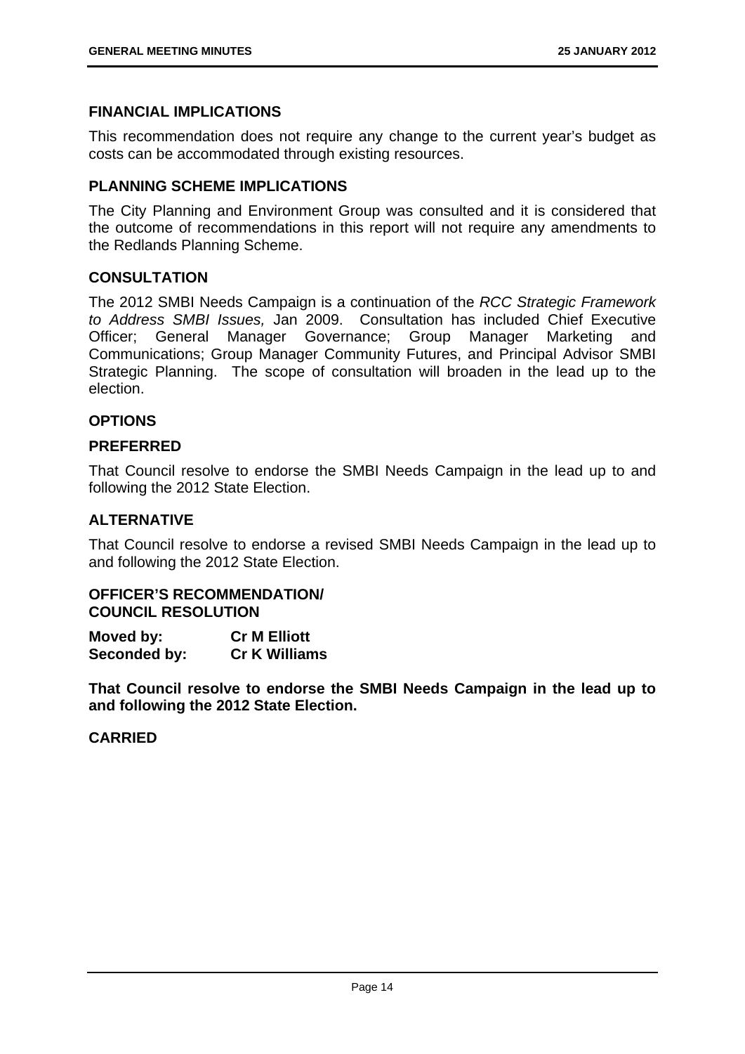## FINANCIAL IMPLICATIONS

This recommendation does not require any change to the current year's budget as costs can be accommodated through existing resources.

## PLANNING SCHEME IMPLICATIONS

The City Planning and Environment Group was consulted and it is considered that the outcome of recommendations in this report will not require any amendments to the Redlands Planning Scheme.

## CONSULTATION

The 2012 SMBI Needs Campaign is a continuation of the *RCC Strategic Framework to Address SMBI Issues,* Jan 2009. Consultation has included Chief Executive Officer; General Manager Governance; Group Manager Marketing and Communications; Group Manager Community Futures, and Principal Advisor SMBI Strategic Planning. The scope of consultation will broaden in the lead up to the election.

## OPTIONS

### PREFERRED

That Council resolve to endorse the SMBI Needs Campaign in the lead up to and following the 2012 State Election.

### ALTERNATIVE

That Council resolve to endorse a revised SMBI Needs Campaign in the lead up to and following the 2012 State Election.

## OFFICER'S RECOMMENDATION/ COUNCIL RESOLUTION

**Moved by:** **Cr M Elliott**
**Seconded by:** **Cr K Williams**

**That Council resolve to endorse the SMBI Needs Campaign in the lead up to and following the 2012 State Election.**

**CARRIED**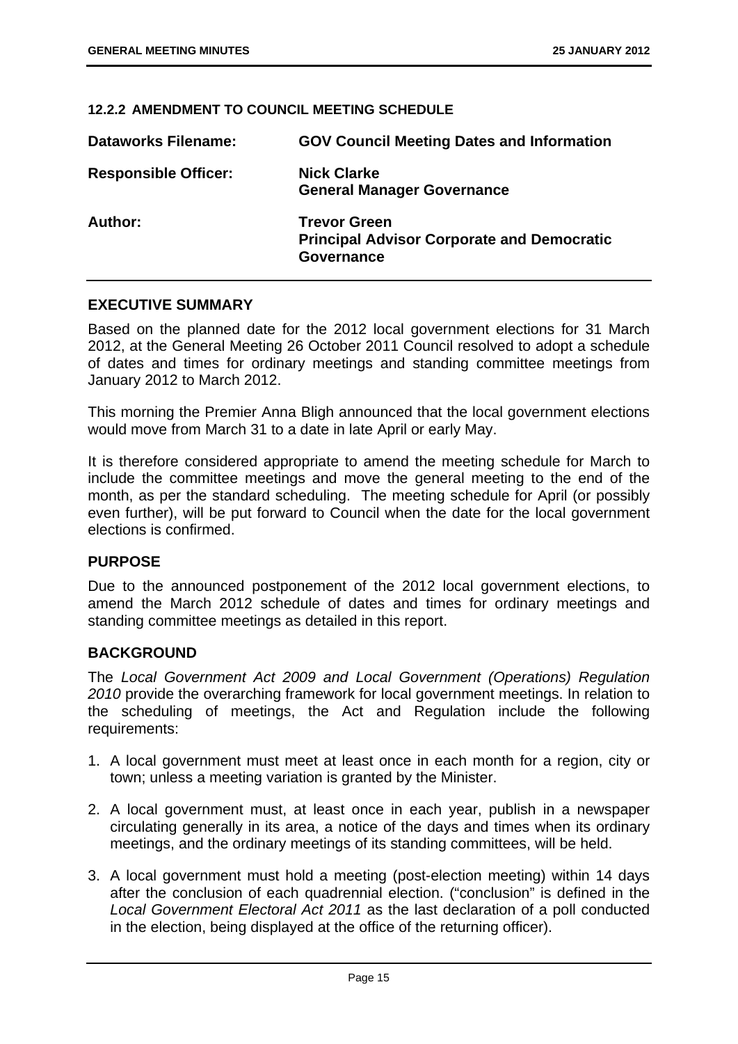### 12.2.2 AMENDMENT TO COUNCIL MEETING SCHEDULE

| | |
|---|---|
| **Dataworks Filename:** | **GOV Council Meeting Dates and Information** |
| **Responsible Officer:** | **Nick Clarke**<br>**General Manager Governance** |
| **Author:** | **Trevor Green**<br>**Principal Advisor Corporate and Democratic Governance** |

## EXECUTIVE SUMMARY

Based on the planned date for the 2012 local government elections for 31 March 2012, at the General Meeting 26 October 2011 Council resolved to adopt a schedule of dates and times for ordinary meetings and standing committee meetings from January 2012 to March 2012.

This morning the Premier Anna Bligh announced that the local government elections would move from March 31 to a date in late April or early May.

It is therefore considered appropriate to amend the meeting schedule for March to include the committee meetings and move the general meeting to the end of the month, as per the standard scheduling. The meeting schedule for April (or possibly even further), will be put forward to Council when the date for the local government elections is confirmed.

## PURPOSE

Due to the announced postponement of the 2012 local government elections, to amend the March 2012 schedule of dates and times for ordinary meetings and standing committee meetings as detailed in this report.

## BACKGROUND

The *Local Government Act 2009 and Local Government (Operations) Regulation 2010* provide the overarching framework for local government meetings. In relation to the scheduling of meetings, the Act and Regulation include the following requirements:

1. A local government must meet at least once in each month for a region, city or town; unless a meeting variation is granted by the Minister.
2. A local government must, at least once in each year, publish in a newspaper circulating generally in its area, a notice of the days and times when its ordinary meetings, and the ordinary meetings of its standing committees, will be held.
3. A local government must hold a meeting (post-election meeting) within 14 days after the conclusion of each quadrennial election. ("conclusion" is defined in the *Local Government Electoral Act 2011* as the last declaration of a poll conducted in the election, being displayed at the office of the returning officer).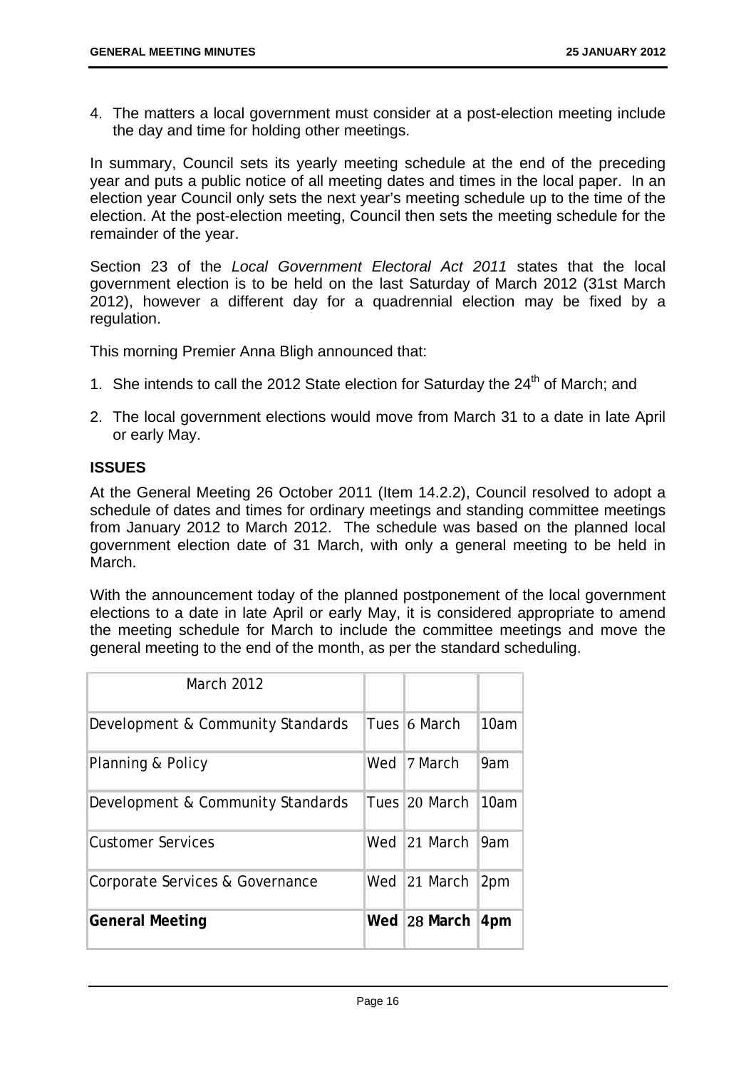4. The matters a local government must consider at a post-election meeting include the day and time for holding other meetings.

In summary, Council sets its yearly meeting schedule at the end of the preceding year and puts a public notice of all meeting dates and times in the local paper. In an election year Council only sets the next year's meeting schedule up to the time of the election. At the post-election meeting, Council then sets the meeting schedule for the remainder of the year.

Section 23 of the *Local Government Electoral Act 2011* states that the local government election is to be held on the last Saturday of March 2012 (31st March 2012), however a different day for a quadrennial election may be fixed by a regulation.

This morning Premier Anna Bligh announced that:

1. She intends to call the 2012 State election for Saturday the 24th of March; and

2. The local government elections would move from March 31 to a date in late April or early May.

## ISSUES

At the General Meeting 26 October 2011 (Item 14.2.2), Council resolved to adopt a schedule of dates and times for ordinary meetings and standing committee meetings from January 2012 to March 2012. The schedule was based on the planned local government election date of 31 March, with only a general meeting to be held in March.

With the announcement today of the planned postponement of the local government elections to a date in late April or early May, it is considered appropriate to amend the meeting schedule for March to include the committee meetings and move the general meeting to the end of the month, as per the standard scheduling.

| March 2012 | | | |
|---|---|---|---|
| Development & Community Standards | Tues | 6 March | 10am |
| Planning & Policy | Wed | 7 March | 9am |
| Development & Community Standards | Tues | 20 March | 10am |
| Customer Services | Wed | 21 March | 9am |
| Corporate Services & Governance | Wed | 21 March | 2pm |
| **General Meeting** | **Wed** | **28 March** | **4pm** |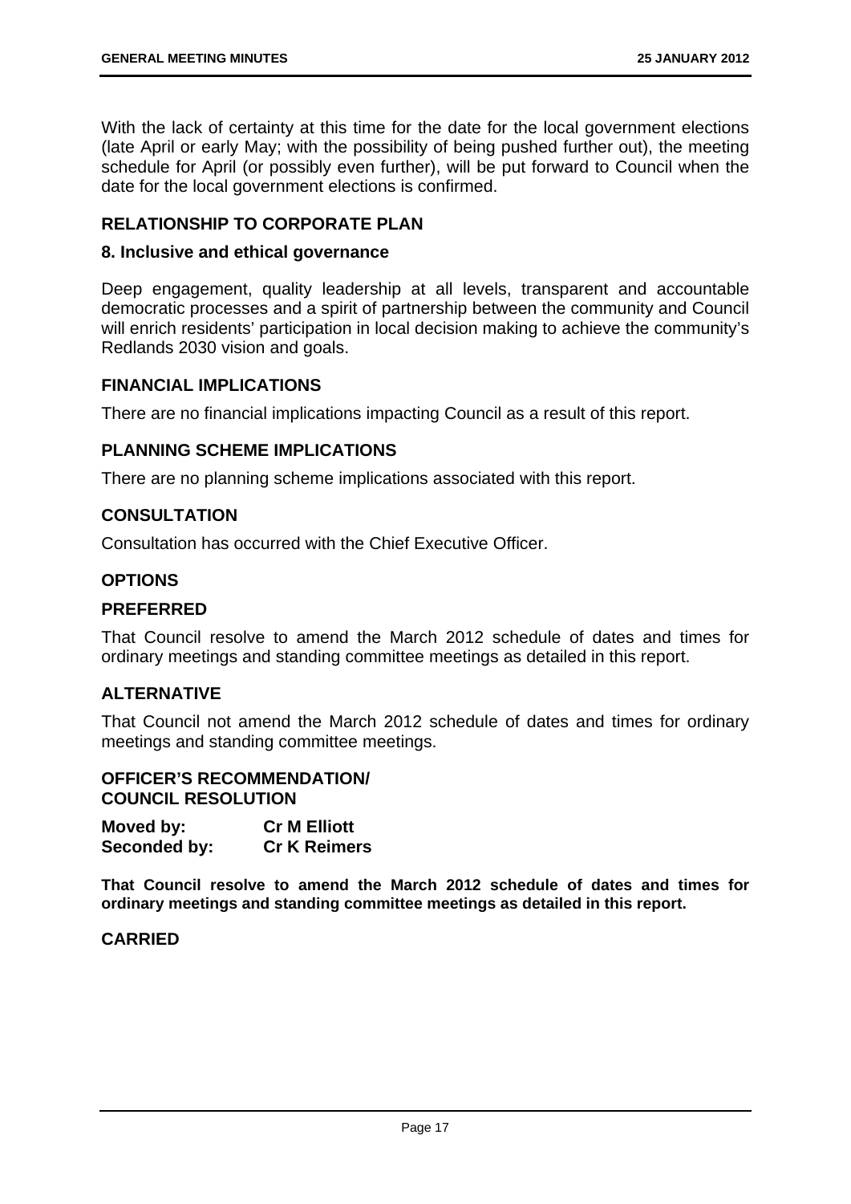With the lack of certainty at this time for the date for the local government elections (late April or early May; with the possibility of being pushed further out), the meeting schedule for April (or possibly even further), will be put forward to Council when the date for the local government elections is confirmed.

## RELATIONSHIP TO CORPORATE PLAN

### 8. Inclusive and ethical governance

Deep engagement, quality leadership at all levels, transparent and accountable democratic processes and a spirit of partnership between the community and Council will enrich residents' participation in local decision making to achieve the community's Redlands 2030 vision and goals.

## FINANCIAL IMPLICATIONS

There are no financial implications impacting Council as a result of this report.

## PLANNING SCHEME IMPLICATIONS

There are no planning scheme implications associated with this report.

## CONSULTATION

Consultation has occurred with the Chief Executive Officer.

## OPTIONS

### PREFERRED

That Council resolve to amend the March 2012 schedule of dates and times for ordinary meetings and standing committee meetings as detailed in this report.

### ALTERNATIVE

That Council not amend the March 2012 schedule of dates and times for ordinary meetings and standing committee meetings.

## OFFICER'S RECOMMENDATION/ COUNCIL RESOLUTION

**Moved by:** **Cr M Elliott**
**Seconded by:** **Cr K Reimers**

**That Council resolve to amend the March 2012 schedule of dates and times for ordinary meetings and standing committee meetings as detailed in this report.**

**CARRIED**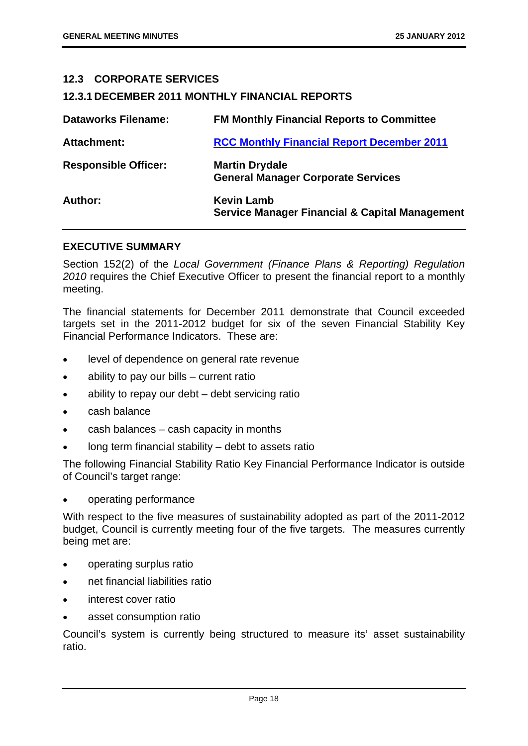## 12.3 CORPORATE SERVICES

### 12.3.1 DECEMBER 2011 MONTHLY FINANCIAL REPORTS

| | |
|---|---|
| **Dataworks Filename:** | **FM Monthly Financial Reports to Committee** |
| **Attachment:** | **RCC Monthly Financial Report December 2011** |
| **Responsible Officer:** | **Martin Drydale**<br>**General Manager Corporate Services** |
| **Author:** | **Kevin Lamb**<br>**Service Manager Financial & Capital Management** |

#### EXECUTIVE SUMMARY

Section 152(2) of the *Local Government (Finance Plans & Reporting) Regulation 2010* requires the Chief Executive Officer to present the financial report to a monthly meeting.

The financial statements for December 2011 demonstrate that Council exceeded targets set in the 2011-2012 budget for six of the seven Financial Stability Key Financial Performance Indicators. These are:

- level of dependence on general rate revenue
- ability to pay our bills – current ratio
- ability to repay our debt – debt servicing ratio
- cash balance
- cash balances – cash capacity in months
- long term financial stability – debt to assets ratio

The following Financial Stability Ratio Key Financial Performance Indicator is outside of Council's target range:

- operating performance

With respect to the five measures of sustainability adopted as part of the 2011-2012 budget, Council is currently meeting four of the five targets. The measures currently being met are:

- operating surplus ratio
- net financial liabilities ratio
- interest cover ratio
- asset consumption ratio

Council's system is currently being structured to measure its' asset sustainability ratio.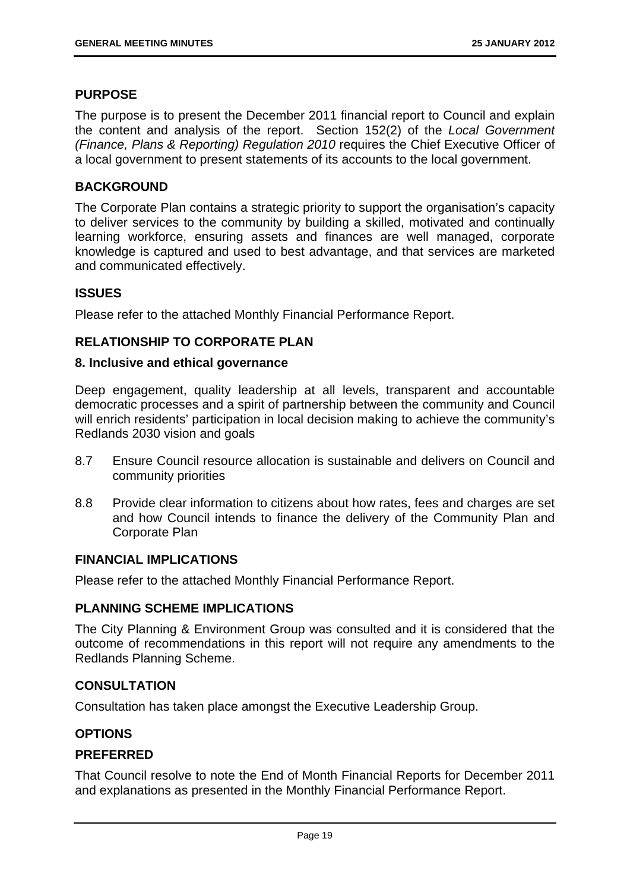## PURPOSE

The purpose is to present the December 2011 financial report to Council and explain the content and analysis of the report. Section 152(2) of the *Local Government (Finance, Plans & Reporting) Regulation 2010* requires the Chief Executive Officer of a local government to present statements of its accounts to the local government.

## BACKGROUND

The Corporate Plan contains a strategic priority to support the organisation's capacity to deliver services to the community by building a skilled, motivated and continually learning workforce, ensuring assets and finances are well managed, corporate knowledge is captured and used to best advantage, and that services are marketed and communicated effectively.

## ISSUES

Please refer to the attached Monthly Financial Performance Report.

## RELATIONSHIP TO CORPORATE PLAN

### 8. Inclusive and ethical governance

Deep engagement, quality leadership at all levels, transparent and accountable democratic processes and a spirit of partnership between the community and Council will enrich residents' participation in local decision making to achieve the community's Redlands 2030 vision and goals

8.7 Ensure Council resource allocation is sustainable and delivers on Council and community priorities

8.8 Provide clear information to citizens about how rates, fees and charges are set and how Council intends to finance the delivery of the Community Plan and Corporate Plan

## FINANCIAL IMPLICATIONS

Please refer to the attached Monthly Financial Performance Report.

## PLANNING SCHEME IMPLICATIONS

The City Planning & Environment Group was consulted and it is considered that the outcome of recommendations in this report will not require any amendments to the Redlands Planning Scheme.

## CONSULTATION

Consultation has taken place amongst the Executive Leadership Group.

## OPTIONS

### PREFERRED

That Council resolve to note the End of Month Financial Reports for December 2011 and explanations as presented in the Monthly Financial Performance Report.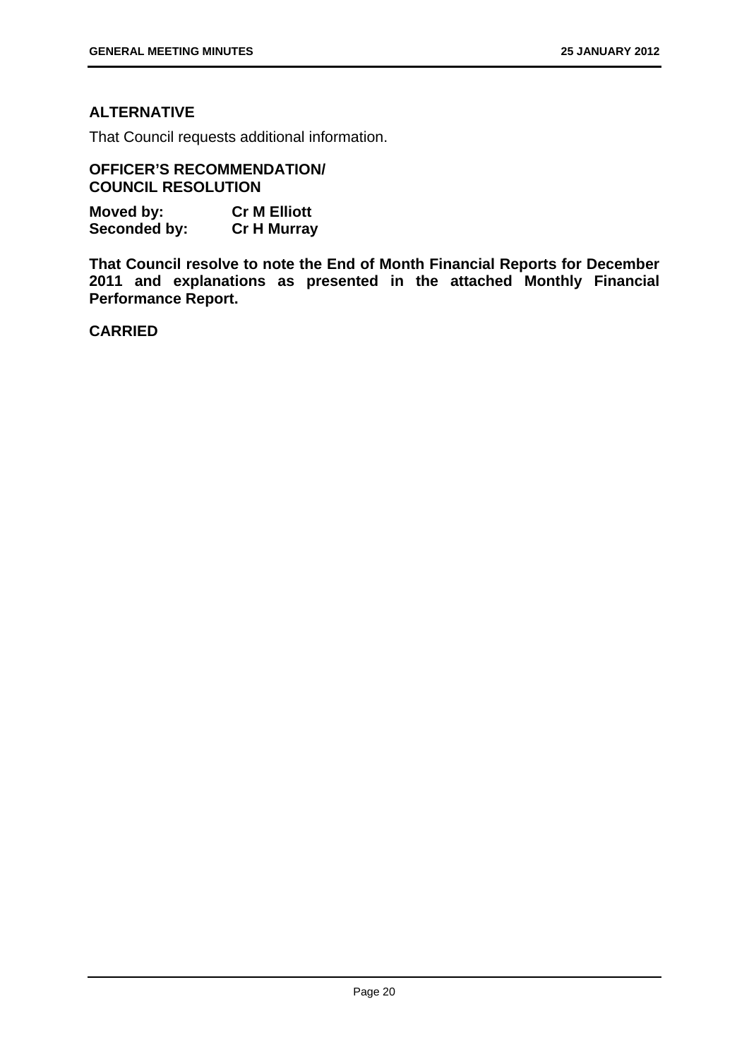## ALTERNATIVE

That Council requests additional information.

**OFFICER'S RECOMMENDATION/ COUNCIL RESOLUTION**

**Moved by:** **Cr M Elliott**
**Seconded by:** **Cr H Murray**

**That Council resolve to note the End of Month Financial Reports for December 2011 and explanations as presented in the attached Monthly Financial Performance Report.**

**CARRIED**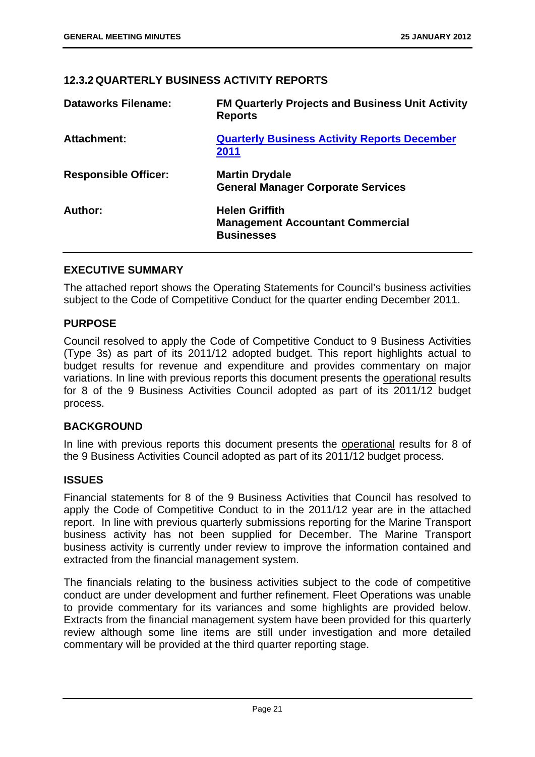## 12.3.2 QUARTERLY BUSINESS ACTIVITY REPORTS

| | |
|---|---|
| **Dataworks Filename:** | **FM Quarterly Projects and Business Unit Activity Reports** |
| **Attachment:** | **Quarterly Business Activity Reports December 2011** |
| **Responsible Officer:** | **Martin Drydale**<br>**General Manager Corporate Services** |
| **Author:** | **Helen Griffith**<br>**Management Accountant Commercial Businesses** |

### EXECUTIVE SUMMARY

The attached report shows the Operating Statements for Council's business activities subject to the Code of Competitive Conduct for the quarter ending December 2011.

### PURPOSE

Council resolved to apply the Code of Competitive Conduct to 9 Business Activities (Type 3s) as part of its 2011/12 adopted budget. This report highlights actual to budget results for revenue and expenditure and provides commentary on major variations. In line with previous reports this document presents the operational results for 8 of the 9 Business Activities Council adopted as part of its 2011/12 budget process.

### BACKGROUND

In line with previous reports this document presents the operational results for 8 of the 9 Business Activities Council adopted as part of its 2011/12 budget process.

### ISSUES

Financial statements for 8 of the 9 Business Activities that Council has resolved to apply the Code of Competitive Conduct to in the 2011/12 year are in the attached report. In line with previous quarterly submissions reporting for the Marine Transport business activity has not been supplied for December. The Marine Transport business activity is currently under review to improve the information contained and extracted from the financial management system.

The financials relating to the business activities subject to the code of competitive conduct are under development and further refinement. Fleet Operations was unable to provide commentary for its variances and some highlights are provided below. Extracts from the financial management system have been provided for this quarterly review although some line items are still under investigation and more detailed commentary will be provided at the third quarter reporting stage.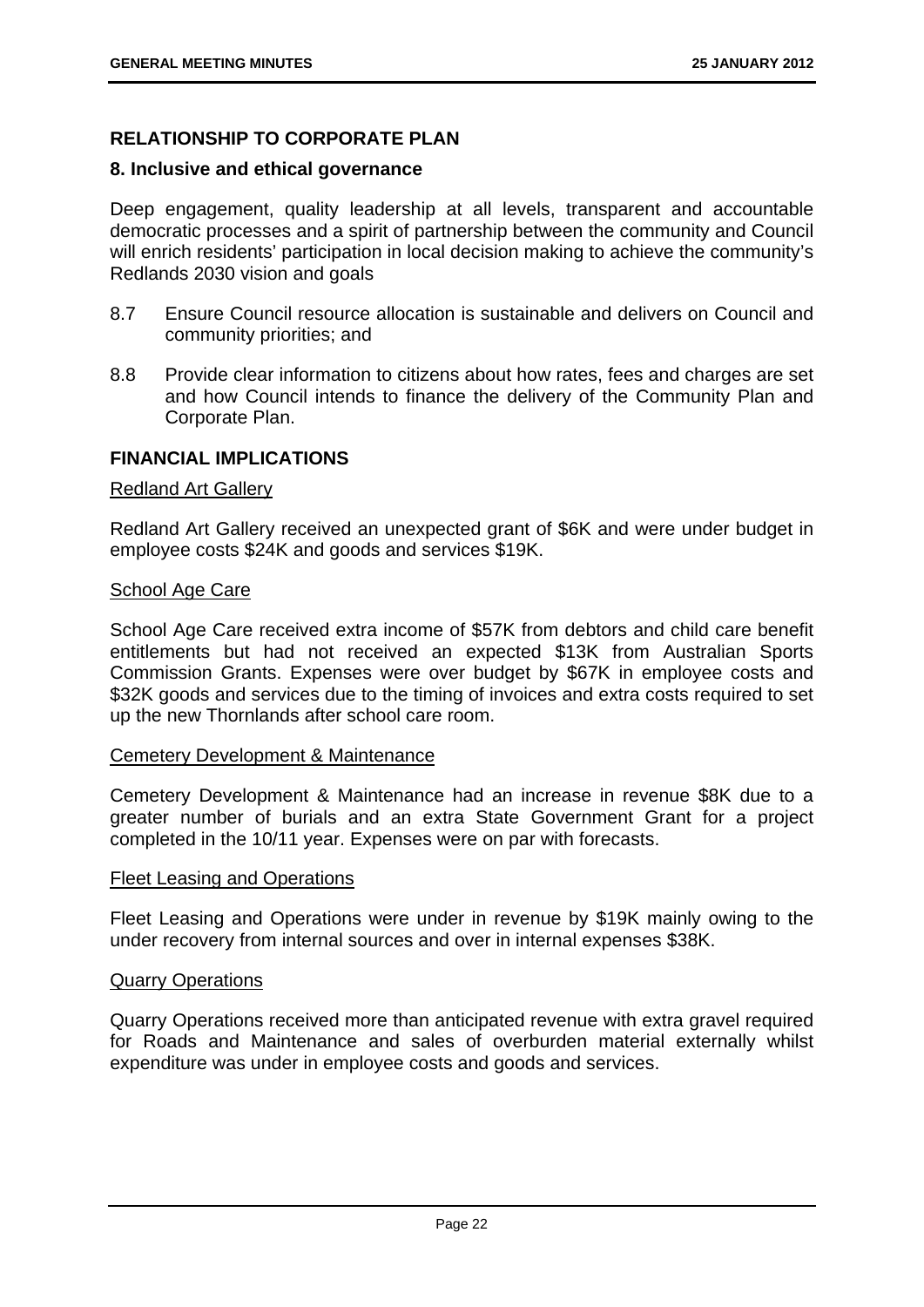## RELATIONSHIP TO CORPORATE PLAN

### 8. Inclusive and ethical governance

Deep engagement, quality leadership at all levels, transparent and accountable democratic processes and a spirit of partnership between the community and Council will enrich residents' participation in local decision making to achieve the community's Redlands 2030 vision and goals

8.7 Ensure Council resource allocation is sustainable and delivers on Council and community priorities; and

8.8 Provide clear information to citizens about how rates, fees and charges are set and how Council intends to finance the delivery of the Community Plan and Corporate Plan.

## FINANCIAL IMPLICATIONS

Redland Art Gallery

Redland Art Gallery received an unexpected grant of $6K and were under budget in employee costs $24K and goods and services $19K.

School Age Care

School Age Care received extra income of $57K from debtors and child care benefit entitlements but had not received an expected $13K from Australian Sports Commission Grants. Expenses were over budget by $67K in employee costs and $32K goods and services due to the timing of invoices and extra costs required to set up the new Thornlands after school care room.

Cemetery Development & Maintenance

Cemetery Development & Maintenance had an increase in revenue $8K due to a greater number of burials and an extra State Government Grant for a project completed in the 10/11 year. Expenses were on par with forecasts.

Fleet Leasing and Operations

Fleet Leasing and Operations were under in revenue by $19K mainly owing to the under recovery from internal sources and over in internal expenses $38K.

Quarry Operations

Quarry Operations received more than anticipated revenue with extra gravel required for Roads and Maintenance and sales of overburden material externally whilst expenditure was under in employee costs and goods and services.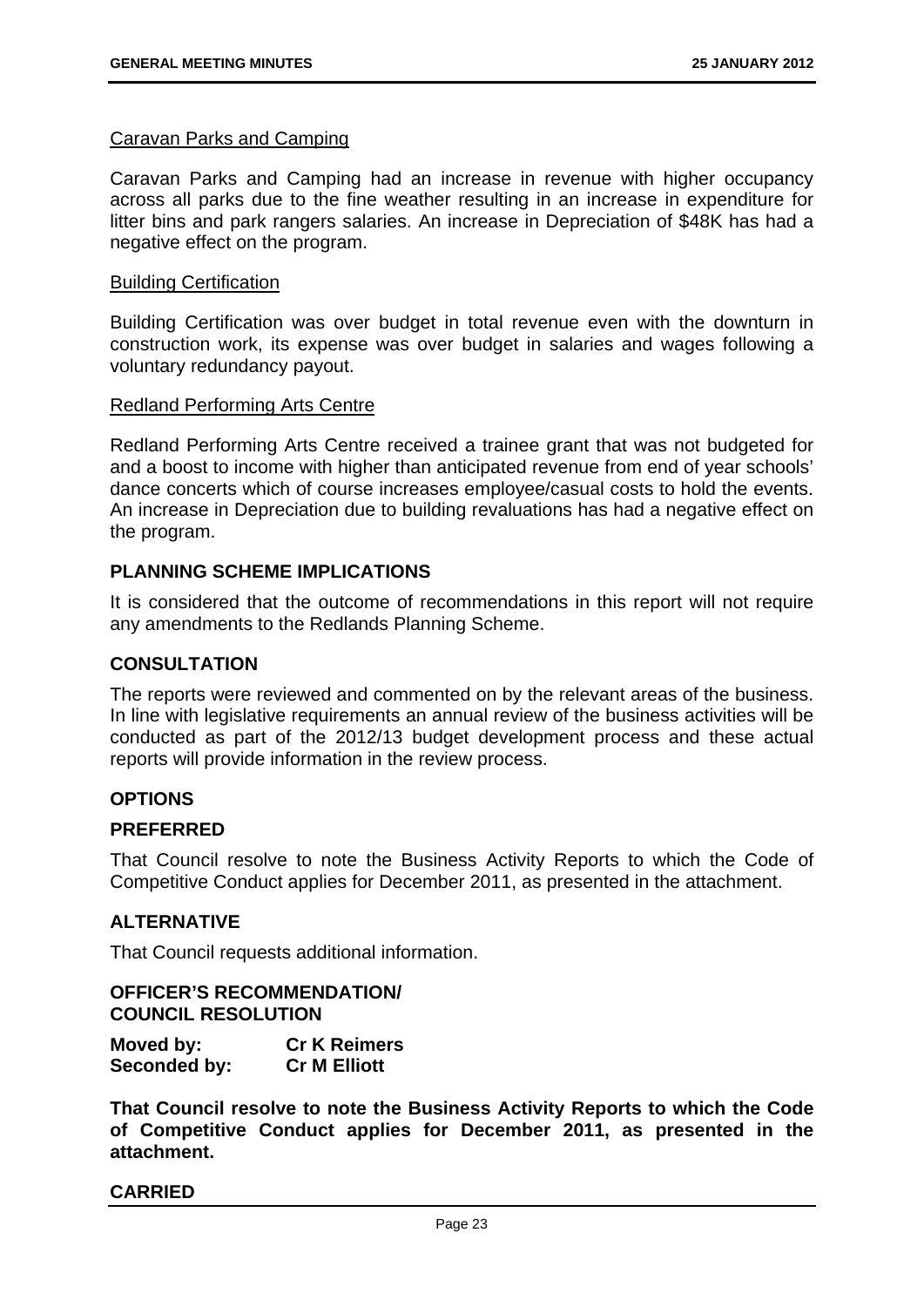Caravan Parks and Camping

Caravan Parks and Camping had an increase in revenue with higher occupancy across all parks due to the fine weather resulting in an increase in expenditure for litter bins and park rangers salaries. An increase in Depreciation of $48K has had a negative effect on the program.

Building Certification

Building Certification was over budget in total revenue even with the downturn in construction work, its expense was over budget in salaries and wages following a voluntary redundancy payout.

Redland Performing Arts Centre

Redland Performing Arts Centre received a trainee grant that was not budgeted for and a boost to income with higher than anticipated revenue from end of year schools' dance concerts which of course increases employee/casual costs to hold the events. An increase in Depreciation due to building revaluations has had a negative effect on the program.

## PLANNING SCHEME IMPLICATIONS

It is considered that the outcome of recommendations in this report will not require any amendments to the Redlands Planning Scheme.

## CONSULTATION

The reports were reviewed and commented on by the relevant areas of the business. In line with legislative requirements an annual review of the business activities will be conducted as part of the 2012/13 budget development process and these actual reports will provide information in the review process.

## OPTIONS

### PREFERRED

That Council resolve to note the Business Activity Reports to which the Code of Competitive Conduct applies for December 2011, as presented in the attachment.

### ALTERNATIVE

That Council requests additional information.

**OFFICER'S RECOMMENDATION/**
**COUNCIL RESOLUTION**

**Moved by:** **Cr K Reimers**
**Seconded by:** **Cr M Elliott**

**That Council resolve to note the Business Activity Reports to which the Code of Competitive Conduct applies for December 2011, as presented in the attachment.**

**CARRIED**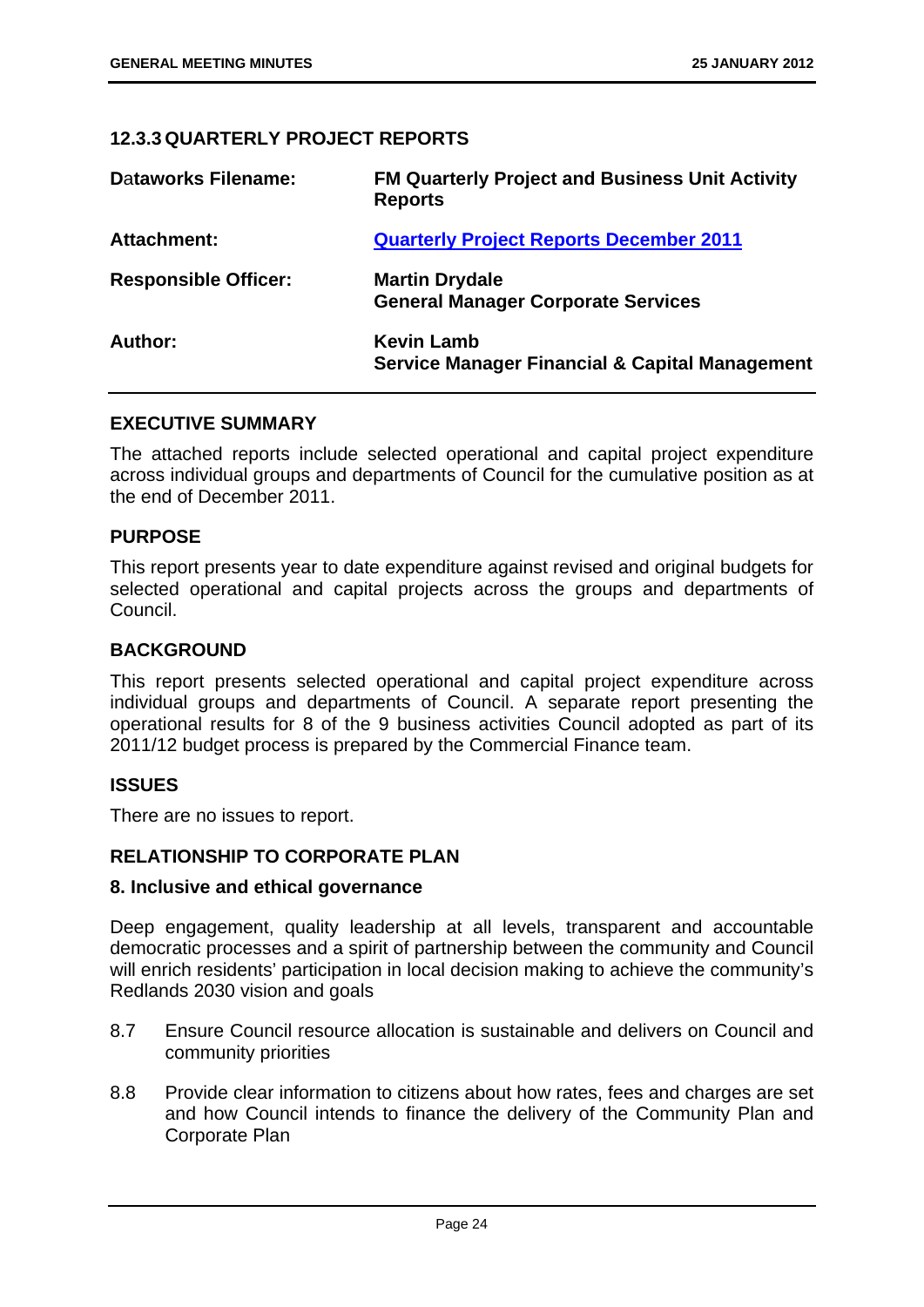### 12.3.3 QUARTERLY PROJECT REPORTS

| | |
|---|---|
| **Dataworks Filename:** | **FM Quarterly Project and Business Unit Activity Reports** |
| **Attachment:** | **Quarterly Project Reports December 2011** |
| **Responsible Officer:** | **Martin Drydale**<br>**General Manager Corporate Services** |
| **Author:** | **Kevin Lamb**<br>**Service Manager Financial & Capital Management** |

#### EXECUTIVE SUMMARY

The attached reports include selected operational and capital project expenditure across individual groups and departments of Council for the cumulative position as at the end of December 2011.

#### PURPOSE

This report presents year to date expenditure against revised and original budgets for selected operational and capital projects across the groups and departments of Council.

#### BACKGROUND

This report presents selected operational and capital project expenditure across individual groups and departments of Council. A separate report presenting the operational results for 8 of the 9 business activities Council adopted as part of its 2011/12 budget process is prepared by the Commercial Finance team.

#### ISSUES

There are no issues to report.

#### RELATIONSHIP TO CORPORATE PLAN

**8. Inclusive and ethical governance**

Deep engagement, quality leadership at all levels, transparent and accountable democratic processes and a spirit of partnership between the community and Council will enrich residents' participation in local decision making to achieve the community's Redlands 2030 vision and goals

8.7 Ensure Council resource allocation is sustainable and delivers on Council and community priorities

8.8 Provide clear information to citizens about how rates, fees and charges are set and how Council intends to finance the delivery of the Community Plan and Corporate Plan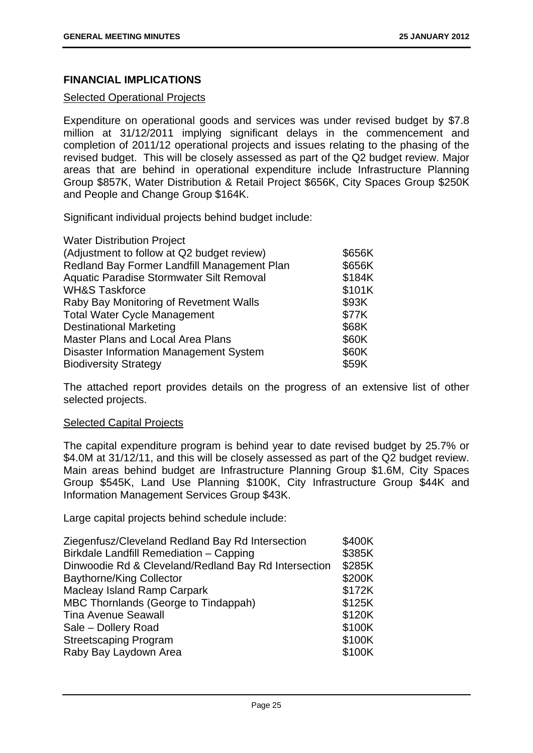## FINANCIAL IMPLICATIONS

Selected Operational Projects

Expenditure on operational goods and services was under revised budget by $7.8 million at 31/12/2011 implying significant delays in the commencement and completion of 2011/12 operational projects and issues relating to the phasing of the revised budget. This will be closely assessed as part of the Q2 budget review. Major areas that are behind in operational expenditure include Infrastructure Planning Group $857K, Water Distribution & Retail Project $656K, City Spaces Group $250K and People and Change Group $164K.

Significant individual projects behind budget include:

| | |
|---|---|
| Water Distribution Project (Adjustment to follow at Q2 budget review) | $656K |
| Redland Bay Former Landfill Management Plan | $656K |
| Aquatic Paradise Stormwater Silt Removal | $184K |
| WH&S Taskforce | $101K |
| Raby Bay Monitoring of Revetment Walls | $93K |
| Total Water Cycle Management | $77K |
| Destinational Marketing | $68K |
| Master Plans and Local Area Plans | $60K |
| Disaster Information Management System | $60K |
| Biodiversity Strategy | $59K |

The attached report provides details on the progress of an extensive list of other selected projects.

Selected Capital Projects

The capital expenditure program is behind year to date revised budget by 25.7% or $4.0M at 31/12/11, and this will be closely assessed as part of the Q2 budget review. Main areas behind budget are Infrastructure Planning Group $1.6M, City Spaces Group $545K, Land Use Planning $100K, City Infrastructure Group $44K and Information Management Services Group $43K.

Large capital projects behind schedule include:

| | |
|---|---|
| Ziegenfusz/Cleveland Redland Bay Rd Intersection | $400K |
| Birkdale Landfill Remediation – Capping | $385K |
| Dinwoodie Rd & Cleveland/Redland Bay Rd Intersection | $285K |
| Baythorne/King Collector | $200K |
| Macleay Island Ramp Carpark | $172K |
| MBC Thornlands (George to Tindappah) | $125K |
| Tina Avenue Seawall | $120K |
| Sale – Dollery Road | $100K |
| Streetscaping Program | $100K |
| Raby Bay Laydown Area | $100K |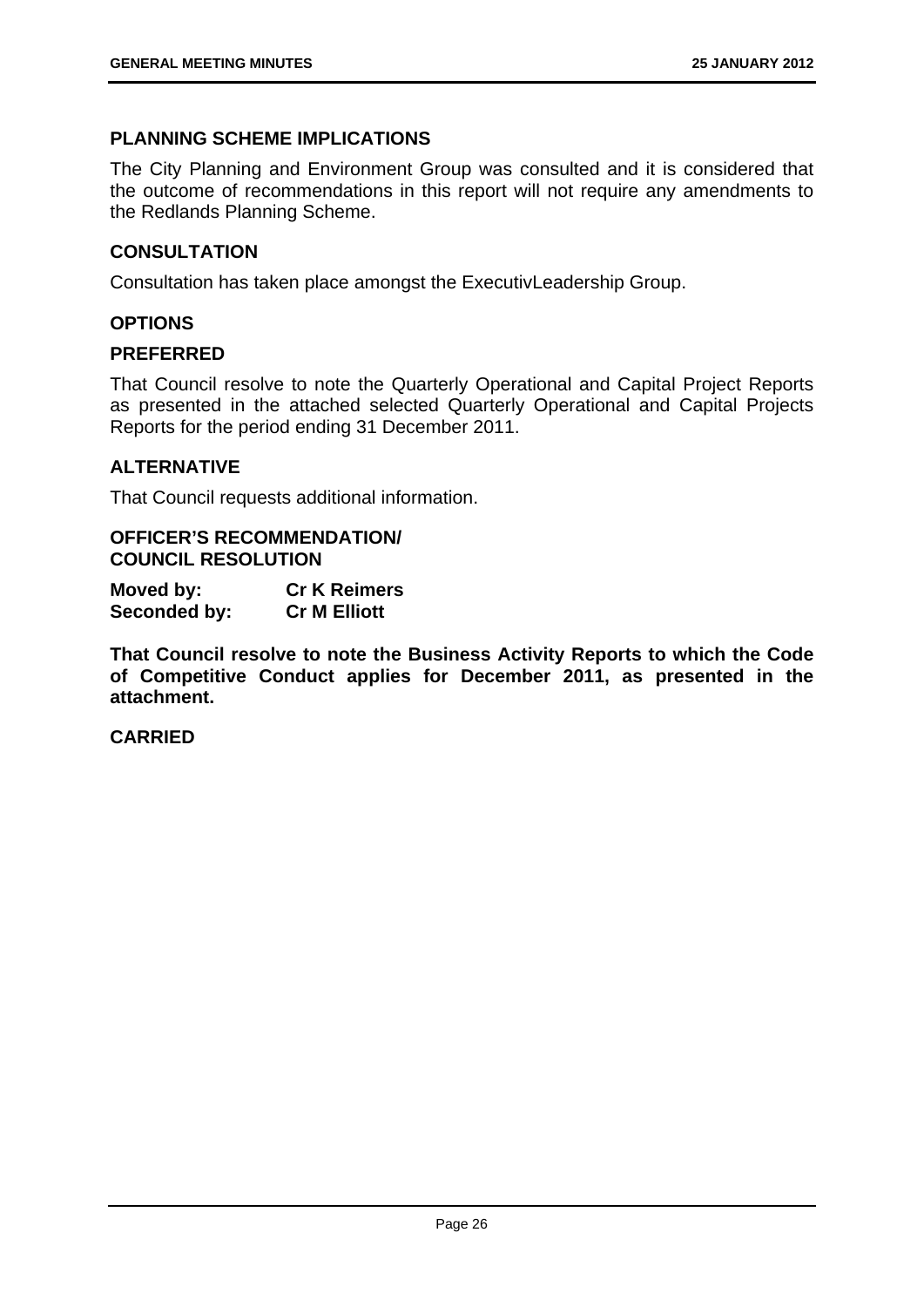## PLANNING SCHEME IMPLICATIONS

The City Planning and Environment Group was consulted and it is considered that the outcome of recommendations in this report will not require any amendments to the Redlands Planning Scheme.

## CONSULTATION

Consultation has taken place amongst the ExecutivLeadership Group.

## OPTIONS

## PREFERRED

That Council resolve to note the Quarterly Operational and Capital Project Reports as presented in the attached selected Quarterly Operational and Capital Projects Reports for the period ending 31 December 2011.

## ALTERNATIVE

That Council requests additional information.

**OFFICER'S RECOMMENDATION/
COUNCIL RESOLUTION**

**Moved by: Cr K Reimers**
**Seconded by: Cr M Elliott**

**That Council resolve to note the Business Activity Reports to which the Code of Competitive Conduct applies for December 2011, as presented in the attachment.**

**CARRIED**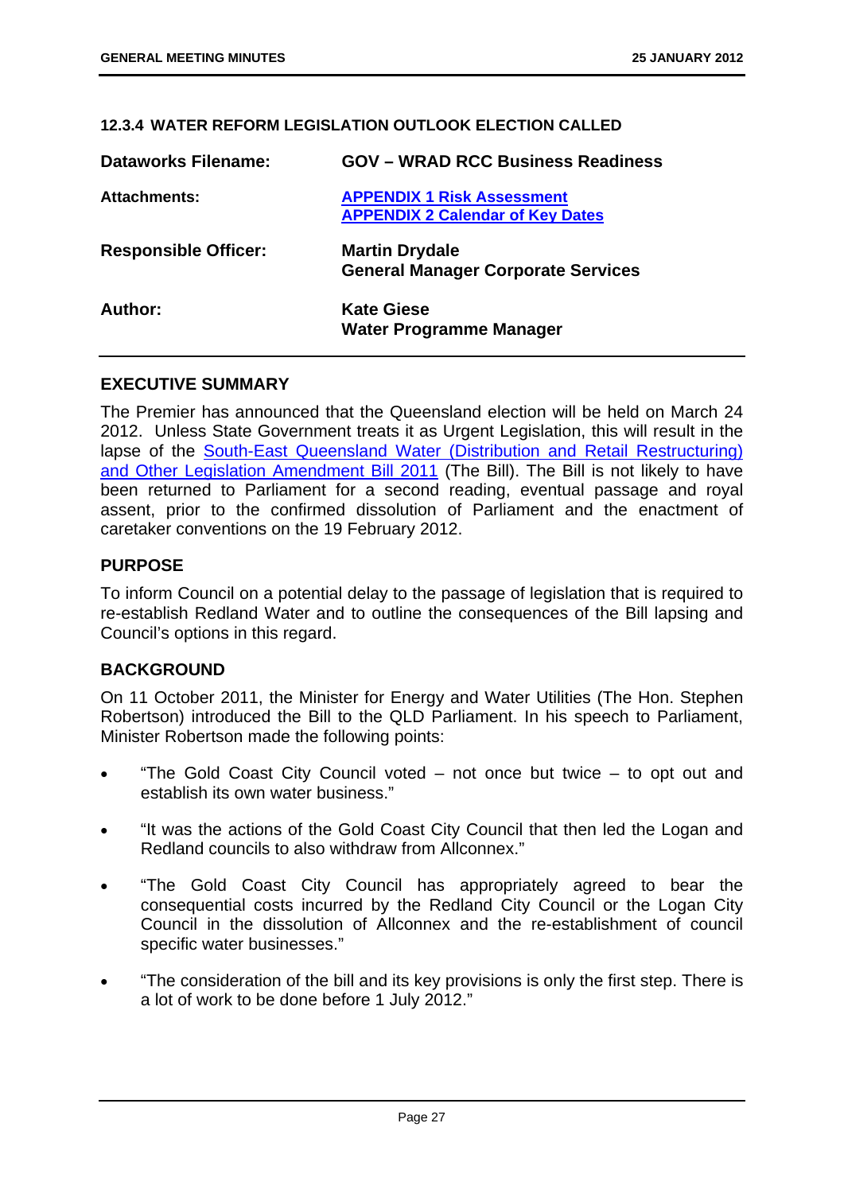### 12.3.4 WATER REFORM LEGISLATION OUTLOOK ELECTION CALLED

| | |
|---|---|
| **Dataworks Filename:** | **GOV – WRAD RCC Business Readiness** |
| **Attachments:** | **APPENDIX 1 Risk Assessment**<br>**APPENDIX 2 Calendar of Key Dates** |
| **Responsible Officer:** | **Martin Drydale**<br>**General Manager Corporate Services** |
| **Author:** | **Kate Giese**<br>**Water Programme Manager** |

## EXECUTIVE SUMMARY

The Premier has announced that the Queensland election will be held on March 24 2012. Unless State Government treats it as Urgent Legislation, this will result in the lapse of the South-East Queensland Water (Distribution and Retail Restructuring) and Other Legislation Amendment Bill 2011 (The Bill). The Bill is not likely to have been returned to Parliament for a second reading, eventual passage and royal assent, prior to the confirmed dissolution of Parliament and the enactment of caretaker conventions on the 19 February 2012.

## PURPOSE

To inform Council on a potential delay to the passage of legislation that is required to re-establish Redland Water and to outline the consequences of the Bill lapsing and Council's options in this regard.

## BACKGROUND

On 11 October 2011, the Minister for Energy and Water Utilities (The Hon. Stephen Robertson) introduced the Bill to the QLD Parliament. In his speech to Parliament, Minister Robertson made the following points:

- "The Gold Coast City Council voted – not once but twice – to opt out and establish its own water business."
- "It was the actions of the Gold Coast City Council that then led the Logan and Redland councils to also withdraw from Allconnex."
- "The Gold Coast City Council has appropriately agreed to bear the consequential costs incurred by the Redland City Council or the Logan City Council in the dissolution of Allconnex and the re-establishment of council specific water businesses."
- "The consideration of the bill and its key provisions is only the first step. There is a lot of work to be done before 1 July 2012."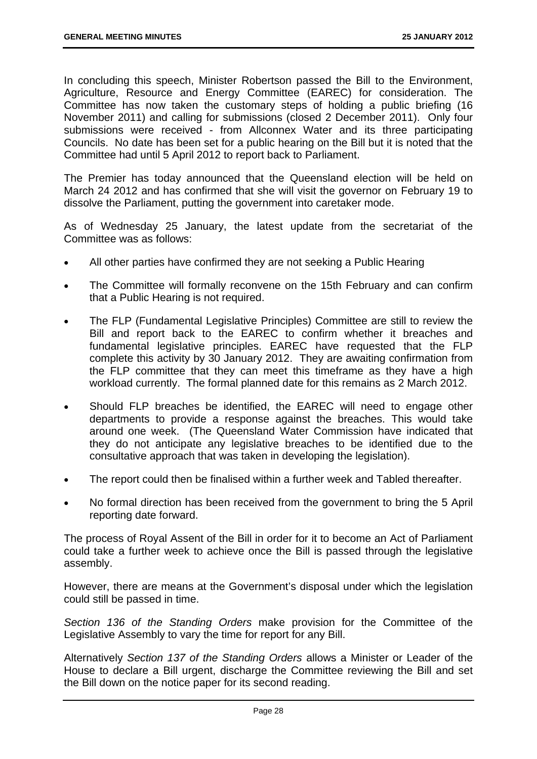In concluding this speech, Minister Robertson passed the Bill to the Environment, Agriculture, Resource and Energy Committee (EAREC) for consideration. The Committee has now taken the customary steps of holding a public briefing (16 November 2011) and calling for submissions (closed 2 December 2011). Only four submissions were received - from Allconnex Water and its three participating Councils. No date has been set for a public hearing on the Bill but it is noted that the Committee had until 5 April 2012 to report back to Parliament.

The Premier has today announced that the Queensland election will be held on March 24 2012 and has confirmed that she will visit the governor on February 19 to dissolve the Parliament, putting the government into caretaker mode.

As of Wednesday 25 January, the latest update from the secretariat of the Committee was as follows:

- All other parties have confirmed they are not seeking a Public Hearing
- The Committee will formally reconvene on the 15th February and can confirm that a Public Hearing is not required.
- The FLP (Fundamental Legislative Principles) Committee are still to review the Bill and report back to the EAREC to confirm whether it breaches and fundamental legislative principles. EAREC have requested that the FLP complete this activity by 30 January 2012. They are awaiting confirmation from the FLP committee that they can meet this timeframe as they have a high workload currently. The formal planned date for this remains as 2 March 2012.
- Should FLP breaches be identified, the EAREC will need to engage other departments to provide a response against the breaches. This would take around one week. (The Queensland Water Commission have indicated that they do not anticipate any legislative breaches to be identified due to the consultative approach that was taken in developing the legislation).
- The report could then be finalised within a further week and Tabled thereafter.
- No formal direction has been received from the government to bring the 5 April reporting date forward.

The process of Royal Assent of the Bill in order for it to become an Act of Parliament could take a further week to achieve once the Bill is passed through the legislative assembly.

However, there are means at the Government's disposal under which the legislation could still be passed in time.

*Section 136 of the Standing Orders* make provision for the Committee of the Legislative Assembly to vary the time for report for any Bill.

Alternatively *Section 137 of the Standing Orders* allows a Minister or Leader of the House to declare a Bill urgent, discharge the Committee reviewing the Bill and set the Bill down on the notice paper for its second reading.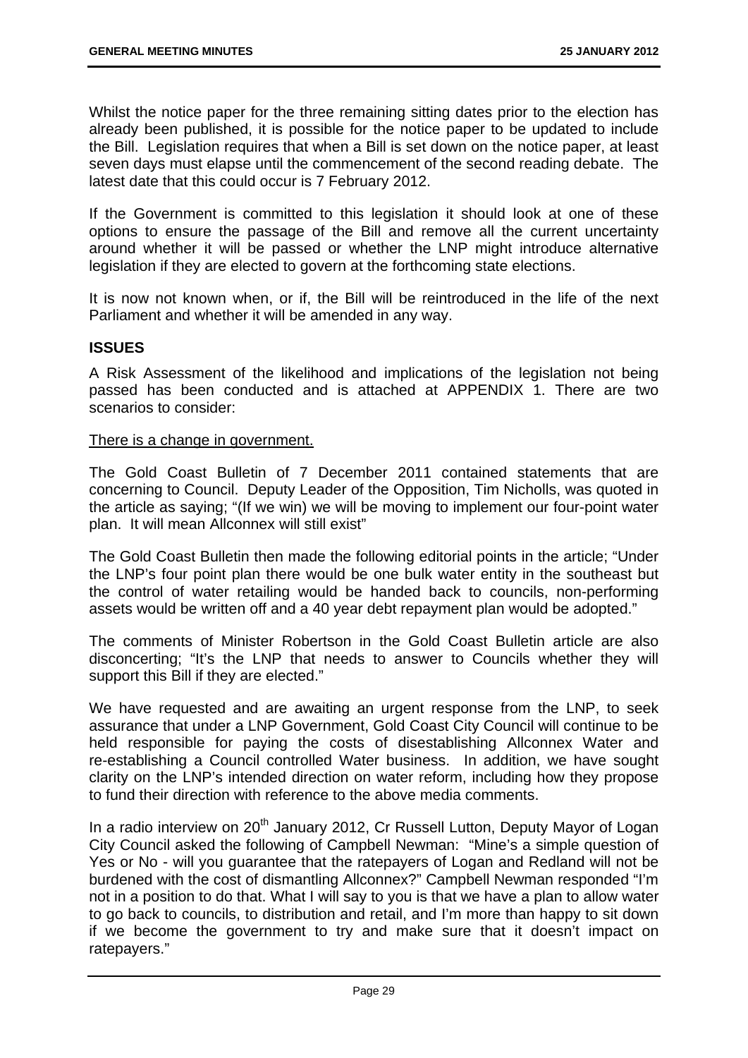Whilst the notice paper for the three remaining sitting dates prior to the election has already been published, it is possible for the notice paper to be updated to include the Bill. Legislation requires that when a Bill is set down on the notice paper, at least seven days must elapse until the commencement of the second reading debate. The latest date that this could occur is 7 February 2012.

If the Government is committed to this legislation it should look at one of these options to ensure the passage of the Bill and remove all the current uncertainty around whether it will be passed or whether the LNP might introduce alternative legislation if they are elected to govern at the forthcoming state elections.

It is now not known when, or if, the Bill will be reintroduced in the life of the next Parliament and whether it will be amended in any way.

**ISSUES**

A Risk Assessment of the likelihood and implications of the legislation not being passed has been conducted and is attached at APPENDIX 1. There are two scenarios to consider:

There is a change in government.

The Gold Coast Bulletin of 7 December 2011 contained statements that are concerning to Council. Deputy Leader of the Opposition, Tim Nicholls, was quoted in the article as saying; "(If we win) we will be moving to implement our four-point water plan. It will mean Allconnex will still exist"

The Gold Coast Bulletin then made the following editorial points in the article; "Under the LNP's four point plan there would be one bulk water entity in the southeast but the control of water retailing would be handed back to councils, non-performing assets would be written off and a 40 year debt repayment plan would be adopted."

The comments of Minister Robertson in the Gold Coast Bulletin article are also disconcerting; "It's the LNP that needs to answer to Councils whether they will support this Bill if they are elected."

We have requested and are awaiting an urgent response from the LNP, to seek assurance that under a LNP Government, Gold Coast City Council will continue to be held responsible for paying the costs of disestablishing Allconnex Water and re-establishing a Council controlled Water business. In addition, we have sought clarity on the LNP's intended direction on water reform, including how they propose to fund their direction with reference to the above media comments.

In a radio interview on 20th January 2012, Cr Russell Lutton, Deputy Mayor of Logan City Council asked the following of Campbell Newman: "Mine's a simple question of Yes or No - will you guarantee that the ratepayers of Logan and Redland will not be burdened with the cost of dismantling Allconnex?" Campbell Newman responded "I'm not in a position to do that. What I will say to you is that we have a plan to allow water to go back to councils, to distribution and retail, and I'm more than happy to sit down if we become the government to try and make sure that it doesn't impact on ratepayers."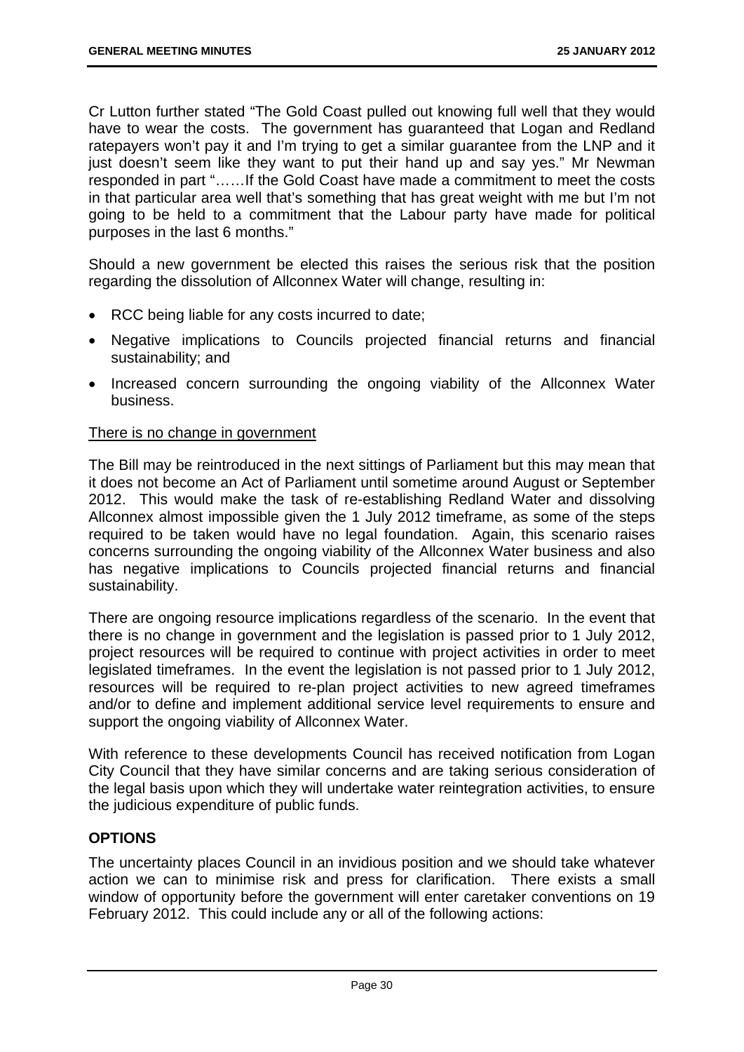Cr Lutton further stated "The Gold Coast pulled out knowing full well that they would have to wear the costs. The government has guaranteed that Logan and Redland ratepayers won't pay it and I'm trying to get a similar guarantee from the LNP and it just doesn't seem like they want to put their hand up and say yes." Mr Newman responded in part "……If the Gold Coast have made a commitment to meet the costs in that particular area well that's something that has great weight with me but I'm not going to be held to a commitment that the Labour party have made for political purposes in the last 6 months."

Should a new government be elected this raises the serious risk that the position regarding the dissolution of Allconnex Water will change, resulting in:

- RCC being liable for any costs incurred to date;
- Negative implications to Councils projected financial returns and financial sustainability; and
- Increased concern surrounding the ongoing viability of the Allconnex Water business.

There is no change in government

The Bill may be reintroduced in the next sittings of Parliament but this may mean that it does not become an Act of Parliament until sometime around August or September 2012. This would make the task of re-establishing Redland Water and dissolving Allconnex almost impossible given the 1 July 2012 timeframe, as some of the steps required to be taken would have no legal foundation. Again, this scenario raises concerns surrounding the ongoing viability of the Allconnex Water business and also has negative implications to Councils projected financial returns and financial sustainability.

There are ongoing resource implications regardless of the scenario. In the event that there is no change in government and the legislation is passed prior to 1 July 2012, project resources will be required to continue with project activities in order to meet legislated timeframes. In the event the legislation is not passed prior to 1 July 2012, resources will be required to re-plan project activities to new agreed timeframes and/or to define and implement additional service level requirements to ensure and support the ongoing viability of Allconnex Water.

With reference to these developments Council has received notification from Logan City Council that they have similar concerns and are taking serious consideration of the legal basis upon which they will undertake water reintegration activities, to ensure the judicious expenditure of public funds.

## OPTIONS

The uncertainty places Council in an invidious position and we should take whatever action we can to minimise risk and press for clarification. There exists a small window of opportunity before the government will enter caretaker conventions on 19 February 2012. This could include any or all of the following actions: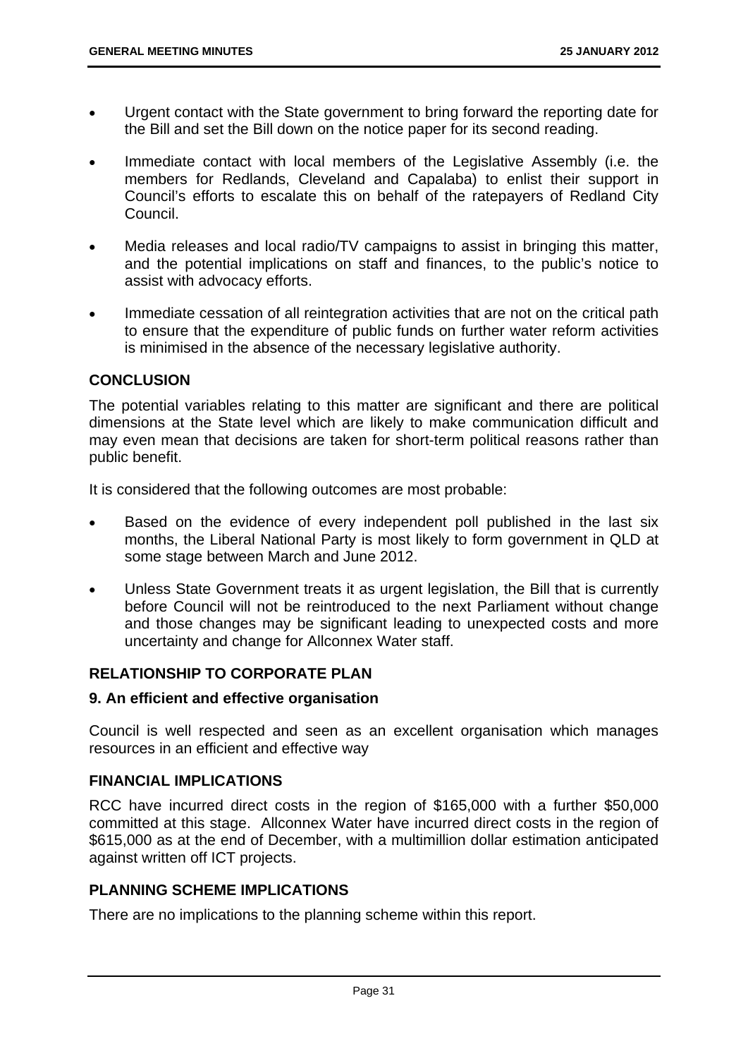- Urgent contact with the State government to bring forward the reporting date for the Bill and set the Bill down on the notice paper for its second reading.
- Immediate contact with local members of the Legislative Assembly (i.e. the members for Redlands, Cleveland and Capalaba) to enlist their support in Council's efforts to escalate this on behalf of the ratepayers of Redland City Council.
- Media releases and local radio/TV campaigns to assist in bringing this matter, and the potential implications on staff and finances, to the public's notice to assist with advocacy efforts.
- Immediate cessation of all reintegration activities that are not on the critical path to ensure that the expenditure of public funds on further water reform activities is minimised in the absence of the necessary legislative authority.

## CONCLUSION

The potential variables relating to this matter are significant and there are political dimensions at the State level which are likely to make communication difficult and may even mean that decisions are taken for short-term political reasons rather than public benefit.

It is considered that the following outcomes are most probable:

- Based on the evidence of every independent poll published in the last six months, the Liberal National Party is most likely to form government in QLD at some stage between March and June 2012.
- Unless State Government treats it as urgent legislation, the Bill that is currently before Council will not be reintroduced to the next Parliament without change and those changes may be significant leading to unexpected costs and more uncertainty and change for Allconnex Water staff.

## RELATIONSHIP TO CORPORATE PLAN

### 9. An efficient and effective organisation

Council is well respected and seen as an excellent organisation which manages resources in an efficient and effective way

## FINANCIAL IMPLICATIONS

RCC have incurred direct costs in the region of \$165,000 with a further \$50,000 committed at this stage. Allconnex Water have incurred direct costs in the region of \$615,000 as at the end of December, with a multimillion dollar estimation anticipated against written off ICT projects.

## PLANNING SCHEME IMPLICATIONS

There are no implications to the planning scheme within this report.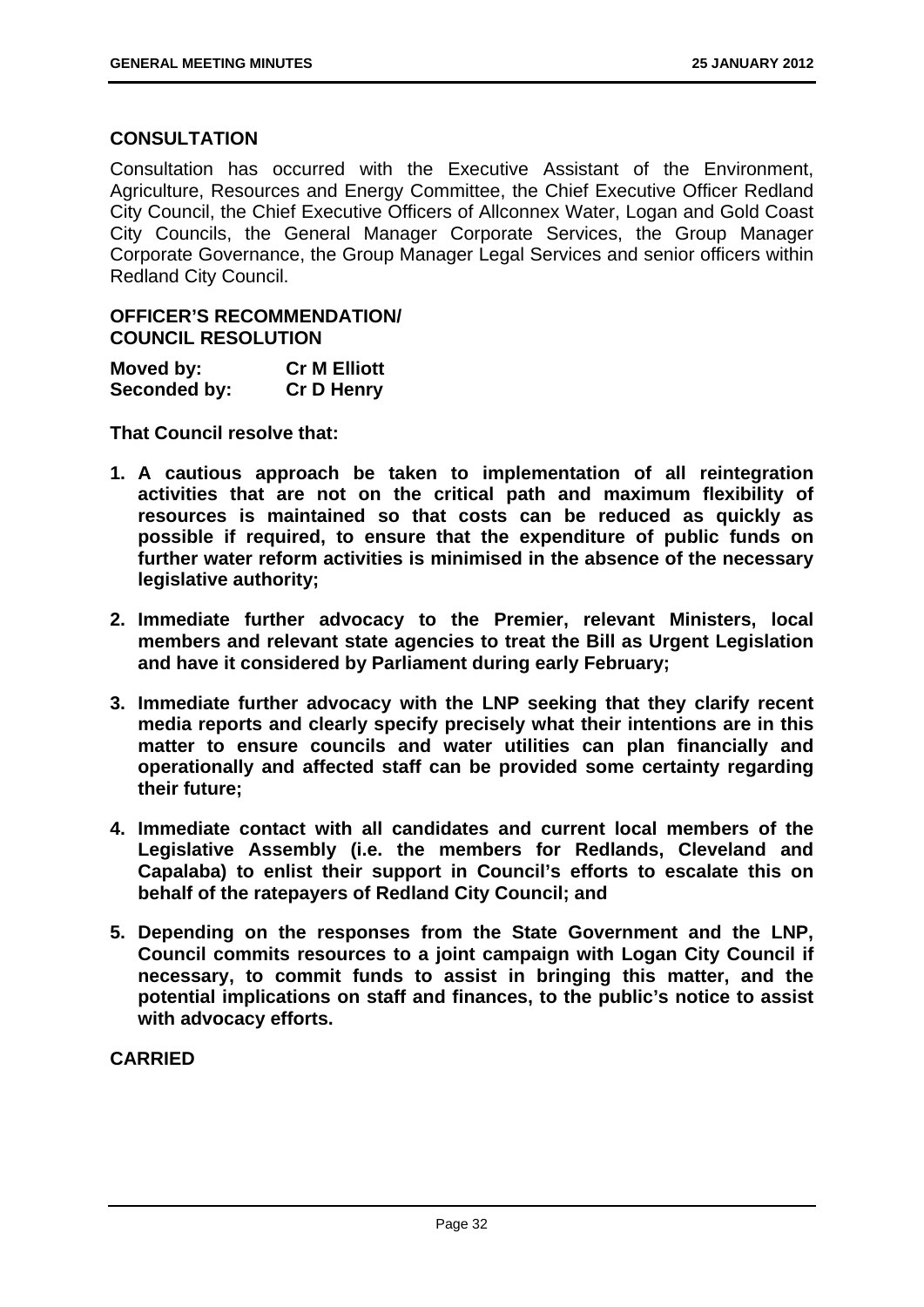## CONSULTATION

Consultation has occurred with the Executive Assistant of the Environment, Agriculture, Resources and Energy Committee, the Chief Executive Officer Redland City Council, the Chief Executive Officers of Allconnex Water, Logan and Gold Coast City Councils, the General Manager Corporate Services, the Group Manager Corporate Governance, the Group Manager Legal Services and senior officers within Redland City Council.

## OFFICER'S RECOMMENDATION/ COUNCIL RESOLUTION

| | |
|---|---|
| **Moved by:** | **Cr M Elliott** |
| **Seconded by:** | **Cr D Henry** |

**That Council resolve that:**

1. **A cautious approach be taken to implementation of all reintegration activities that are not on the critical path and maximum flexibility of resources is maintained so that costs can be reduced as quickly as possible if required, to ensure that the expenditure of public funds on further water reform activities is minimised in the absence of the necessary legislative authority;**

2. **Immediate further advocacy to the Premier, relevant Ministers, local members and relevant state agencies to treat the Bill as Urgent Legislation and have it considered by Parliament during early February;**

3. **Immediate further advocacy with the LNP seeking that they clarify recent media reports and clearly specify precisely what their intentions are in this matter to ensure councils and water utilities can plan financially and operationally and affected staff can be provided some certainty regarding their future;**

4. **Immediate contact with all candidates and current local members of the Legislative Assembly (i.e. the members for Redlands, Cleveland and Capalaba) to enlist their support in Council's efforts to escalate this on behalf of the ratepayers of Redland City Council; and**

5. **Depending on the responses from the State Government and the LNP, Council commits resources to a joint campaign with Logan City Council if necessary, to commit funds to assist in bringing this matter, and the potential implications on staff and finances, to the public's notice to assist with advocacy efforts.**

**CARRIED**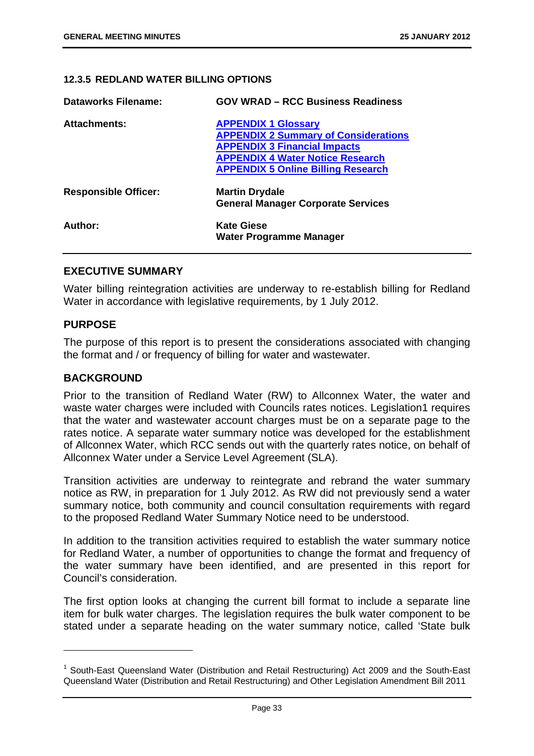### 12.3.5 REDLAND WATER BILLING OPTIONS

| | |
|---|---|
| **Dataworks Filename:** | **GOV WRAD – RCC Business Readiness** |
| **Attachments:** | **APPENDIX 1 Glossary**<br>**APPENDIX 2 Summary of Considerations**<br>**APPENDIX 3 Financial Impacts**<br>**APPENDIX 4 Water Notice Research**<br>**APPENDIX 5 Online Billing Research** |
| **Responsible Officer:** | **Martin Drydale**<br>**General Manager Corporate Services** |
| **Author:** | **Kate Giese**<br>**Water Programme Manager** |

## EXECUTIVE SUMMARY

Water billing reintegration activities are underway to re-establish billing for Redland Water in accordance with legislative requirements, by 1 July 2012.

## PURPOSE

The purpose of this report is to present the considerations associated with changing the format and / or frequency of billing for water and wastewater.

## BACKGROUND

Prior to the transition of Redland Water (RW) to Allconnex Water, the water and waste water charges were included with Councils rates notices. Legislation[1] requires that the water and wastewater account charges must be on a separate page to the rates notice. A separate water summary notice was developed for the establishment of Allconnex Water, which RCC sends out with the quarterly rates notice, on behalf of Allconnex Water under a Service Level Agreement (SLA).

Transition activities are underway to reintegrate and rebrand the water summary notice as RW, in preparation for 1 July 2012. As RW did not previously send a water summary notice, both community and council consultation requirements with regard to the proposed Redland Water Summary Notice need to be understood.

In addition to the transition activities required to establish the water summary notice for Redland Water, a number of opportunities to change the format and frequency of the water summary have been identified, and are presented in this report for Council's consideration.

The first option looks at changing the current bill format to include a separate line item for bulk water charges. The legislation requires the bulk water component to be stated under a separate heading on the water summary notice, called 'State bulk

---

[1] South-East Queensland Water (Distribution and Retail Restructuring) Act 2009 and the South-East Queensland Water (Distribution and Retail Restructuring) and Other Legislation Amendment Bill 2011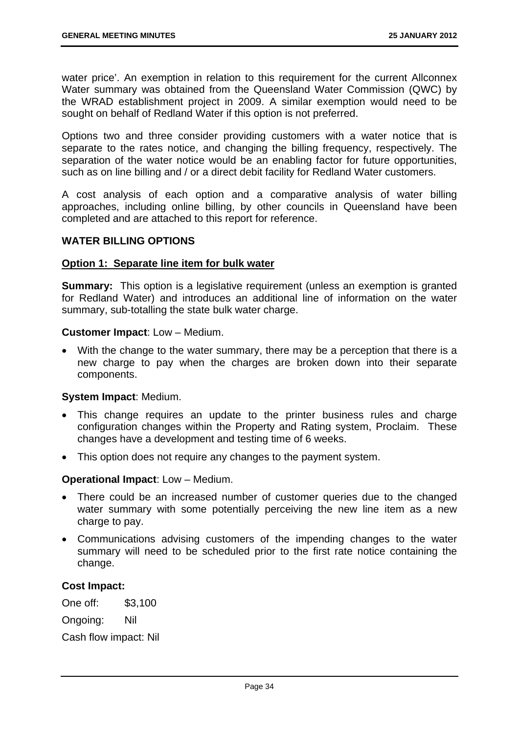water price'. An exemption in relation to this requirement for the current Allconnex Water summary was obtained from the Queensland Water Commission (QWC) by the WRAD establishment project in 2009. A similar exemption would need to be sought on behalf of Redland Water if this option is not preferred.

Options two and three consider providing customers with a water notice that is separate to the rates notice, and changing the billing frequency, respectively. The separation of the water notice would be an enabling factor for future opportunities, such as on line billing and / or a direct debit facility for Redland Water customers.

A cost analysis of each option and a comparative analysis of water billing approaches, including online billing, by other councils in Queensland have been completed and are attached to this report for reference.

## WATER BILLING OPTIONS

### Option 1: Separate line item for bulk water

**Summary:** This option is a legislative requirement (unless an exemption is granted for Redland Water) and introduces an additional line of information on the water summary, sub-totalling the state bulk water charge.

**Customer Impact**: Low – Medium.

- With the change to the water summary, there may be a perception that there is a new charge to pay when the charges are broken down into their separate components.

**System Impact**: Medium.

- This change requires an update to the printer business rules and charge configuration changes within the Property and Rating system, Proclaim. These changes have a development and testing time of 6 weeks.
- This option does not require any changes to the payment system.

**Operational Impact**: Low – Medium.

- There could be an increased number of customer queries due to the changed water summary with some potentially perceiving the new line item as a new charge to pay.
- Communications advising customers of the impending changes to the water summary will need to be scheduled prior to the first rate notice containing the change.

**Cost Impact:**

One off: $3,100

Ongoing: Nil

Cash flow impact: Nil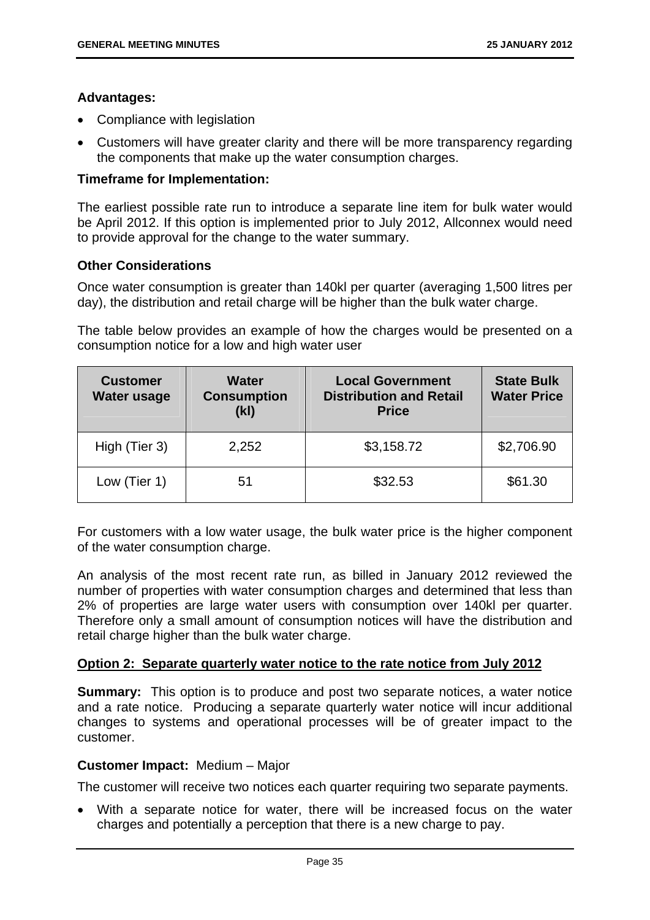**Advantages:**

- Compliance with legislation
- Customers will have greater clarity and there will be more transparency regarding the components that make up the water consumption charges.

**Timeframe for Implementation:**

The earliest possible rate run to introduce a separate line item for bulk water would be April 2012. If this option is implemented prior to July 2012, Allconnex would need to provide approval for the change to the water summary.

**Other Considerations**

Once water consumption is greater than 140kl per quarter (averaging 1,500 litres per day), the distribution and retail charge will be higher than the bulk water charge.

The table below provides an example of how the charges would be presented on a consumption notice for a low and high water user

| Customer Water usage | Water Consumption (kl) | Local Government Distribution and Retail Price | State Bulk Water Price |
|---|---|---|---|
| High (Tier 3) | 2,252 | $3,158.72 | $2,706.90 |
| Low (Tier 1) | 51 | $32.53 | $61.30 |

For customers with a low water usage, the bulk water price is the higher component of the water consumption charge.

An analysis of the most recent rate run, as billed in January 2012 reviewed the number of properties with water consumption charges and determined that less than 2% of properties are large water users with consumption over 140kl per quarter. Therefore only a small amount of consumption notices will have the distribution and retail charge higher than the bulk water charge.

**Option 2: Separate quarterly water notice to the rate notice from July 2012**

**Summary:** This option is to produce and post two separate notices, a water notice and a rate notice. Producing a separate quarterly water notice will incur additional changes to systems and operational processes will be of greater impact to the customer.

**Customer Impact:** Medium – Major

The customer will receive two notices each quarter requiring two separate payments.

- With a separate notice for water, there will be increased focus on the water charges and potentially a perception that there is a new charge to pay.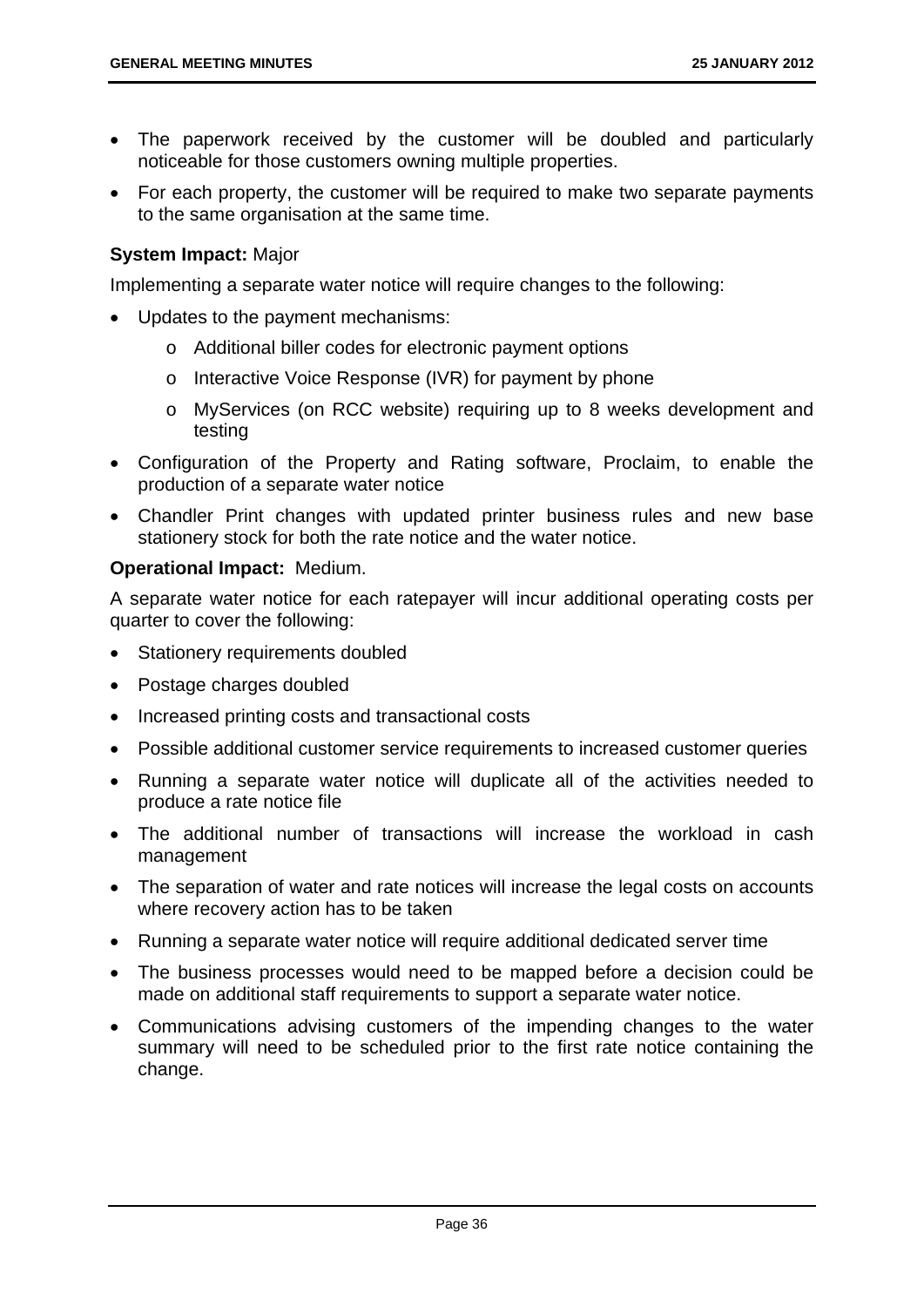- The paperwork received by the customer will be doubled and particularly noticeable for those customers owning multiple properties.
- For each property, the customer will be required to make two separate payments to the same organisation at the same time.

**System Impact:** Major

Implementing a separate water notice will require changes to the following:

- Updates to the payment mechanisms:
  - Additional biller codes for electronic payment options
  - Interactive Voice Response (IVR) for payment by phone
  - MyServices (on RCC website) requiring up to 8 weeks development and testing
- Configuration of the Property and Rating software, Proclaim, to enable the production of a separate water notice
- Chandler Print changes with updated printer business rules and new base stationery stock for both the rate notice and the water notice.

**Operational Impact:** Medium.

A separate water notice for each ratepayer will incur additional operating costs per quarter to cover the following:

- Stationery requirements doubled
- Postage charges doubled
- Increased printing costs and transactional costs
- Possible additional customer service requirements to increased customer queries
- Running a separate water notice will duplicate all of the activities needed to produce a rate notice file
- The additional number of transactions will increase the workload in cash management
- The separation of water and rate notices will increase the legal costs on accounts where recovery action has to be taken
- Running a separate water notice will require additional dedicated server time
- The business processes would need to be mapped before a decision could be made on additional staff requirements to support a separate water notice.
- Communications advising customers of the impending changes to the water summary will need to be scheduled prior to the first rate notice containing the change.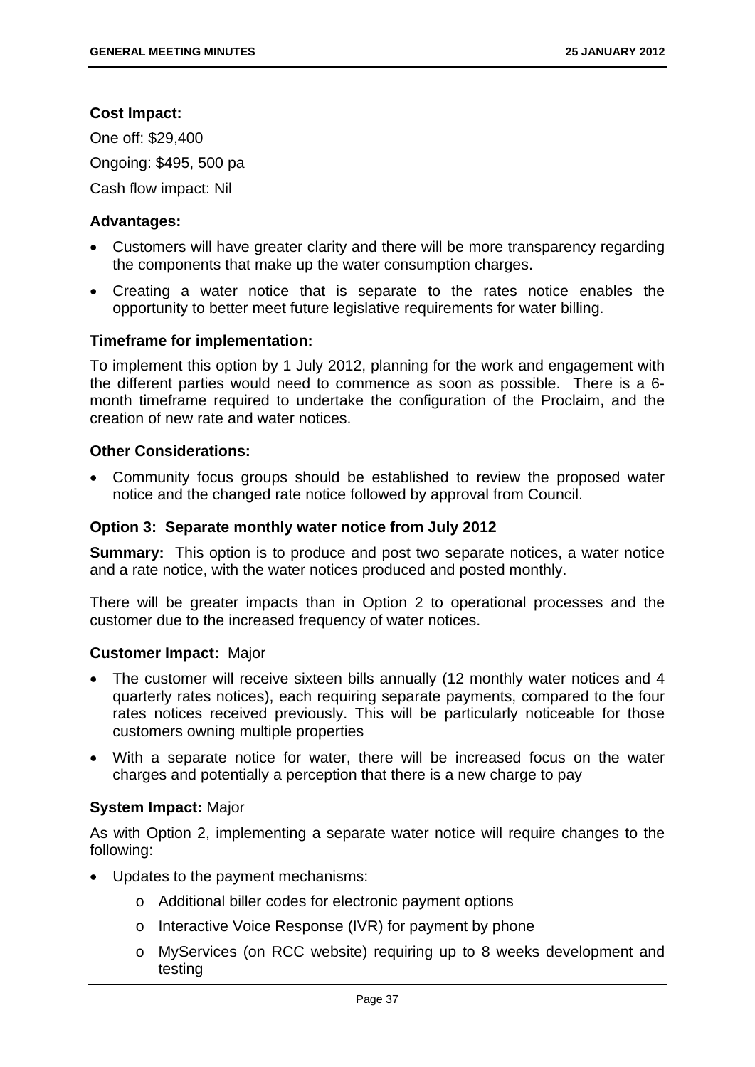**Cost Impact:**

One off: $29,400

Ongoing: $495, 500 pa

Cash flow impact: Nil

**Advantages:**

- Customers will have greater clarity and there will be more transparency regarding the components that make up the water consumption charges.
- Creating a water notice that is separate to the rates notice enables the opportunity to better meet future legislative requirements for water billing.

**Timeframe for implementation:**

To implement this option by 1 July 2012, planning for the work and engagement with the different parties would need to commence as soon as possible. There is a 6-month timeframe required to undertake the configuration of the Proclaim, and the creation of new rate and water notices.

**Other Considerations:**

- Community focus groups should be established to review the proposed water notice and the changed rate notice followed by approval from Council.

**Option 3: Separate monthly water notice from July 2012**

**Summary:** This option is to produce and post two separate notices, a water notice and a rate notice, with the water notices produced and posted monthly.

There will be greater impacts than in Option 2 to operational processes and the customer due to the increased frequency of water notices.

**Customer Impact:** Major

- The customer will receive sixteen bills annually (12 monthly water notices and 4 quarterly rates notices), each requiring separate payments, compared to the four rates notices received previously. This will be particularly noticeable for those customers owning multiple properties
- With a separate notice for water, there will be increased focus on the water charges and potentially a perception that there is a new charge to pay

**System Impact:** Major

As with Option 2, implementing a separate water notice will require changes to the following:

- Updates to the payment mechanisms:
  - Additional biller codes for electronic payment options
  - Interactive Voice Response (IVR) for payment by phone
  - MyServices (on RCC website) requiring up to 8 weeks development and testing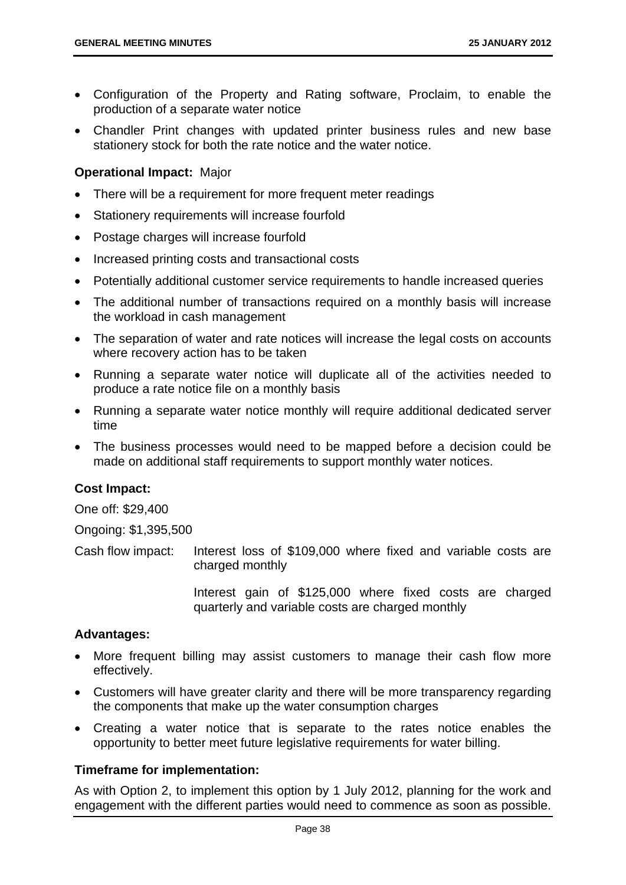- Configuration of the Property and Rating software, Proclaim, to enable the production of a separate water notice
- Chandler Print changes with updated printer business rules and new base stationery stock for both the rate notice and the water notice.

**Operational Impact:** Major

- There will be a requirement for more frequent meter readings
- Stationery requirements will increase fourfold
- Postage charges will increase fourfold
- Increased printing costs and transactional costs
- Potentially additional customer service requirements to handle increased queries
- The additional number of transactions required on a monthly basis will increase the workload in cash management
- The separation of water and rate notices will increase the legal costs on accounts where recovery action has to be taken
- Running a separate water notice will duplicate all of the activities needed to produce a rate notice file on a monthly basis
- Running a separate water notice monthly will require additional dedicated server time
- The business processes would need to be mapped before a decision could be made on additional staff requirements to support monthly water notices.

**Cost Impact:**

One off: $29,400

Ongoing: $1,395,500

Cash flow impact: Interest loss of $109,000 where fixed and variable costs are charged monthly

Interest gain of $125,000 where fixed costs are charged quarterly and variable costs are charged monthly

**Advantages:**

- More frequent billing may assist customers to manage their cash flow more effectively.
- Customers will have greater clarity and there will be more transparency regarding the components that make up the water consumption charges
- Creating a water notice that is separate to the rates notice enables the opportunity to better meet future legislative requirements for water billing.

**Timeframe for implementation:**

As with Option 2, to implement this option by 1 July 2012, planning for the work and engagement with the different parties would need to commence as soon as possible.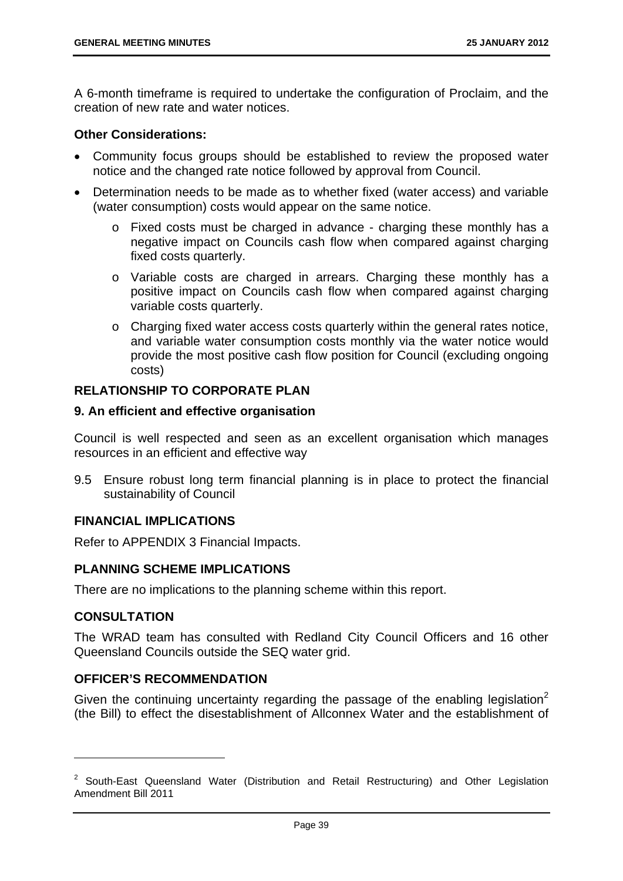A 6-month timeframe is required to undertake the configuration of Proclaim, and the creation of new rate and water notices.

**Other Considerations:**

- Community focus groups should be established to review the proposed water notice and the changed rate notice followed by approval from Council.
- Determination needs to be made as to whether fixed (water access) and variable (water consumption) costs would appear on the same notice.
  - Fixed costs must be charged in advance - charging these monthly has a negative impact on Councils cash flow when compared against charging fixed costs quarterly.
  - Variable costs are charged in arrears. Charging these monthly has a positive impact on Councils cash flow when compared against charging variable costs quarterly.
  - Charging fixed water access costs quarterly within the general rates notice, and variable water consumption costs monthly via the water notice would provide the most positive cash flow position for Council (excluding ongoing costs)

## RELATIONSHIP TO CORPORATE PLAN

### 9. An efficient and effective organisation

Council is well respected and seen as an excellent organisation which manages resources in an efficient and effective way

9.5 Ensure robust long term financial planning is in place to protect the financial sustainability of Council

## FINANCIAL IMPLICATIONS

Refer to APPENDIX 3 Financial Impacts.

## PLANNING SCHEME IMPLICATIONS

There are no implications to the planning scheme within this report.

## CONSULTATION

The WRAD team has consulted with Redland City Council Officers and 16 other Queensland Councils outside the SEQ water grid.

## OFFICER'S RECOMMENDATION

Given the continuing uncertainty regarding the passage of the enabling legislation[2] (the Bill) to effect the disestablishment of Allconnex Water and the establishment of

[2] South-East Queensland Water (Distribution and Retail Restructuring) and Other Legislation Amendment Bill 2011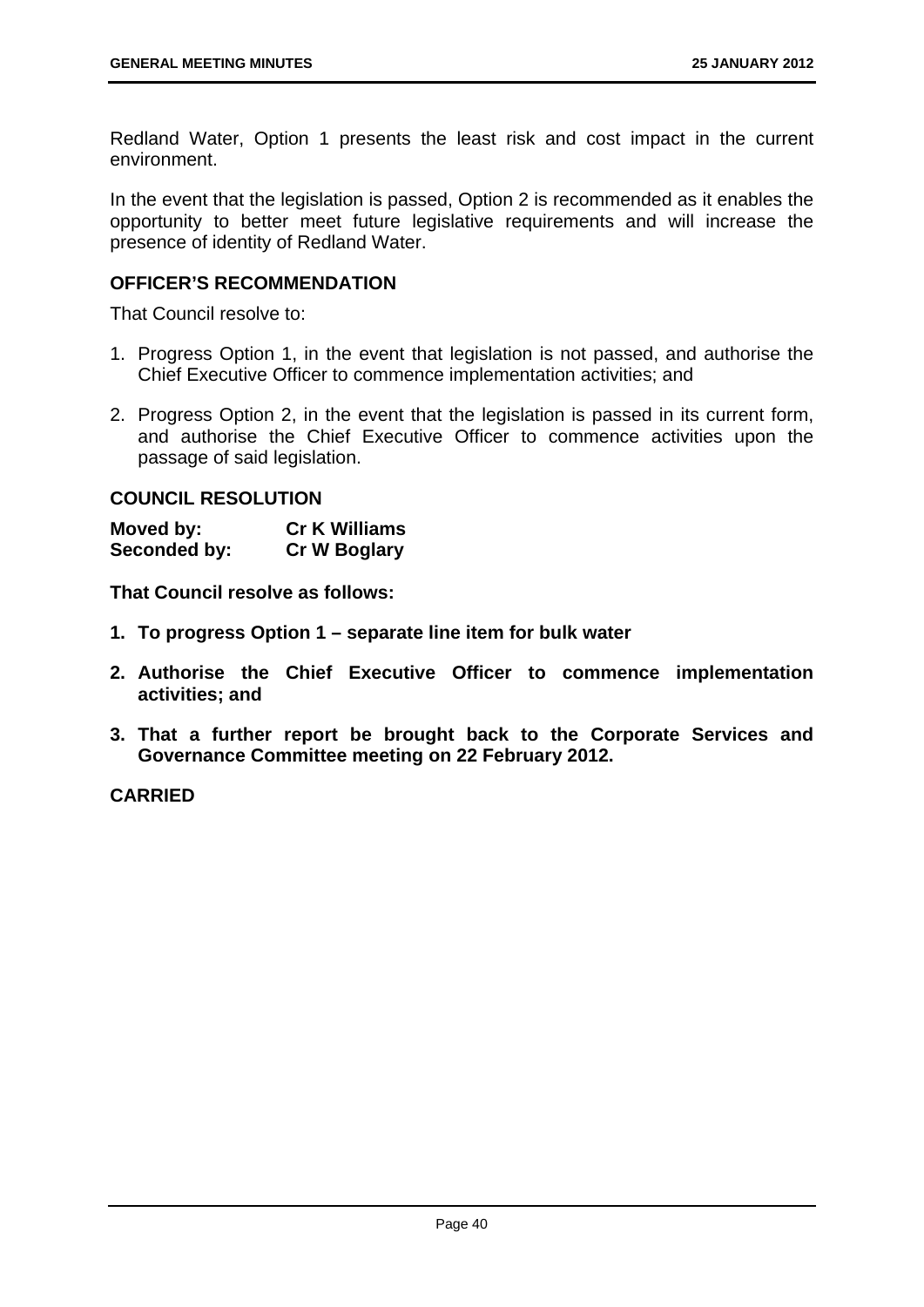Redland Water, Option 1 presents the least risk and cost impact in the current environment.

In the event that the legislation is passed, Option 2 is recommended as it enables the opportunity to better meet future legislative requirements and will increase the presence of identity of Redland Water.

### OFFICER'S RECOMMENDATION

That Council resolve to:

1. Progress Option 1, in the event that legislation is not passed, and authorise the Chief Executive Officer to commence implementation activities; and
2. Progress Option 2, in the event that the legislation is passed in its current form, and authorise the Chief Executive Officer to commence activities upon the passage of said legislation.

### COUNCIL RESOLUTION

| | |
|---|---|
| **Moved by:** | **Cr K Williams** |
| **Seconded by:** | **Cr W Boglary** |

**That Council resolve as follows:**

1. **To progress Option 1 – separate line item for bulk water**
2. **Authorise the Chief Executive Officer to commence implementation activities; and**
3. **That a further report be brought back to the Corporate Services and Governance Committee meeting on 22 February 2012.**

**CARRIED**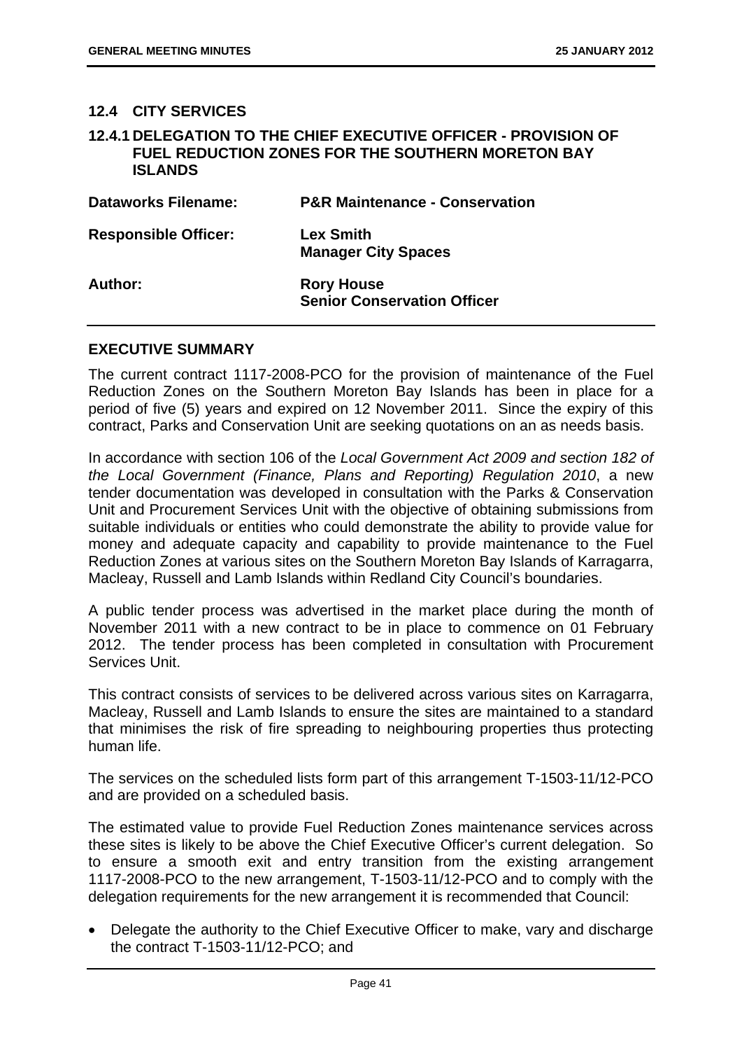## 12.4 CITY SERVICES

### 12.4.1 DELEGATION TO THE CHIEF EXECUTIVE OFFICER - PROVISION OF FUEL REDUCTION ZONES FOR THE SOUTHERN MORETON BAY ISLANDS

| | |
|---|---|
| **Dataworks Filename:** | **P&R Maintenance - Conservation** |
| **Responsible Officer:** | **Lex Smith**<br>**Manager City Spaces** |
| **Author:** | **Rory House**<br>**Senior Conservation Officer** |

### EXECUTIVE SUMMARY

The current contract 1117-2008-PCO for the provision of maintenance of the Fuel Reduction Zones on the Southern Moreton Bay Islands has been in place for a period of five (5) years and expired on 12 November 2011. Since the expiry of this contract, Parks and Conservation Unit are seeking quotations on an as needs basis.

In accordance with section 106 of the *Local Government Act 2009 and section 182 of the Local Government (Finance, Plans and Reporting) Regulation 2010*, a new tender documentation was developed in consultation with the Parks & Conservation Unit and Procurement Services Unit with the objective of obtaining submissions from suitable individuals or entities who could demonstrate the ability to provide value for money and adequate capacity and capability to provide maintenance to the Fuel Reduction Zones at various sites on the Southern Moreton Bay Islands of Karragarra, Macleay, Russell and Lamb Islands within Redland City Council's boundaries.

A public tender process was advertised in the market place during the month of November 2011 with a new contract to be in place to commence on 01 February 2012. The tender process has been completed in consultation with Procurement Services Unit.

This contract consists of services to be delivered across various sites on Karragarra, Macleay, Russell and Lamb Islands to ensure the sites are maintained to a standard that minimises the risk of fire spreading to neighbouring properties thus protecting human life.

The services on the scheduled lists form part of this arrangement T-1503-11/12-PCO and are provided on a scheduled basis.

The estimated value to provide Fuel Reduction Zones maintenance services across these sites is likely to be above the Chief Executive Officer's current delegation. So to ensure a smooth exit and entry transition from the existing arrangement 1117-2008-PCO to the new arrangement, T-1503-11/12-PCO and to comply with the delegation requirements for the new arrangement it is recommended that Council:

- Delegate the authority to the Chief Executive Officer to make, vary and discharge the contract T-1503-11/12-PCO; and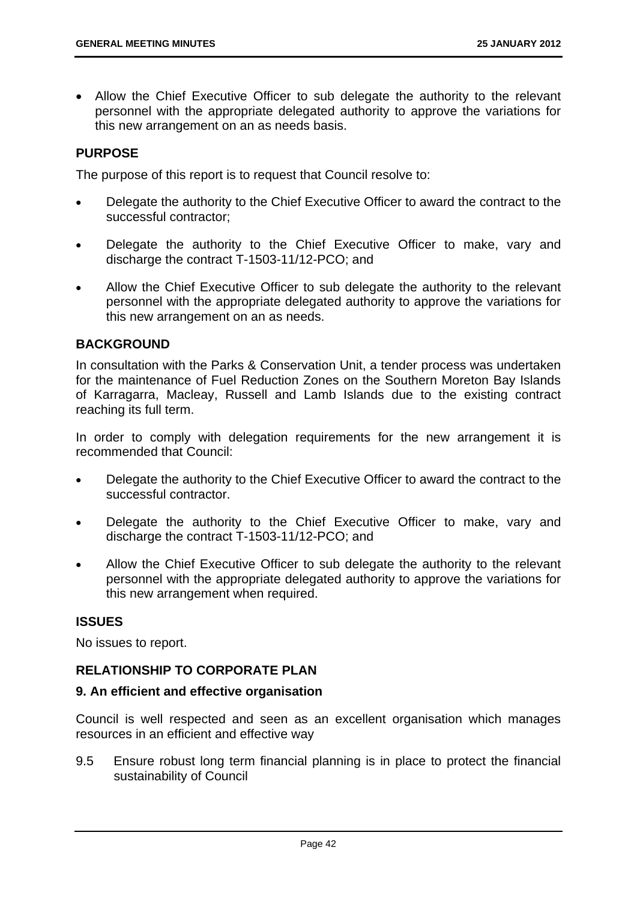- Allow the Chief Executive Officer to sub delegate the authority to the relevant personnel with the appropriate delegated authority to approve the variations for this new arrangement on an as needs basis.

## PURPOSE

The purpose of this report is to request that Council resolve to:

- Delegate the authority to the Chief Executive Officer to award the contract to the successful contractor;
- Delegate the authority to the Chief Executive Officer to make, vary and discharge the contract T-1503-11/12-PCO; and
- Allow the Chief Executive Officer to sub delegate the authority to the relevant personnel with the appropriate delegated authority to approve the variations for this new arrangement on an as needs.

## BACKGROUND

In consultation with the Parks & Conservation Unit, a tender process was undertaken for the maintenance of Fuel Reduction Zones on the Southern Moreton Bay Islands of Karragarra, Macleay, Russell and Lamb Islands due to the existing contract reaching its full term.

In order to comply with delegation requirements for the new arrangement it is recommended that Council:

- Delegate the authority to the Chief Executive Officer to award the contract to the successful contractor.
- Delegate the authority to the Chief Executive Officer to make, vary and discharge the contract T-1503-11/12-PCO; and
- Allow the Chief Executive Officer to sub delegate the authority to the relevant personnel with the appropriate delegated authority to approve the variations for this new arrangement when required.

## ISSUES

No issues to report.

## RELATIONSHIP TO CORPORATE PLAN

### 9. An efficient and effective organisation

Council is well respected and seen as an excellent organisation which manages resources in an efficient and effective way

9.5 Ensure robust long term financial planning is in place to protect the financial sustainability of Council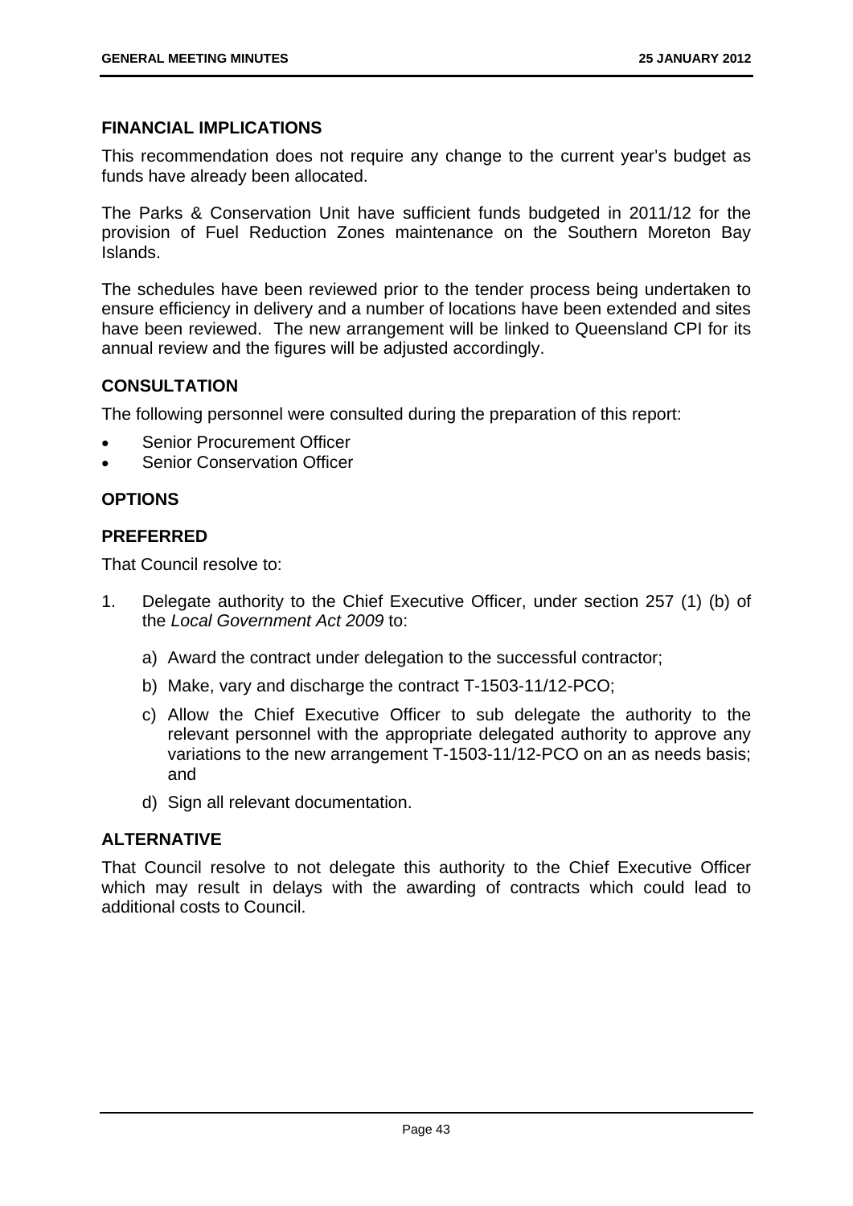### FINANCIAL IMPLICATIONS

This recommendation does not require any change to the current year's budget as funds have already been allocated.

The Parks & Conservation Unit have sufficient funds budgeted in 2011/12 for the provision of Fuel Reduction Zones maintenance on the Southern Moreton Bay Islands.

The schedules have been reviewed prior to the tender process being undertaken to ensure efficiency in delivery and a number of locations have been extended and sites have been reviewed. The new arrangement will be linked to Queensland CPI for its annual review and the figures will be adjusted accordingly.

### CONSULTATION

The following personnel were consulted during the preparation of this report:

- Senior Procurement Officer
- Senior Conservation Officer

### OPTIONS

### PREFERRED

That Council resolve to:

1. Delegate authority to the Chief Executive Officer, under section 257 (1) (b) of the *Local Government Act 2009* to:

   a) Award the contract under delegation to the successful contractor;

   b) Make, vary and discharge the contract T-1503-11/12-PCO;

   c) Allow the Chief Executive Officer to sub delegate the authority to the relevant personnel with the appropriate delegated authority to approve any variations to the new arrangement T-1503-11/12-PCO on an as needs basis; and

   d) Sign all relevant documentation.

### ALTERNATIVE

That Council resolve to not delegate this authority to the Chief Executive Officer which may result in delays with the awarding of contracts which could lead to additional costs to Council.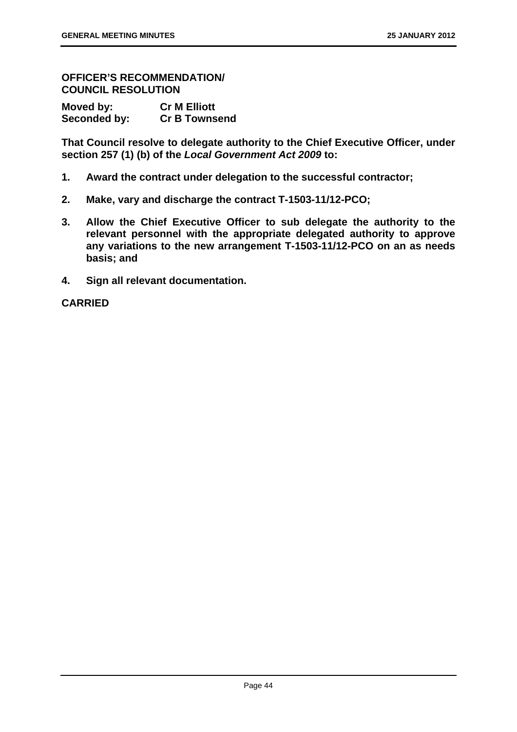**OFFICER'S RECOMMENDATION/
COUNCIL RESOLUTION**

| **Moved by:** | **Cr M Elliott** |
|---|---|
| **Seconded by:** | **Cr B Townsend** |

**That Council resolve to delegate authority to the Chief Executive Officer, under section 257 (1) (b) of the *Local Government Act 2009* to:**

1. **Award the contract under delegation to the successful contractor;**
2. **Make, vary and discharge the contract T-1503-11/12-PCO;**
3. **Allow the Chief Executive Officer to sub delegate the authority to the relevant personnel with the appropriate delegated authority to approve any variations to the new arrangement T-1503-11/12-PCO on an as needs basis; and**
4. **Sign all relevant documentation.**

**CARRIED**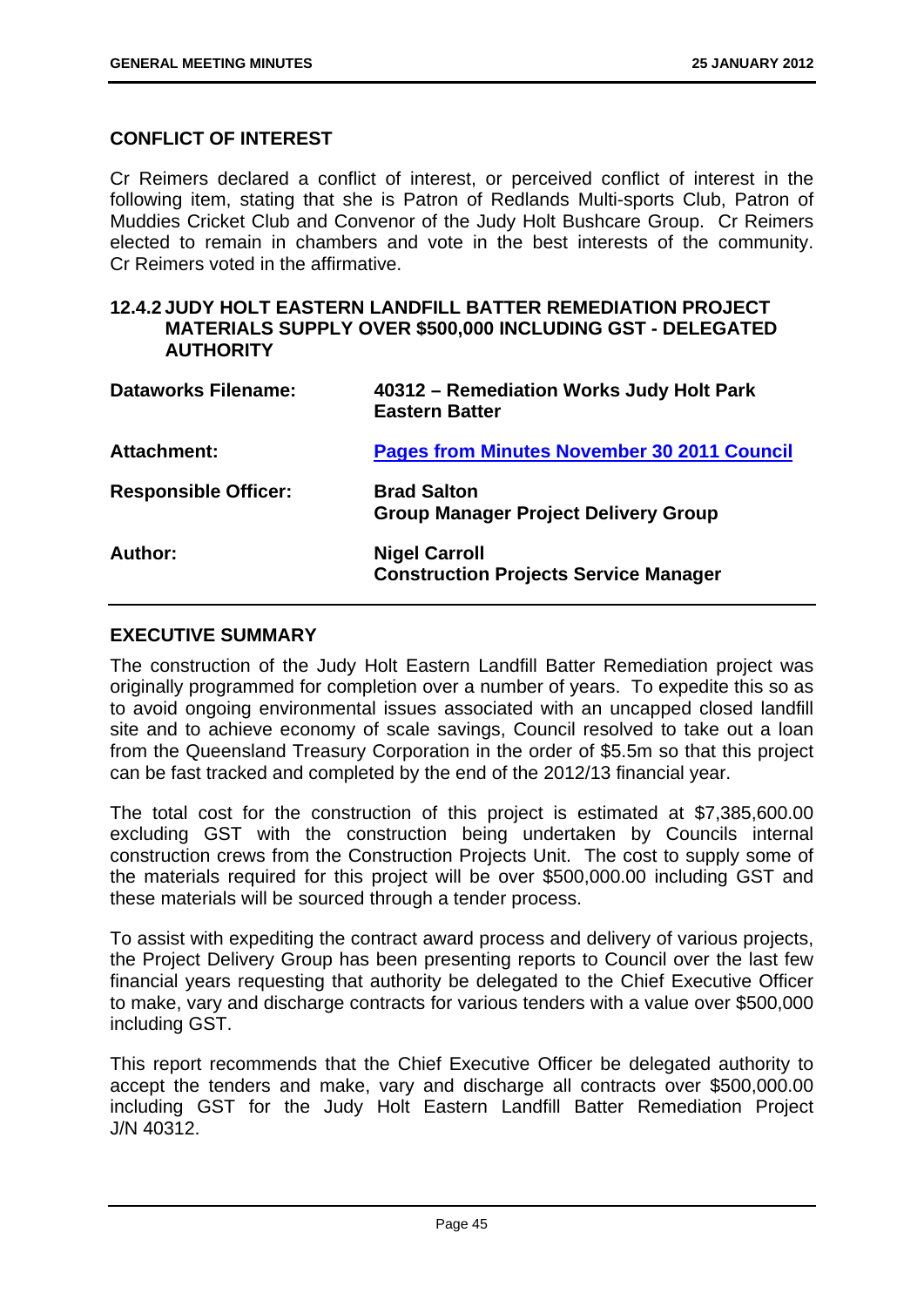## CONFLICT OF INTEREST

Cr Reimers declared a conflict of interest, or perceived conflict of interest in the following item, stating that she is Patron of Redlands Multi-sports Club, Patron of Muddies Cricket Club and Convenor of the Judy Holt Bushcare Group. Cr Reimers elected to remain in chambers and vote in the best interests of the community. Cr Reimers voted in the affirmative.

### 12.4.2 JUDY HOLT EASTERN LANDFILL BATTER REMEDIATION PROJECT MATERIALS SUPPLY OVER $500,000 INCLUDING GST - DELEGATED AUTHORITY

| | |
|---|---|
| **Dataworks Filename:** | **40312 – Remediation Works Judy Holt Park Eastern Batter** |
| **Attachment:** | **Pages from Minutes November 30 2011 Council** |
| **Responsible Officer:** | **Brad Salton**<br>**Group Manager Project Delivery Group** |
| **Author:** | **Nigel Carroll**<br>**Construction Projects Service Manager** |

## EXECUTIVE SUMMARY

The construction of the Judy Holt Eastern Landfill Batter Remediation project was originally programmed for completion over a number of years. To expedite this so as to avoid ongoing environmental issues associated with an uncapped closed landfill site and to achieve economy of scale savings, Council resolved to take out a loan from the Queensland Treasury Corporation in the order of $5.5m so that this project can be fast tracked and completed by the end of the 2012/13 financial year.

The total cost for the construction of this project is estimated at $7,385,600.00 excluding GST with the construction being undertaken by Councils internal construction crews from the Construction Projects Unit. The cost to supply some of the materials required for this project will be over $500,000.00 including GST and these materials will be sourced through a tender process.

To assist with expediting the contract award process and delivery of various projects, the Project Delivery Group has been presenting reports to Council over the last few financial years requesting that authority be delegated to the Chief Executive Officer to make, vary and discharge contracts for various tenders with a value over $500,000 including GST.

This report recommends that the Chief Executive Officer be delegated authority to accept the tenders and make, vary and discharge all contracts over $500,000.00 including GST for the Judy Holt Eastern Landfill Batter Remediation Project J/N 40312.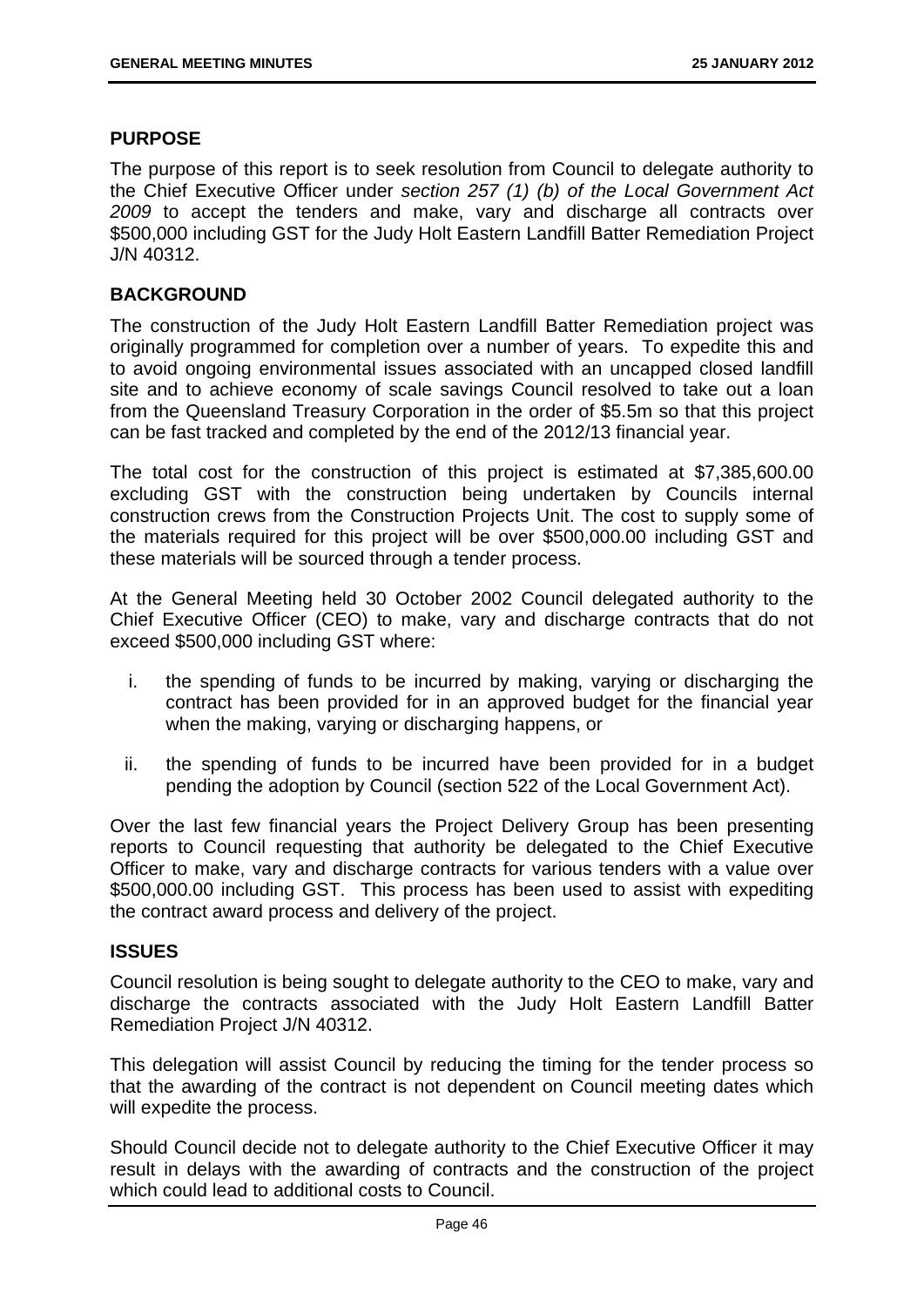## PURPOSE

The purpose of this report is to seek resolution from Council to delegate authority to the Chief Executive Officer under *section 257 (1) (b) of the Local Government Act 2009* to accept the tenders and make, vary and discharge all contracts over \$500,000 including GST for the Judy Holt Eastern Landfill Batter Remediation Project J/N 40312.

## BACKGROUND

The construction of the Judy Holt Eastern Landfill Batter Remediation project was originally programmed for completion over a number of years. To expedite this and to avoid ongoing environmental issues associated with an uncapped closed landfill site and to achieve economy of scale savings Council resolved to take out a loan from the Queensland Treasury Corporation in the order of \$5.5m so that this project can be fast tracked and completed by the end of the 2012/13 financial year.

The total cost for the construction of this project is estimated at \$7,385,600.00 excluding GST with the construction being undertaken by Councils internal construction crews from the Construction Projects Unit. The cost to supply some of the materials required for this project will be over \$500,000.00 including GST and these materials will be sourced through a tender process.

At the General Meeting held 30 October 2002 Council delegated authority to the Chief Executive Officer (CEO) to make, vary and discharge contracts that do not exceed \$500,000 including GST where:

i. the spending of funds to be incurred by making, varying or discharging the contract has been provided for in an approved budget for the financial year when the making, varying or discharging happens, or

ii. the spending of funds to be incurred have been provided for in a budget pending the adoption by Council (section 522 of the Local Government Act).

Over the last few financial years the Project Delivery Group has been presenting reports to Council requesting that authority be delegated to the Chief Executive Officer to make, vary and discharge contracts for various tenders with a value over \$500,000.00 including GST. This process has been used to assist with expediting the contract award process and delivery of the project.

## ISSUES

Council resolution is being sought to delegate authority to the CEO to make, vary and discharge the contracts associated with the Judy Holt Eastern Landfill Batter Remediation Project J/N 40312.

This delegation will assist Council by reducing the timing for the tender process so that the awarding of the contract is not dependent on Council meeting dates which will expedite the process.

Should Council decide not to delegate authority to the Chief Executive Officer it may result in delays with the awarding of contracts and the construction of the project which could lead to additional costs to Council.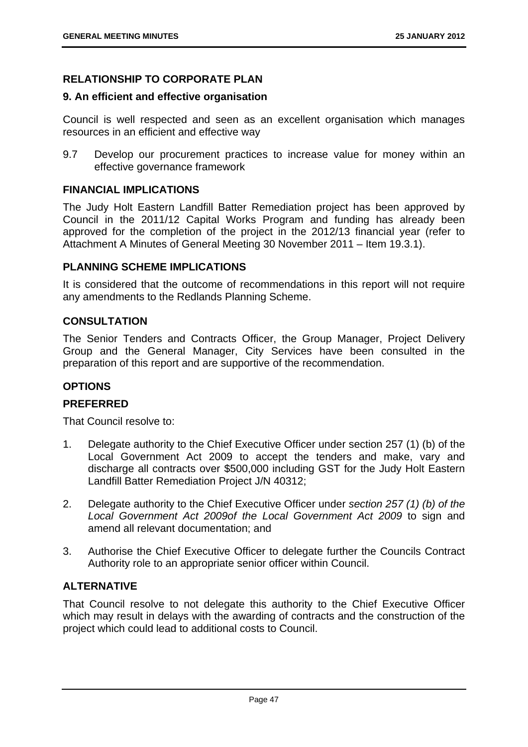## RELATIONSHIP TO CORPORATE PLAN

### 9. An efficient and effective organisation

Council is well respected and seen as an excellent organisation which manages resources in an efficient and effective way

9.7 Develop our procurement practices to increase value for money within an effective governance framework

## FINANCIAL IMPLICATIONS

The Judy Holt Eastern Landfill Batter Remediation project has been approved by Council in the 2011/12 Capital Works Program and funding has already been approved for the completion of the project in the 2012/13 financial year (refer to Attachment A Minutes of General Meeting 30 November 2011 – Item 19.3.1).

## PLANNING SCHEME IMPLICATIONS

It is considered that the outcome of recommendations in this report will not require any amendments to the Redlands Planning Scheme.

## CONSULTATION

The Senior Tenders and Contracts Officer, the Group Manager, Project Delivery Group and the General Manager, City Services have been consulted in the preparation of this report and are supportive of the recommendation.

## OPTIONS

### PREFERRED

That Council resolve to:

1. Delegate authority to the Chief Executive Officer under section 257 (1) (b) of the Local Government Act 2009 to accept the tenders and make, vary and discharge all contracts over $500,000 including GST for the Judy Holt Eastern Landfill Batter Remediation Project J/N 40312;
2. Delegate authority to the Chief Executive Officer under *section 257 (1) (b) of the Local Government Act 2009of the Local Government Act 2009* to sign and amend all relevant documentation; and
3. Authorise the Chief Executive Officer to delegate further the Councils Contract Authority role to an appropriate senior officer within Council.

### ALTERNATIVE

That Council resolve to not delegate this authority to the Chief Executive Officer which may result in delays with the awarding of contracts and the construction of the project which could lead to additional costs to Council.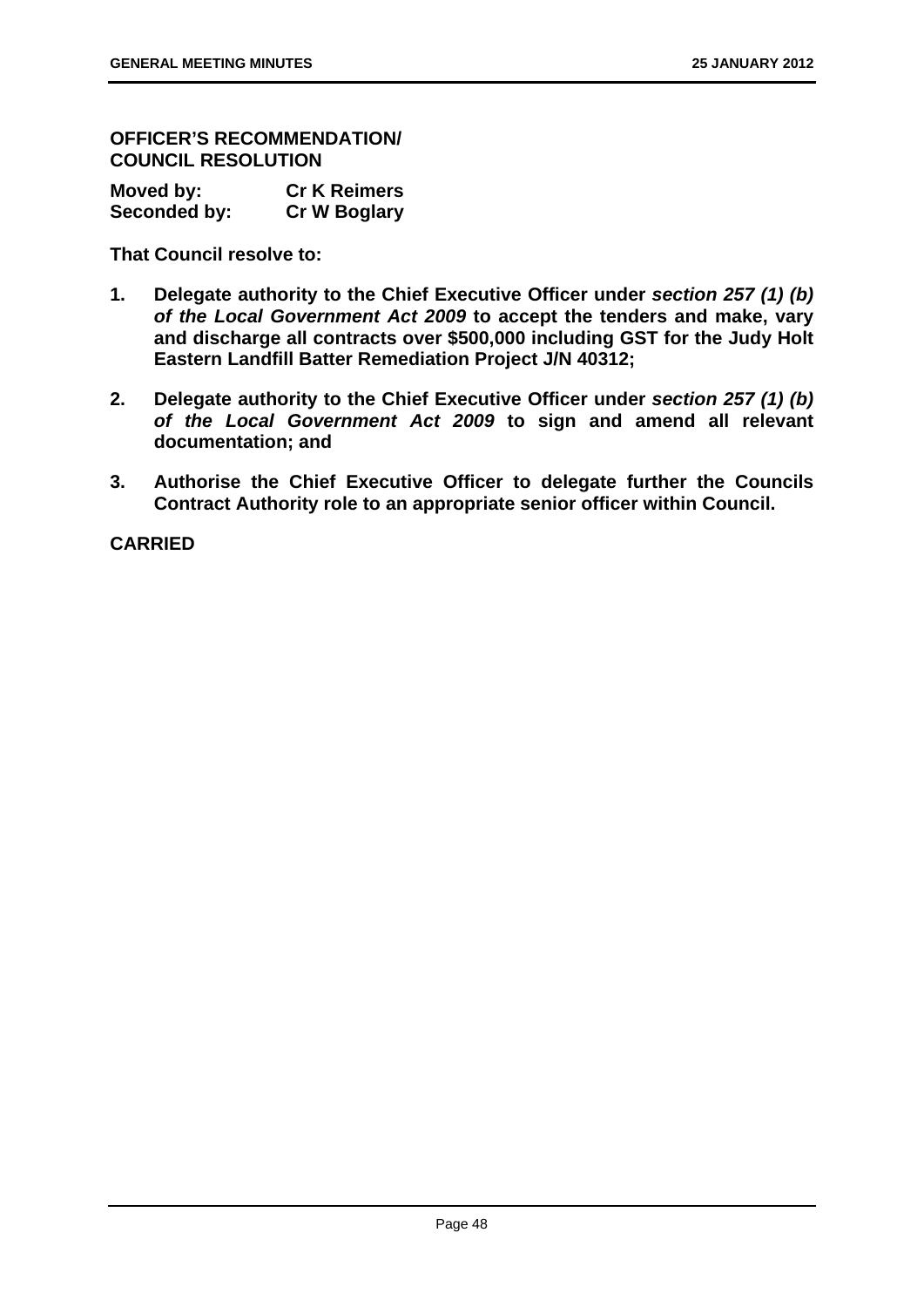**OFFICER'S RECOMMENDATION/ COUNCIL RESOLUTION**

| | |
|---|---|
| **Moved by:** | **Cr K Reimers** |
| **Seconded by:** | **Cr W Boglary** |

**That Council resolve to:**

1. **Delegate authority to the Chief Executive Officer under *section 257 (1) (b) of the Local Government Act 2009* to accept the tenders and make, vary and discharge all contracts over $500,000 including GST for the Judy Holt Eastern Landfill Batter Remediation Project J/N 40312;**
2. **Delegate authority to the Chief Executive Officer under *section 257 (1) (b) of the Local Government Act 2009* to sign and amend all relevant documentation; and**
3. **Authorise the Chief Executive Officer to delegate further the Councils Contract Authority role to an appropriate senior officer within Council.**

**CARRIED**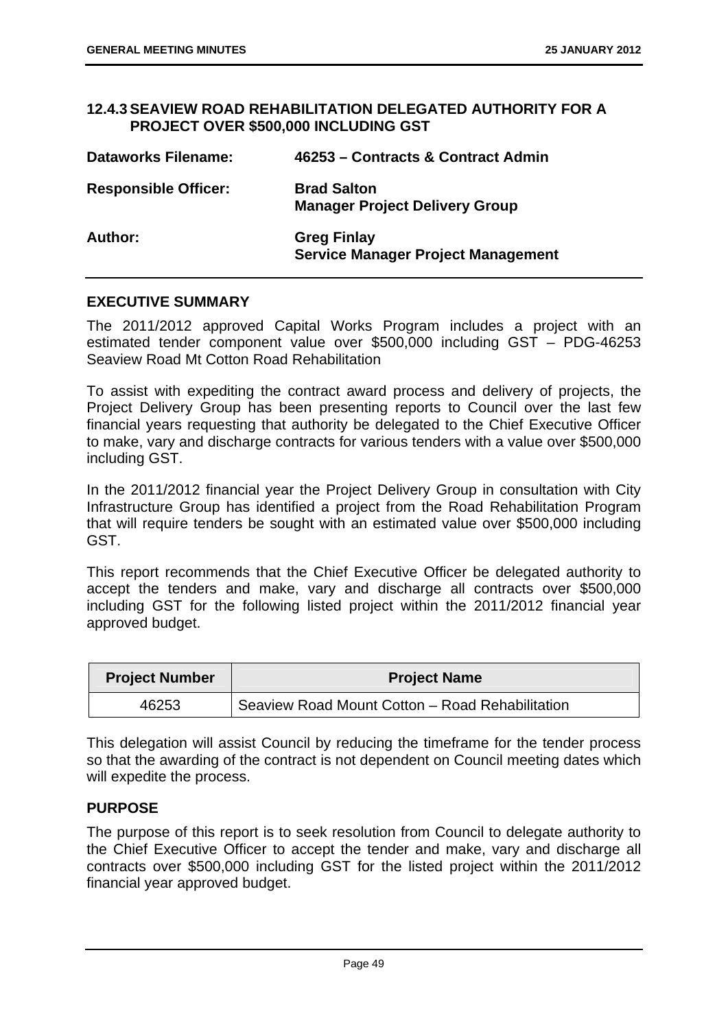### 12.4.3 SEAVIEW ROAD REHABILITATION DELEGATED AUTHORITY FOR A PROJECT OVER $500,000 INCLUDING GST

**Dataworks Filename:** 46253 – Contracts & Contract Admin

**Responsible Officer:** Brad Salton
Manager Project Delivery Group

**Author:** Greg Finlay
Service Manager Project Management

#### EXECUTIVE SUMMARY

The 2011/2012 approved Capital Works Program includes a project with an estimated tender component value over $500,000 including GST – PDG-46253 Seaview Road Mt Cotton Road Rehabilitation

To assist with expediting the contract award process and delivery of projects, the Project Delivery Group has been presenting reports to Council over the last few financial years requesting that authority be delegated to the Chief Executive Officer to make, vary and discharge contracts for various tenders with a value over $500,000 including GST.

In the 2011/2012 financial year the Project Delivery Group in consultation with City Infrastructure Group has identified a project from the Road Rehabilitation Program that will require tenders be sought with an estimated value over $500,000 including GST.

This report recommends that the Chief Executive Officer be delegated authority to accept the tenders and make, vary and discharge all contracts over $500,000 including GST for the following listed project within the 2011/2012 financial year approved budget.

| Project Number | Project Name |
|---|---|
| 46253 | Seaview Road Mount Cotton – Road Rehabilitation |

This delegation will assist Council by reducing the timeframe for the tender process so that the awarding of the contract is not dependent on Council meeting dates which will expedite the process.

#### PURPOSE

The purpose of this report is to seek resolution from Council to delegate authority to the Chief Executive Officer to accept the tender and make, vary and discharge all contracts over $500,000 including GST for the listed project within the 2011/2012 financial year approved budget.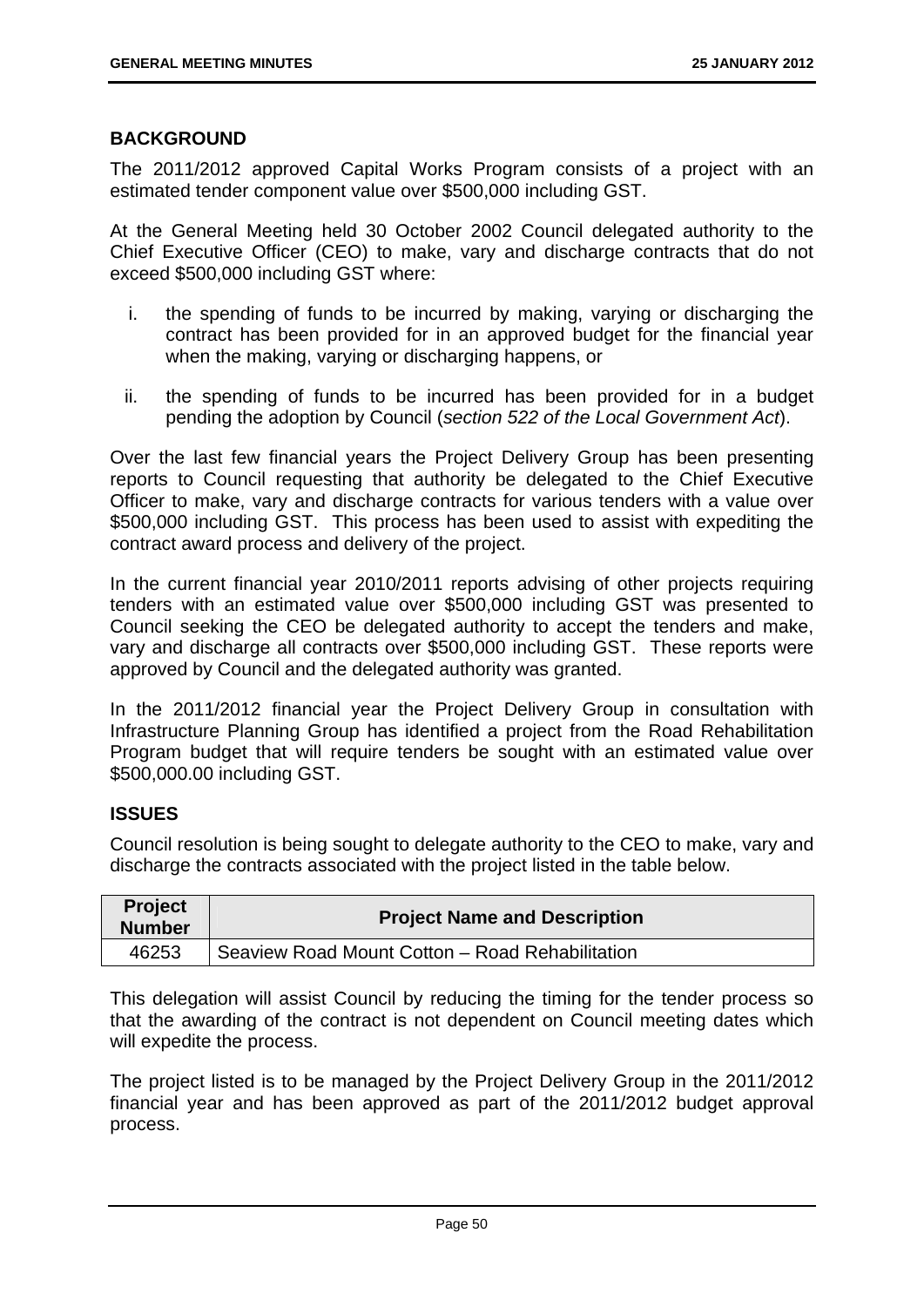## BACKGROUND

The 2011/2012 approved Capital Works Program consists of a project with an estimated tender component value over $500,000 including GST.

At the General Meeting held 30 October 2002 Council delegated authority to the Chief Executive Officer (CEO) to make, vary and discharge contracts that do not exceed $500,000 including GST where:

i. the spending of funds to be incurred by making, varying or discharging the contract has been provided for in an approved budget for the financial year when the making, varying or discharging happens, or

ii. the spending of funds to be incurred has been provided for in a budget pending the adoption by Council (*section 522 of the Local Government Act*).

Over the last few financial years the Project Delivery Group has been presenting reports to Council requesting that authority be delegated to the Chief Executive Officer to make, vary and discharge contracts for various tenders with a value over $500,000 including GST. This process has been used to assist with expediting the contract award process and delivery of the project.

In the current financial year 2010/2011 reports advising of other projects requiring tenders with an estimated value over $500,000 including GST was presented to Council seeking the CEO be delegated authority to accept the tenders and make, vary and discharge all contracts over $500,000 including GST. These reports were approved by Council and the delegated authority was granted.

In the 2011/2012 financial year the Project Delivery Group in consultation with Infrastructure Planning Group has identified a project from the Road Rehabilitation Program budget that will require tenders be sought with an estimated value over $500,000.00 including GST.

## ISSUES

Council resolution is being sought to delegate authority to the CEO to make, vary and discharge the contracts associated with the project listed in the table below.

| Project Number | Project Name and Description |
|---|---|
| 46253 | Seaview Road Mount Cotton – Road Rehabilitation |

This delegation will assist Council by reducing the timing for the tender process so that the awarding of the contract is not dependent on Council meeting dates which will expedite the process.

The project listed is to be managed by the Project Delivery Group in the 2011/2012 financial year and has been approved as part of the 2011/2012 budget approval process.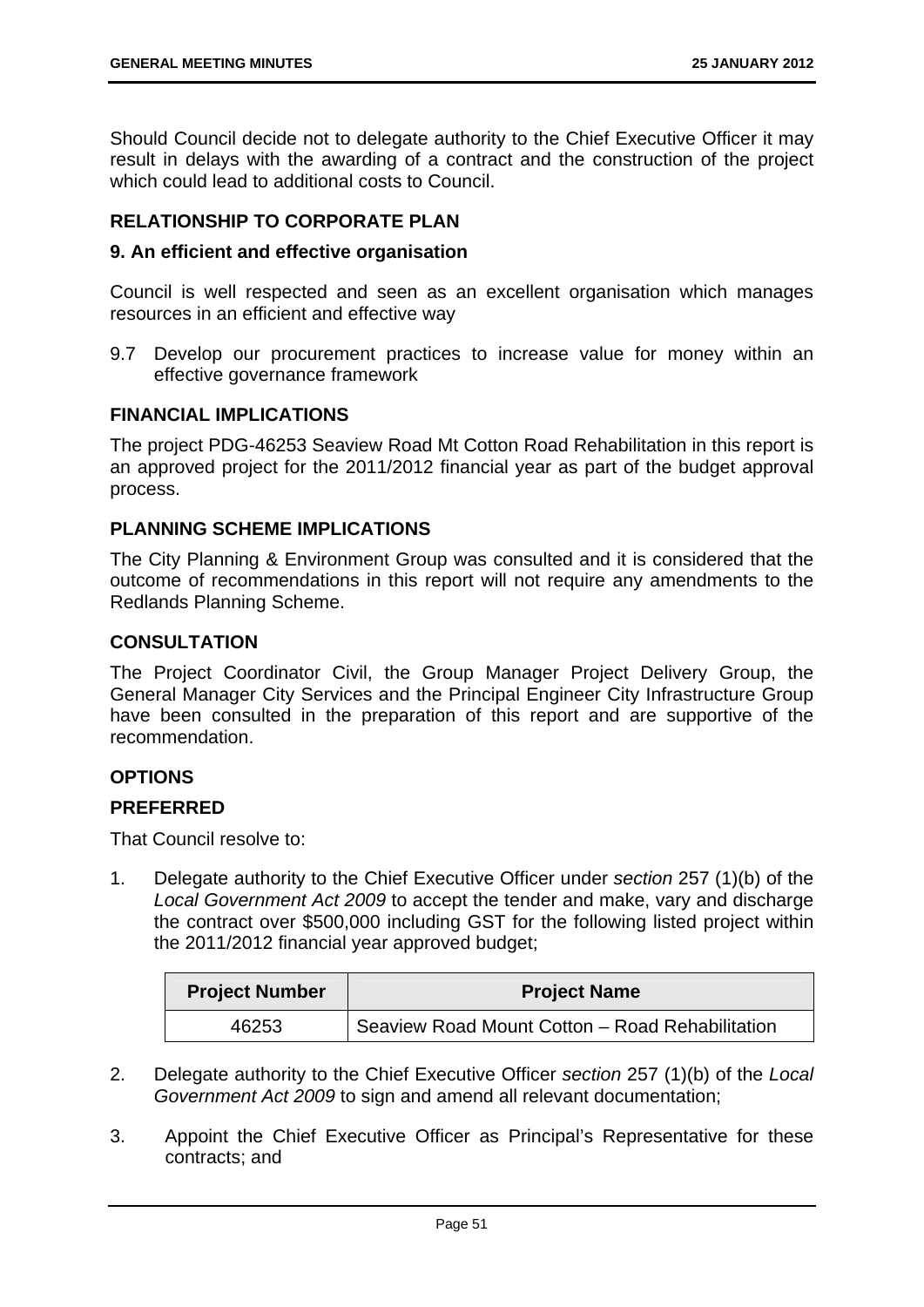Should Council decide not to delegate authority to the Chief Executive Officer it may result in delays with the awarding of a contract and the construction of the project which could lead to additional costs to Council.

## RELATIONSHIP TO CORPORATE PLAN

### 9. An efficient and effective organisation

Council is well respected and seen as an excellent organisation which manages resources in an efficient and effective way

9.7 Develop our procurement practices to increase value for money within an effective governance framework

## FINANCIAL IMPLICATIONS

The project PDG-46253 Seaview Road Mt Cotton Road Rehabilitation in this report is an approved project for the 2011/2012 financial year as part of the budget approval process.

## PLANNING SCHEME IMPLICATIONS

The City Planning & Environment Group was consulted and it is considered that the outcome of recommendations in this report will not require any amendments to the Redlands Planning Scheme.

## CONSULTATION

The Project Coordinator Civil, the Group Manager Project Delivery Group, the General Manager City Services and the Principal Engineer City Infrastructure Group have been consulted in the preparation of this report and are supportive of the recommendation.

## OPTIONS

### PREFERRED

That Council resolve to:

1. Delegate authority to the Chief Executive Officer under *section* 257 (1)(b) of the *Local Government Act 2009* to accept the tender and make, vary and discharge the contract over $500,000 including GST for the following listed project within the 2011/2012 financial year approved budget;

| Project Number | Project Name |
|---|---|
| 46253 | Seaview Road Mount Cotton – Road Rehabilitation |

2. Delegate authority to the Chief Executive Officer *section* 257 (1)(b) of the *Local Government Act 2009* to sign and amend all relevant documentation;
3. Appoint the Chief Executive Officer as Principal's Representative for these contracts; and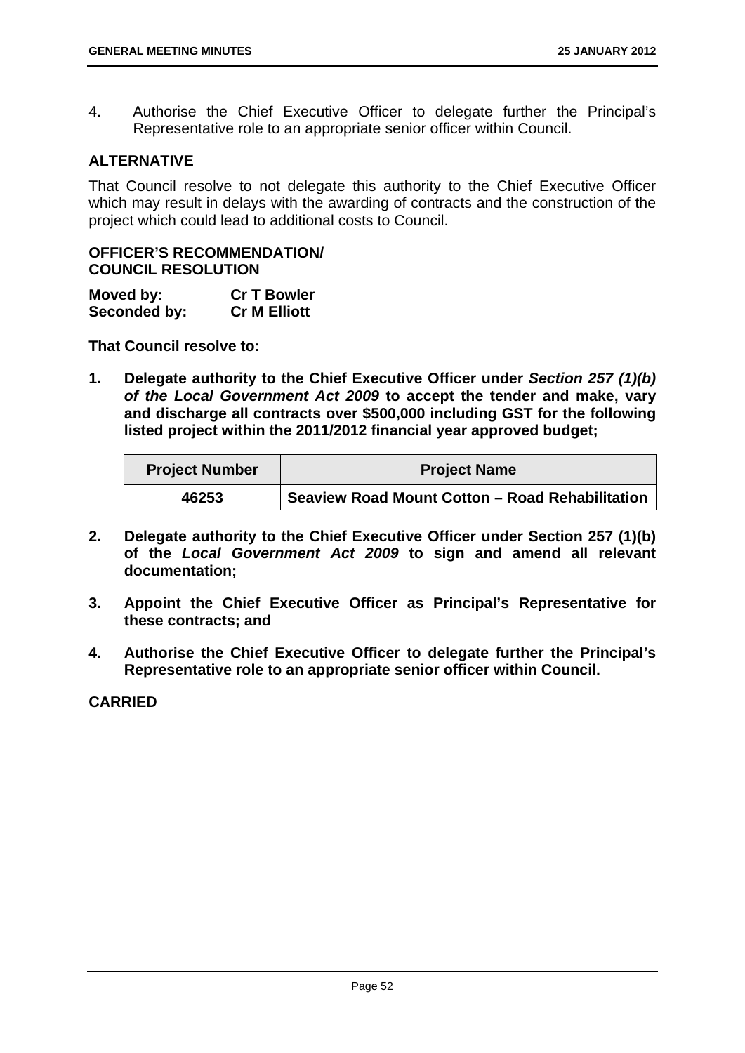4. Authorise the Chief Executive Officer to delegate further the Principal's Representative role to an appropriate senior officer within Council.

## ALTERNATIVE

That Council resolve to not delegate this authority to the Chief Executive Officer which may result in delays with the awarding of contracts and the construction of the project which could lead to additional costs to Council.

## OFFICER'S RECOMMENDATION/ COUNCIL RESOLUTION

**Moved by:** **Cr T Bowler**
**Seconded by:** **Cr M Elliott**

**That Council resolve to:**

1. **Delegate authority to the Chief Executive Officer under *Section 257 (1)(b) of the Local Government Act 2009* to accept the tender and make, vary and discharge all contracts over $500,000 including GST for the following listed project within the 2011/2012 financial year approved budget;**

| Project Number | Project Name |
|---|---|
| 46253 | Seaview Road Mount Cotton – Road Rehabilitation |

2. **Delegate authority to the Chief Executive Officer under Section 257 (1)(b) of the *Local Government Act 2009* to sign and amend all relevant documentation;**

3. **Appoint the Chief Executive Officer as Principal's Representative for these contracts; and**

4. **Authorise the Chief Executive Officer to delegate further the Principal's Representative role to an appropriate senior officer within Council.**

**CARRIED**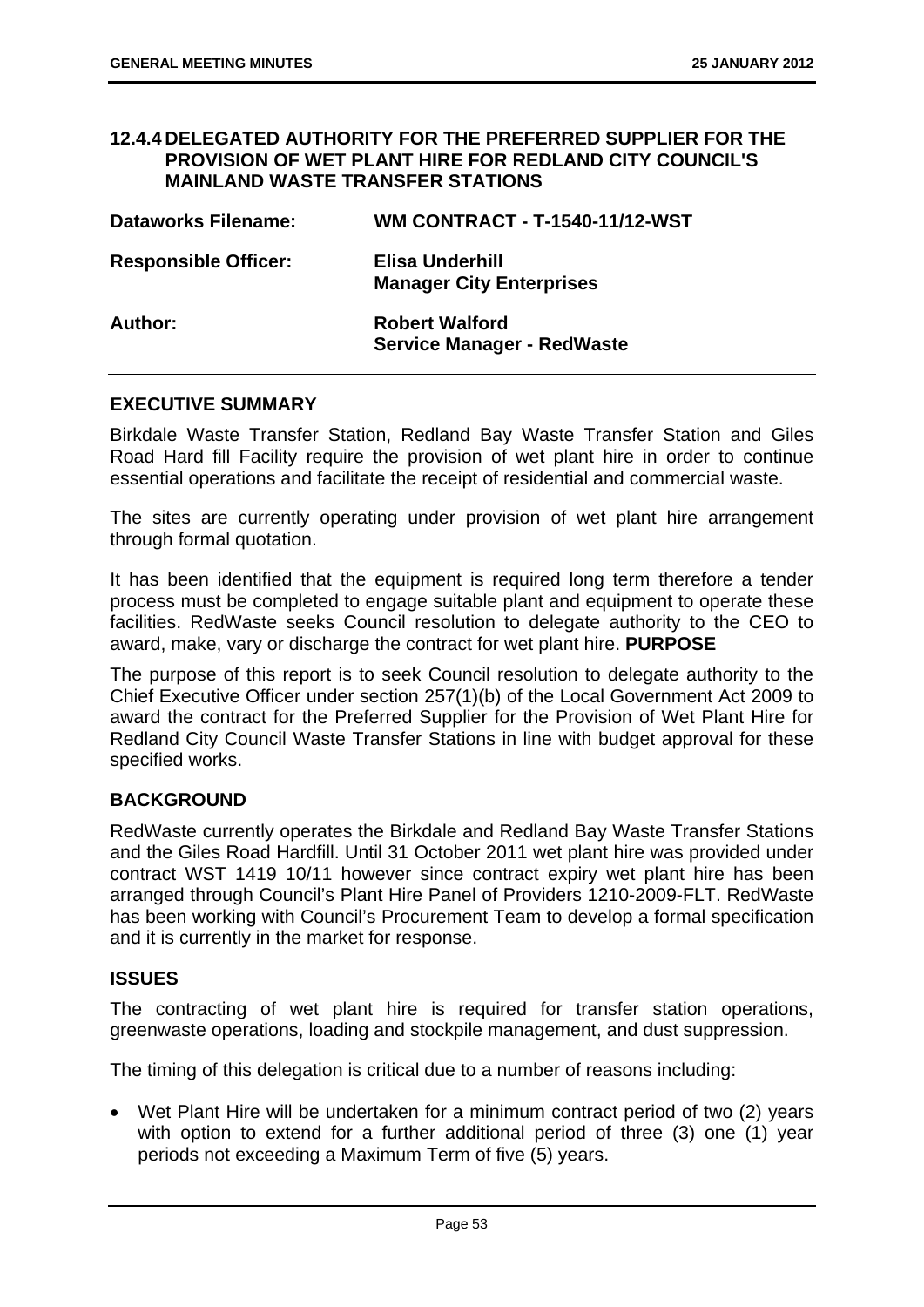### 12.4.4 DELEGATED AUTHORITY FOR THE PREFERRED SUPPLIER FOR THE PROVISION OF WET PLANT HIRE FOR REDLAND CITY COUNCIL'S MAINLAND WASTE TRANSFER STATIONS

| | |
|---|---|
| **Dataworks Filename:** | **WM CONTRACT - T-1540-11/12-WST** |
| **Responsible Officer:** | **Elisa Underhill**<br>**Manager City Enterprises** |
| **Author:** | **Robert Walford**<br>**Service Manager - RedWaste** |

**EXECUTIVE SUMMARY**

Birkdale Waste Transfer Station, Redland Bay Waste Transfer Station and Giles Road Hard fill Facility require the provision of wet plant hire in order to continue essential operations and facilitate the receipt of residential and commercial waste.

The sites are currently operating under provision of wet plant hire arrangement through formal quotation.

It has been identified that the equipment is required long term therefore a tender process must be completed to engage suitable plant and equipment to operate these facilities. RedWaste seeks Council resolution to delegate authority to the CEO to award, make, vary or discharge the contract for wet plant hire. **PURPOSE**

The purpose of this report is to seek Council resolution to delegate authority to the Chief Executive Officer under section 257(1)(b) of the Local Government Act 2009 to award the contract for the Preferred Supplier for the Provision of Wet Plant Hire for Redland City Council Waste Transfer Stations in line with budget approval for these specified works.

**BACKGROUND**

RedWaste currently operates the Birkdale and Redland Bay Waste Transfer Stations and the Giles Road Hardfill. Until 31 October 2011 wet plant hire was provided under contract WST 1419 10/11 however since contract expiry wet plant hire has been arranged through Council's Plant Hire Panel of Providers 1210-2009-FLT. RedWaste has been working with Council's Procurement Team to develop a formal specification and it is currently in the market for response.

**ISSUES**

The contracting of wet plant hire is required for transfer station operations, greenwaste operations, loading and stockpile management, and dust suppression.

The timing of this delegation is critical due to a number of reasons including:

- Wet Plant Hire will be undertaken for a minimum contract period of two (2) years with option to extend for a further additional period of three (3) one (1) year periods not exceeding a Maximum Term of five (5) years.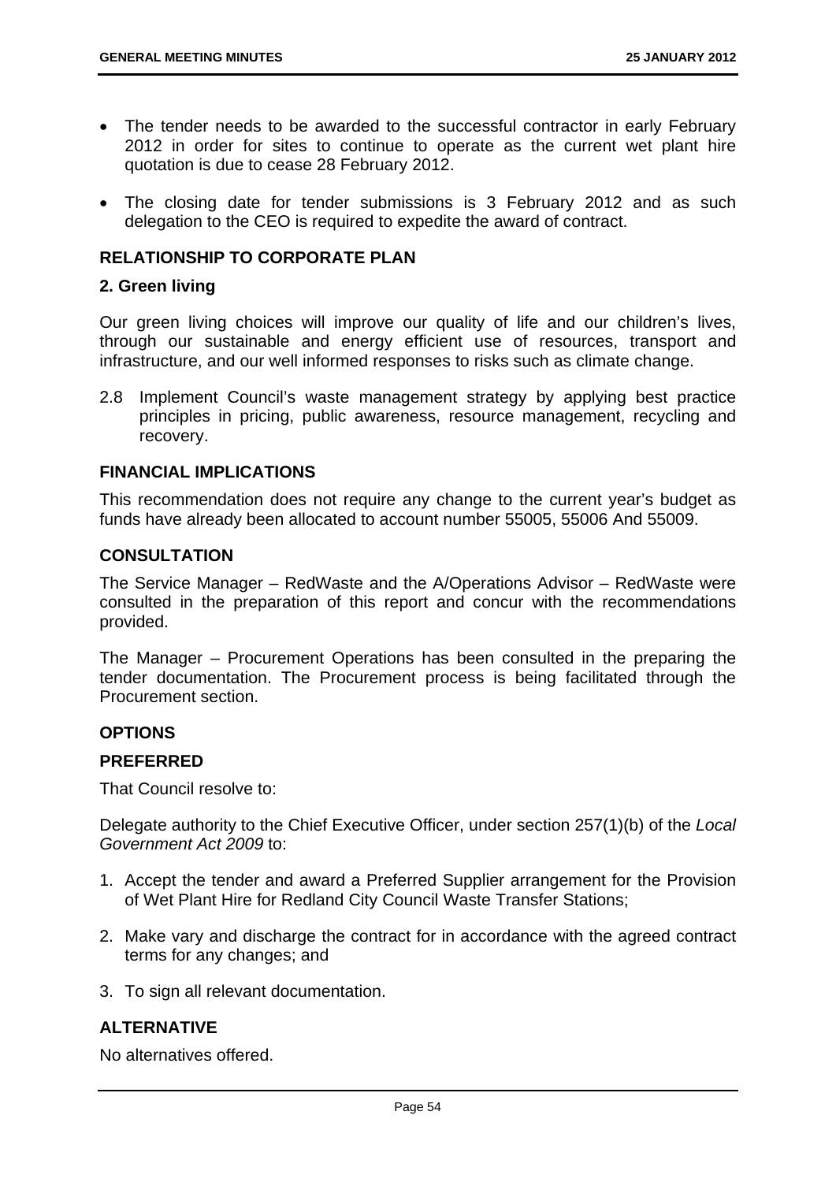- The tender needs to be awarded to the successful contractor in early February 2012 in order for sites to continue to operate as the current wet plant hire quotation is due to cease 28 February 2012.
- The closing date for tender submissions is 3 February 2012 and as such delegation to the CEO is required to expedite the award of contract.

## RELATIONSHIP TO CORPORATE PLAN

### 2. Green living

Our green living choices will improve our quality of life and our children's lives, through our sustainable and energy efficient use of resources, transport and infrastructure, and our well informed responses to risks such as climate change.

2.8 Implement Council's waste management strategy by applying best practice principles in pricing, public awareness, resource management, recycling and recovery.

## FINANCIAL IMPLICATIONS

This recommendation does not require any change to the current year's budget as funds have already been allocated to account number 55005, 55006 And 55009.

## CONSULTATION

The Service Manager – RedWaste and the A/Operations Advisor – RedWaste were consulted in the preparation of this report and concur with the recommendations provided.

The Manager – Procurement Operations has been consulted in the preparing the tender documentation. The Procurement process is being facilitated through the Procurement section.

## OPTIONS

### PREFERRED

That Council resolve to:

Delegate authority to the Chief Executive Officer, under section 257(1)(b) of the *Local Government Act 2009* to:

1. Accept the tender and award a Preferred Supplier arrangement for the Provision of Wet Plant Hire for Redland City Council Waste Transfer Stations;
2. Make vary and discharge the contract for in accordance with the agreed contract terms for any changes; and
3. To sign all relevant documentation.

### ALTERNATIVE

No alternatives offered.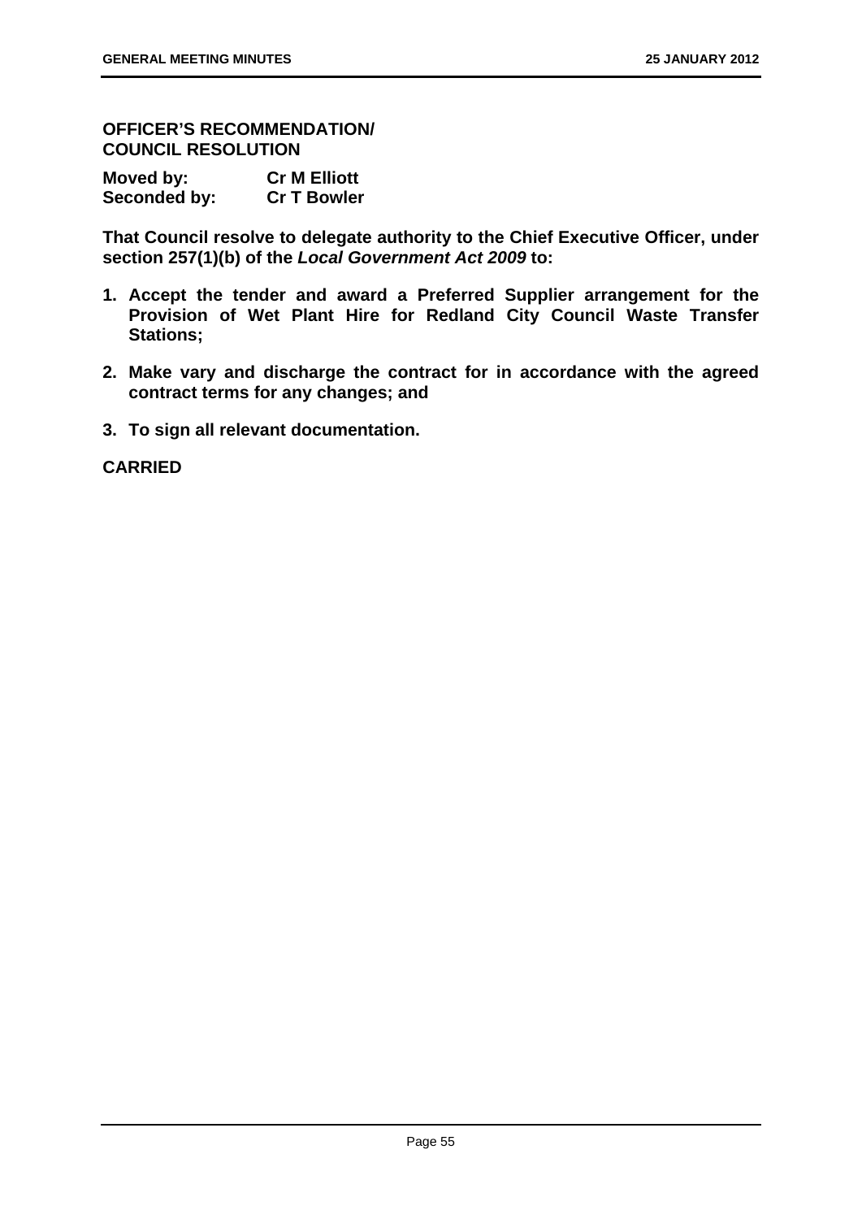**OFFICER'S RECOMMENDATION/ COUNCIL RESOLUTION**

| | |
|---|---|
| **Moved by:** | **Cr M Elliott** |
| **Seconded by:** | **Cr T Bowler** |

**That Council resolve to delegate authority to the Chief Executive Officer, under section 257(1)(b) of the *Local Government Act 2009* to:**

1. **Accept the tender and award a Preferred Supplier arrangement for the Provision of Wet Plant Hire for Redland City Council Waste Transfer Stations;**
2. **Make vary and discharge the contract for in accordance with the agreed contract terms for any changes; and**
3. **To sign all relevant documentation.**

**CARRIED**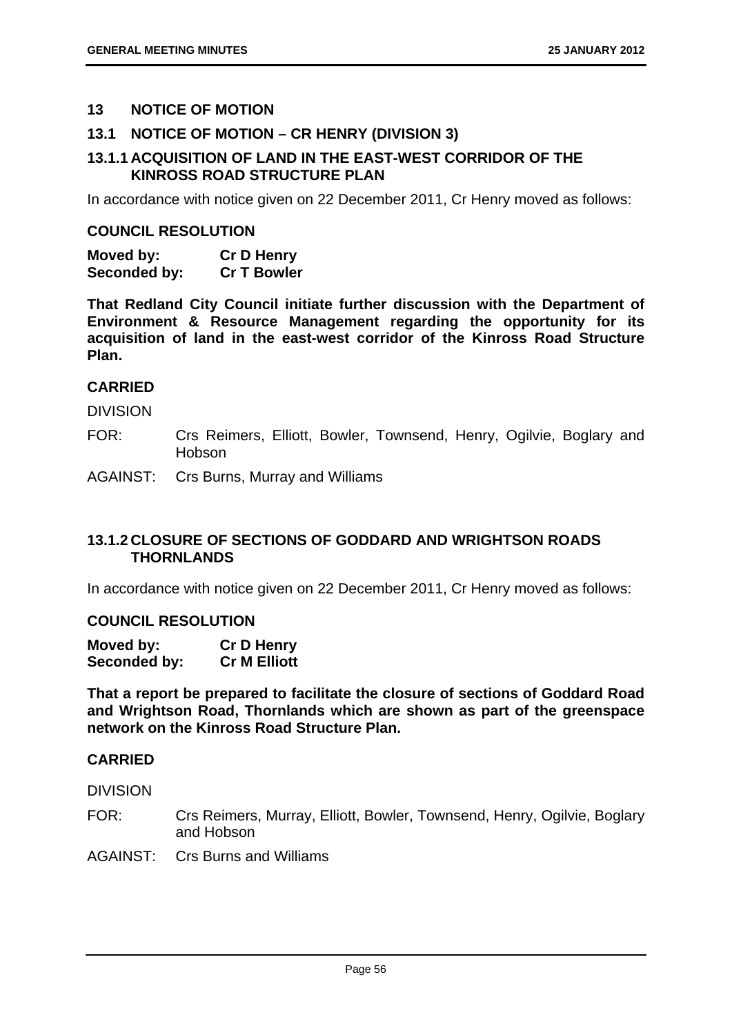## 13 NOTICE OF MOTION

### 13.1 NOTICE OF MOTION – CR HENRY (DIVISION 3)

### 13.1.1 ACQUISITION OF LAND IN THE EAST-WEST CORRIDOR OF THE KINROSS ROAD STRUCTURE PLAN

In accordance with notice given on 22 December 2011, Cr Henry moved as follows:

**COUNCIL RESOLUTION**

**Moved by: Cr D Henry**
**Seconded by: Cr T Bowler**

**That Redland City Council initiate further discussion with the Department of Environment & Resource Management regarding the opportunity for its acquisition of land in the east-west corridor of the Kinross Road Structure Plan.**

**CARRIED**

DIVISION

FOR: Crs Reimers, Elliott, Bowler, Townsend, Henry, Ogilvie, Boglary and Hobson

AGAINST: Crs Burns, Murray and Williams

### 13.1.2 CLOSURE OF SECTIONS OF GODDARD AND WRIGHTSON ROADS THORNLANDS

In accordance with notice given on 22 December 2011, Cr Henry moved as follows:

**COUNCIL RESOLUTION**

**Moved by: Cr D Henry**
**Seconded by: Cr M Elliott**

**That a report be prepared to facilitate the closure of sections of Goddard Road and Wrightson Road, Thornlands which are shown as part of the greenspace network on the Kinross Road Structure Plan.**

**CARRIED**

DIVISION

FOR: Crs Reimers, Murray, Elliott, Bowler, Townsend, Henry, Ogilvie, Boglary and Hobson

AGAINST: Crs Burns and Williams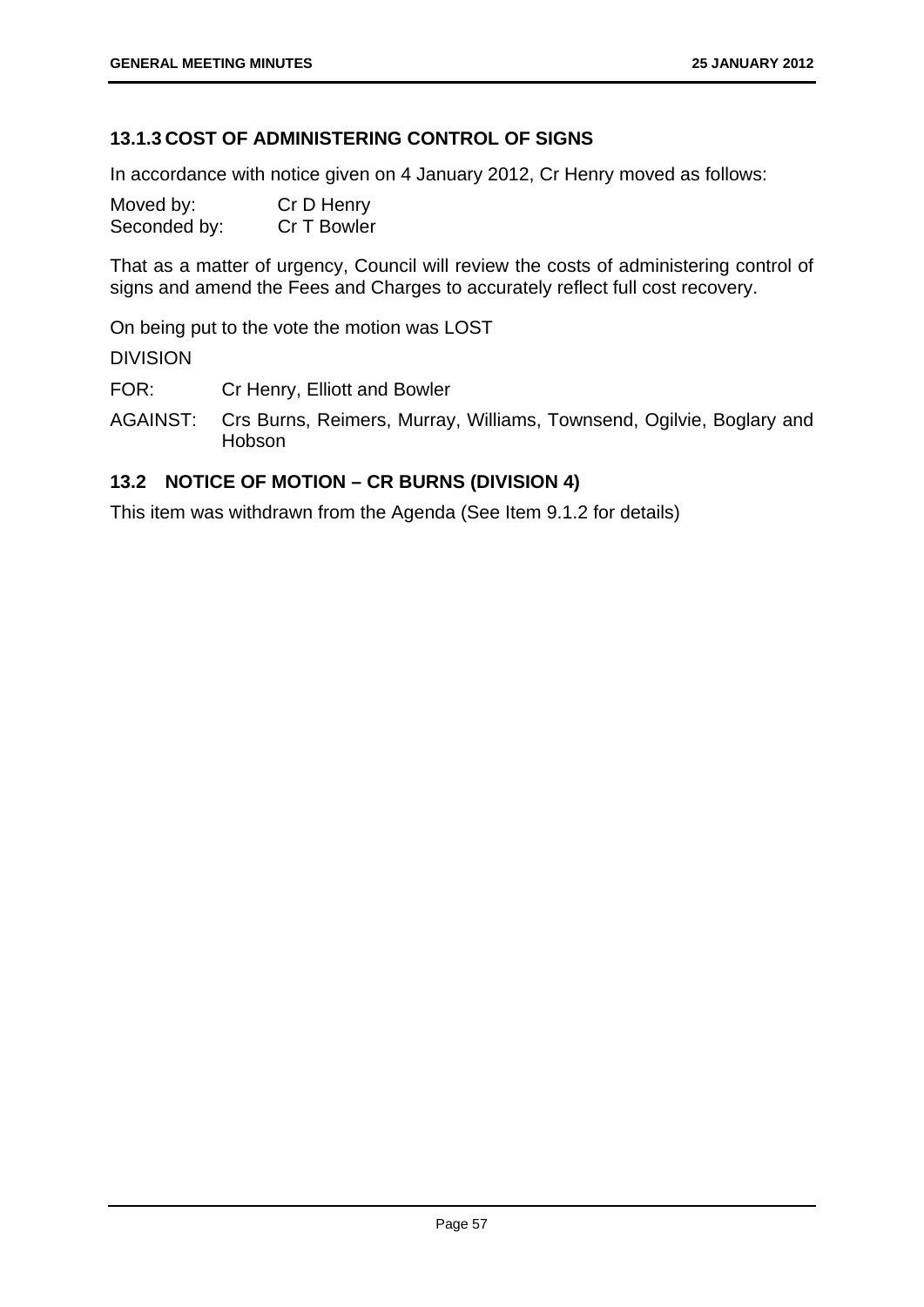### 13.1.3 COST OF ADMINISTERING CONTROL OF SIGNS

In accordance with notice given on 4 January 2012, Cr Henry moved as follows:

Moved by: Cr D Henry
Seconded by: Cr T Bowler

That as a matter of urgency, Council will review the costs of administering control of signs and amend the Fees and Charges to accurately reflect full cost recovery.

On being put to the vote the motion was LOST

DIVISION

FOR: Cr Henry, Elliott and Bowler

AGAINST: Crs Burns, Reimers, Murray, Williams, Townsend, Ogilvie, Boglary and Hobson

## 13.2 NOTICE OF MOTION – CR BURNS (DIVISION 4)

This item was withdrawn from the Agenda (See Item 9.1.2 for details)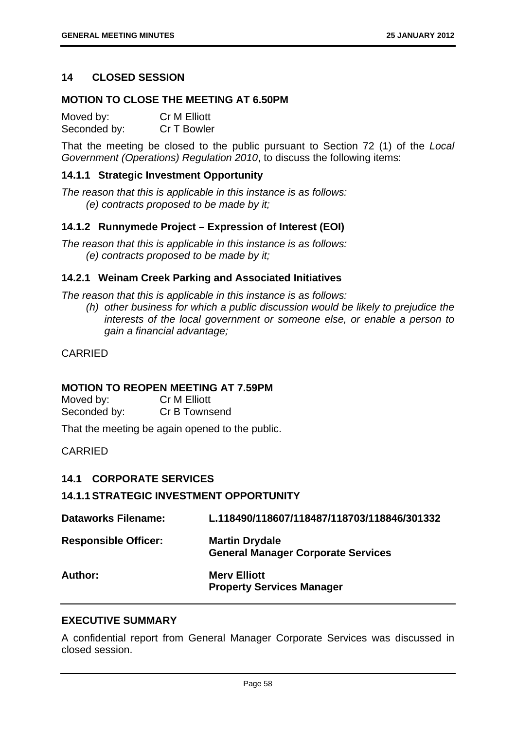## 14 CLOSED SESSION

### MOTION TO CLOSE THE MEETING AT 6.50PM

Moved by: Cr M Elliott
Seconded by: Cr T Bowler

That the meeting be closed to the public pursuant to Section 72 (1) of the *Local Government (Operations) Regulation 2010*, to discuss the following items:

### 14.1.1 Strategic Investment Opportunity

*The reason that this is applicable in this instance is as follows:*
*(e) contracts proposed to be made by it;*

### 14.1.2 Runnymede Project – Expression of Interest (EOI)

*The reason that this is applicable in this instance is as follows:*
*(e) contracts proposed to be made by it;*

### 14.2.1 Weinam Creek Parking and Associated Initiatives

*The reason that this is applicable in this instance is as follows:*
*(h) other business for which a public discussion would be likely to prejudice the interests of the local government or someone else, or enable a person to gain a financial advantage;*

CARRIED

### MOTION TO REOPEN MEETING AT 7.59PM

Moved by: Cr M Elliott
Seconded by: Cr B Townsend

That the meeting be again opened to the public.

CARRIED

## 14.1 CORPORATE SERVICES

### 14.1.1 STRATEGIC INVESTMENT OPPORTUNITY

**Dataworks Filename:** L.118490/118607/118487/118703/118846/301332

**Responsible Officer:** Martin Drydale
General Manager Corporate Services

**Author:** Merv Elliott
Property Services Manager

### EXECUTIVE SUMMARY

A confidential report from General Manager Corporate Services was discussed in closed session.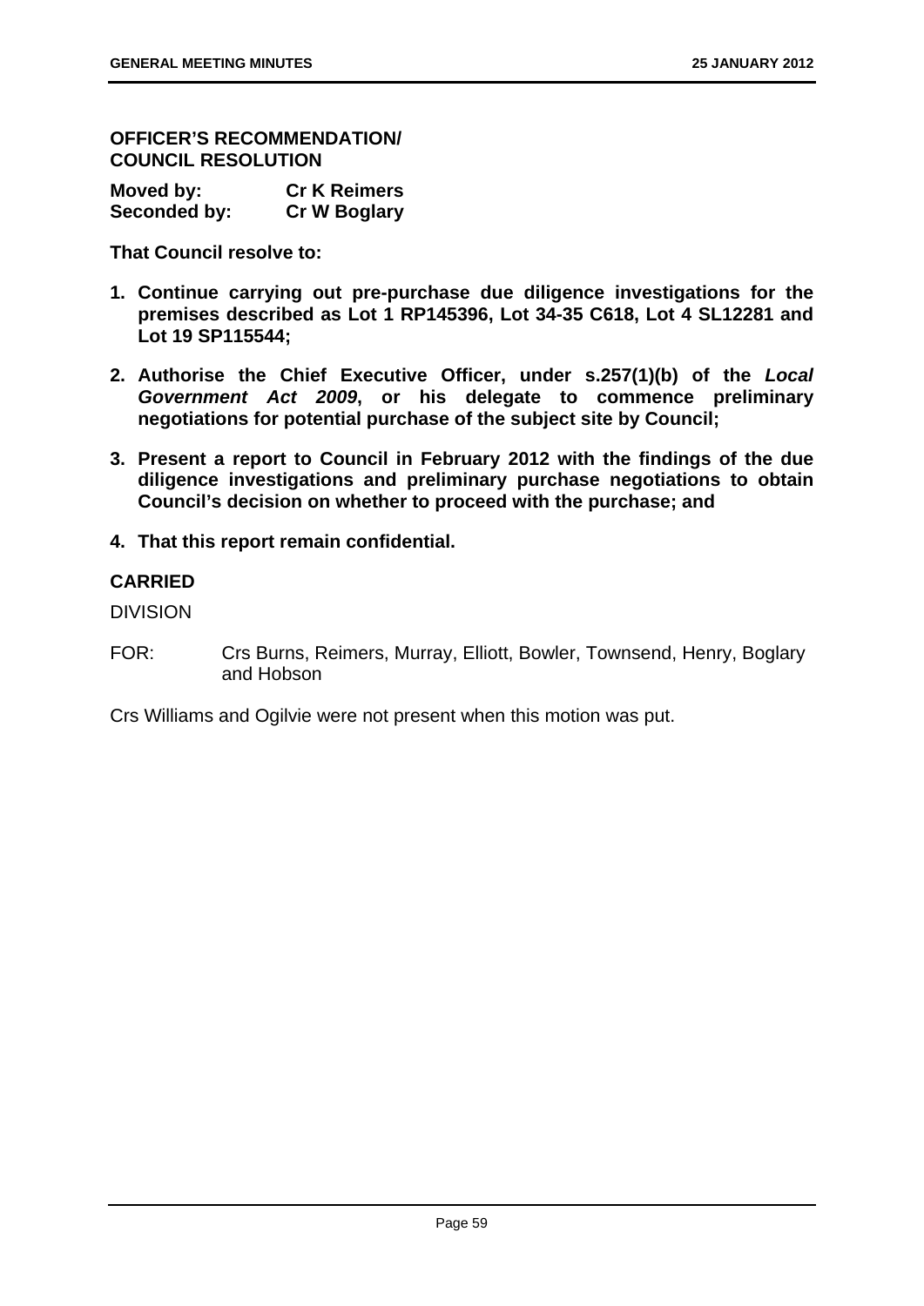**OFFICER'S RECOMMENDATION/ COUNCIL RESOLUTION**

| | |
|---|---|
| **Moved by:** | **Cr K Reimers** |
| **Seconded by:** | **Cr W Boglary** |

**That Council resolve to:**

1. **Continue carrying out pre-purchase due diligence investigations for the premises described as Lot 1 RP145396, Lot 34-35 C618, Lot 4 SL12281 and Lot 19 SP115544;**
2. **Authorise the Chief Executive Officer, under s.257(1)(b) of the *Local Government Act 2009*, or his delegate to commence preliminary negotiations for potential purchase of the subject site by Council;**
3. **Present a report to Council in February 2012 with the findings of the due diligence investigations and preliminary purchase negotiations to obtain Council's decision on whether to proceed with the purchase; and**
4. **That this report remain confidential.**

**CARRIED**

DIVISION

FOR: Crs Burns, Reimers, Murray, Elliott, Bowler, Townsend, Henry, Boglary and Hobson

Crs Williams and Ogilvie were not present when this motion was put.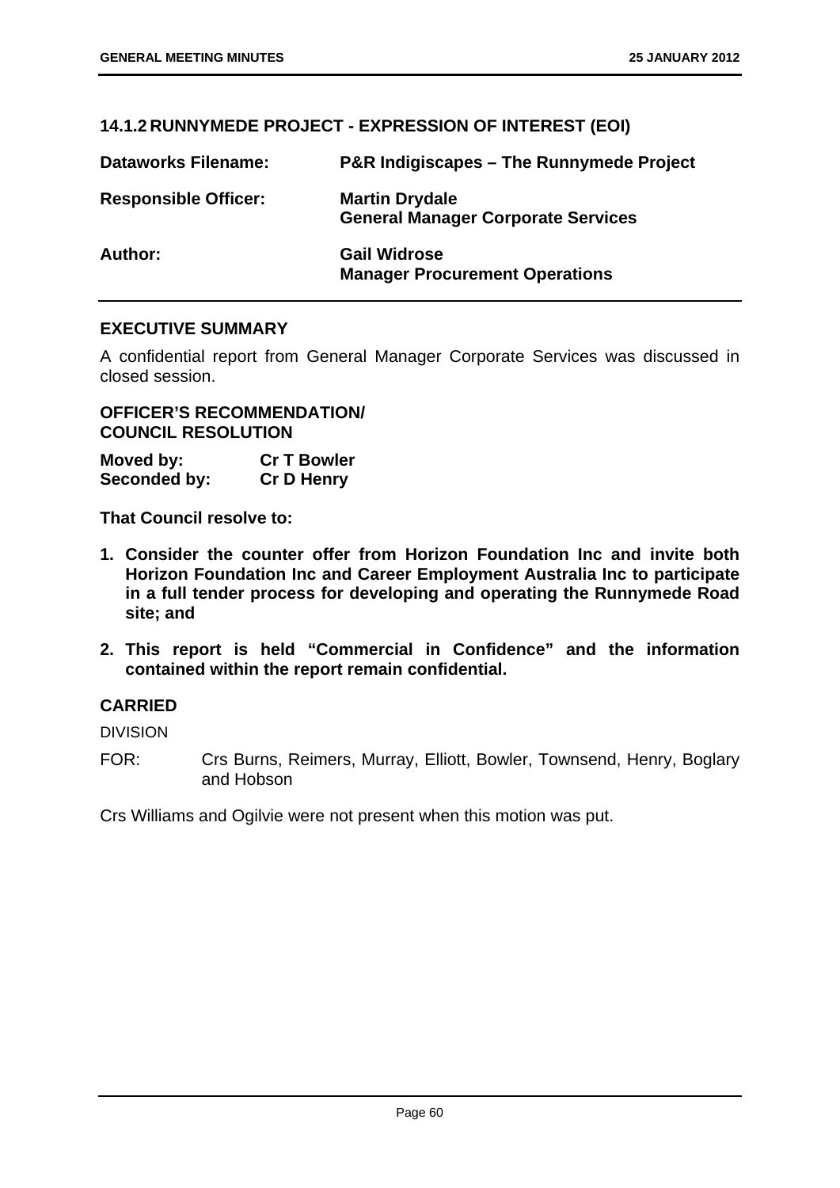## 14.1.2 RUNNYMEDE PROJECT - EXPRESSION OF INTEREST (EOI)

| | |
|---|---|
| **Dataworks Filename:** | **P&R Indigiscapes – The Runnymede Project** |
| **Responsible Officer:** | **Martin Drydale**<br>**General Manager Corporate Services** |
| **Author:** | **Gail Widrose**<br>**Manager Procurement Operations** |

### EXECUTIVE SUMMARY

A confidential report from General Manager Corporate Services was discussed in closed session.

### OFFICER'S RECOMMENDATION/ COUNCIL RESOLUTION

**Moved by:** **Cr T Bowler**
**Seconded by:** **Cr D Henry**

**That Council resolve to:**

1. **Consider the counter offer from Horizon Foundation Inc and invite both Horizon Foundation Inc and Career Employment Australia Inc to participate in a full tender process for developing and operating the Runnymede Road site; and**
2. **This report is held "Commercial in Confidence" and the information contained within the report remain confidential.**

### CARRIED

DIVISION

FOR: Crs Burns, Reimers, Murray, Elliott, Bowler, Townsend, Henry, Boglary and Hobson

Crs Williams and Ogilvie were not present when this motion was put.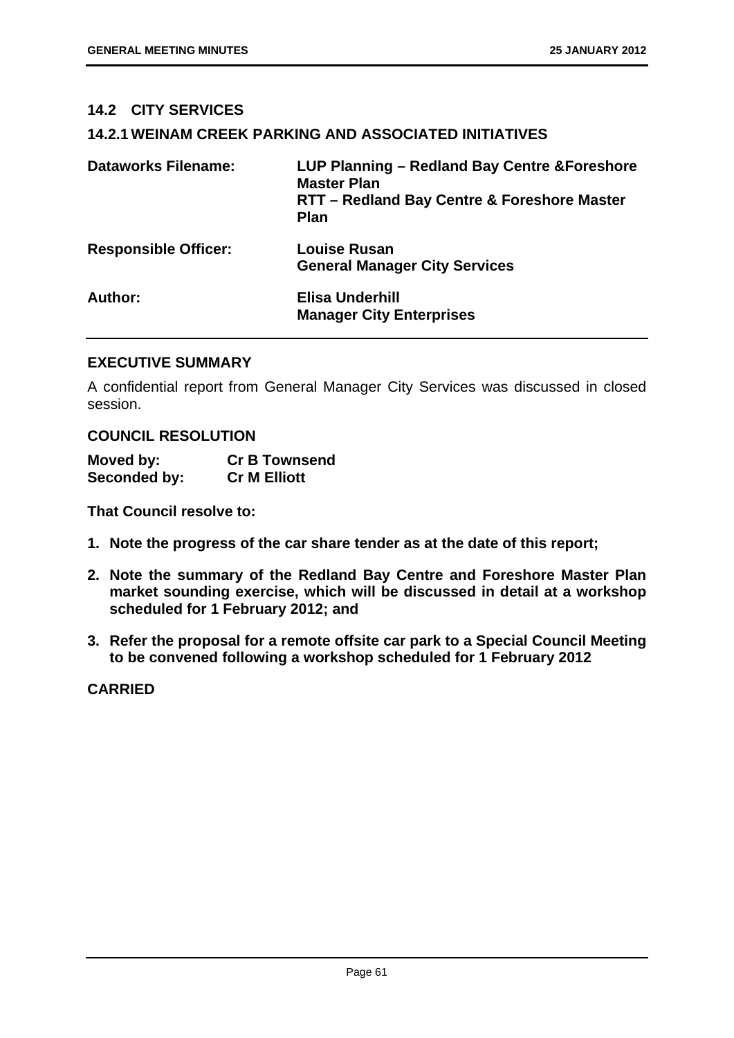## 14.2 CITY SERVICES

### 14.2.1 WEINAM CREEK PARKING AND ASSOCIATED INITIATIVES

| | |
|---|---|
| **Dataworks Filename:** | **LUP Planning – Redland Bay Centre &Foreshore Master Plan**<br>**RTT – Redland Bay Centre & Foreshore Master Plan** |
| **Responsible Officer:** | **Louise Rusan**<br>**General Manager City Services** |
| **Author:** | **Elisa Underhill**<br>**Manager City Enterprises** |

**EXECUTIVE SUMMARY**

A confidential report from General Manager City Services was discussed in closed session.

**COUNCIL RESOLUTION**

| | |
|---|---|
| **Moved by:** | **Cr B Townsend** |
| **Seconded by:** | **Cr M Elliott** |

**That Council resolve to:**

1. **Note the progress of the car share tender as at the date of this report;**
2. **Note the summary of the Redland Bay Centre and Foreshore Master Plan market sounding exercise, which will be discussed in detail at a workshop scheduled for 1 February 2012; and**
3. **Refer the proposal for a remote offsite car park to a Special Council Meeting to be convened following a workshop scheduled for 1 February 2012**

**CARRIED**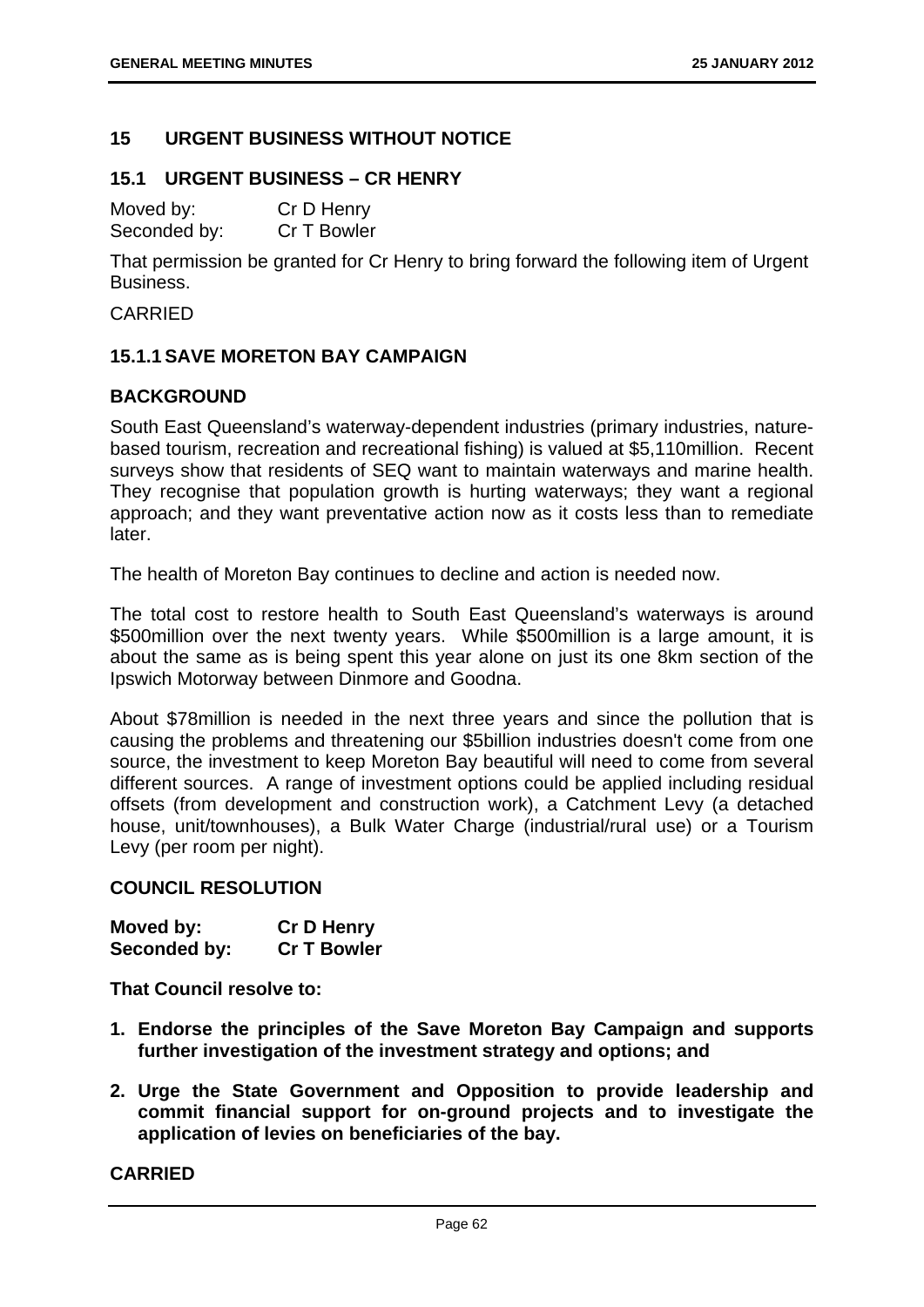## 15 URGENT BUSINESS WITHOUT NOTICE

### 15.1 URGENT BUSINESS – CR HENRY

Moved by: Cr D Henry
Seconded by: Cr T Bowler

That permission be granted for Cr Henry to bring forward the following item of Urgent Business.

CARRIED

### 15.1.1 SAVE MORETON BAY CAMPAIGN

**BACKGROUND**

South East Queensland's waterway-dependent industries (primary industries, nature-based tourism, recreation and recreational fishing) is valued at $5,110million. Recent surveys show that residents of SEQ want to maintain waterways and marine health. They recognise that population growth is hurting waterways; they want a regional approach; and they want preventative action now as it costs less than to remediate later.

The health of Moreton Bay continues to decline and action is needed now.

The total cost to restore health to South East Queensland's waterways is around $500million over the next twenty years. While $500million is a large amount, it is about the same as is being spent this year alone on just its one 8km section of the Ipswich Motorway between Dinmore and Goodna.

About $78million is needed in the next three years and since the pollution that is causing the problems and threatening our $5billion industries doesn't come from one source, the investment to keep Moreton Bay beautiful will need to come from several different sources. A range of investment options could be applied including residual offsets (from development and construction work), a Catchment Levy (a detached house, unit/townhouses), a Bulk Water Charge (industrial/rural use) or a Tourism Levy (per room per night).

**COUNCIL RESOLUTION**

**Moved by: Cr D Henry**
**Seconded by: Cr T Bowler**

**That Council resolve to:**

1. **Endorse the principles of the Save Moreton Bay Campaign and supports further investigation of the investment strategy and options; and**
2. **Urge the State Government and Opposition to provide leadership and commit financial support for on-ground projects and to investigate the application of levies on beneficiaries of the bay.**

**CARRIED**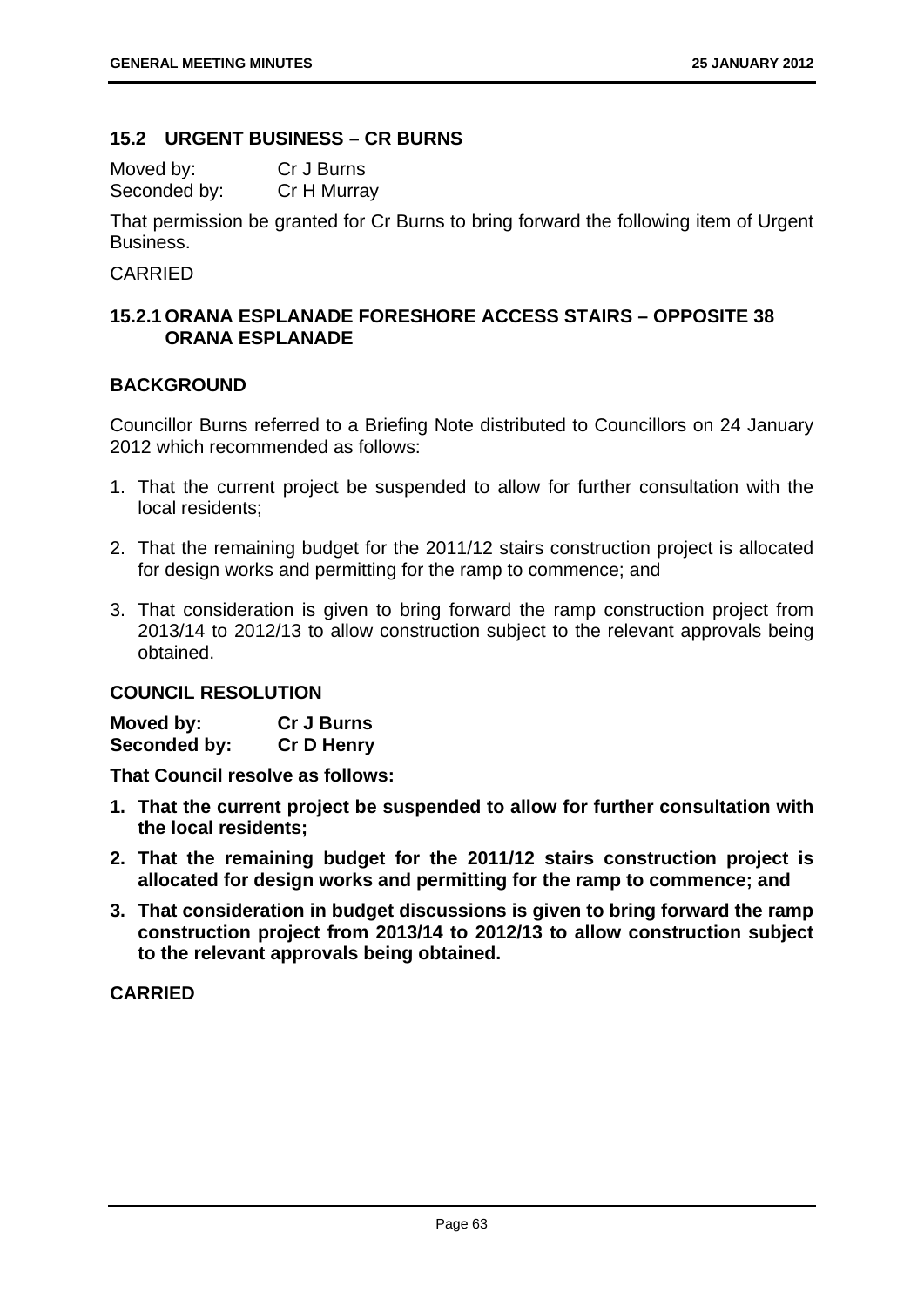## 15.2 URGENT BUSINESS – CR BURNS

Moved by: Cr J Burns
Seconded by: Cr H Murray

That permission be granted for Cr Burns to bring forward the following item of Urgent Business.

CARRIED

### 15.2.1 ORANA ESPLANADE FORESHORE ACCESS STAIRS – OPPOSITE 38 ORANA ESPLANADE

**BACKGROUND**

Councillor Burns referred to a Briefing Note distributed to Councillors on 24 January 2012 which recommended as follows:

1. That the current project be suspended to allow for further consultation with the local residents;
2. That the remaining budget for the 2011/12 stairs construction project is allocated for design works and permitting for the ramp to commence; and
3. That consideration is given to bring forward the ramp construction project from 2013/14 to 2012/13 to allow construction subject to the relevant approvals being obtained.

**COUNCIL RESOLUTION**

**Moved by: Cr J Burns**
**Seconded by: Cr D Henry**

**That Council resolve as follows:**

1. **That the current project be suspended to allow for further consultation with the local residents;**
2. **That the remaining budget for the 2011/12 stairs construction project is allocated for design works and permitting for the ramp to commence; and**
3. **That consideration in budget discussions is given to bring forward the ramp construction project from 2013/14 to 2012/13 to allow construction subject to the relevant approvals being obtained.**

**CARRIED**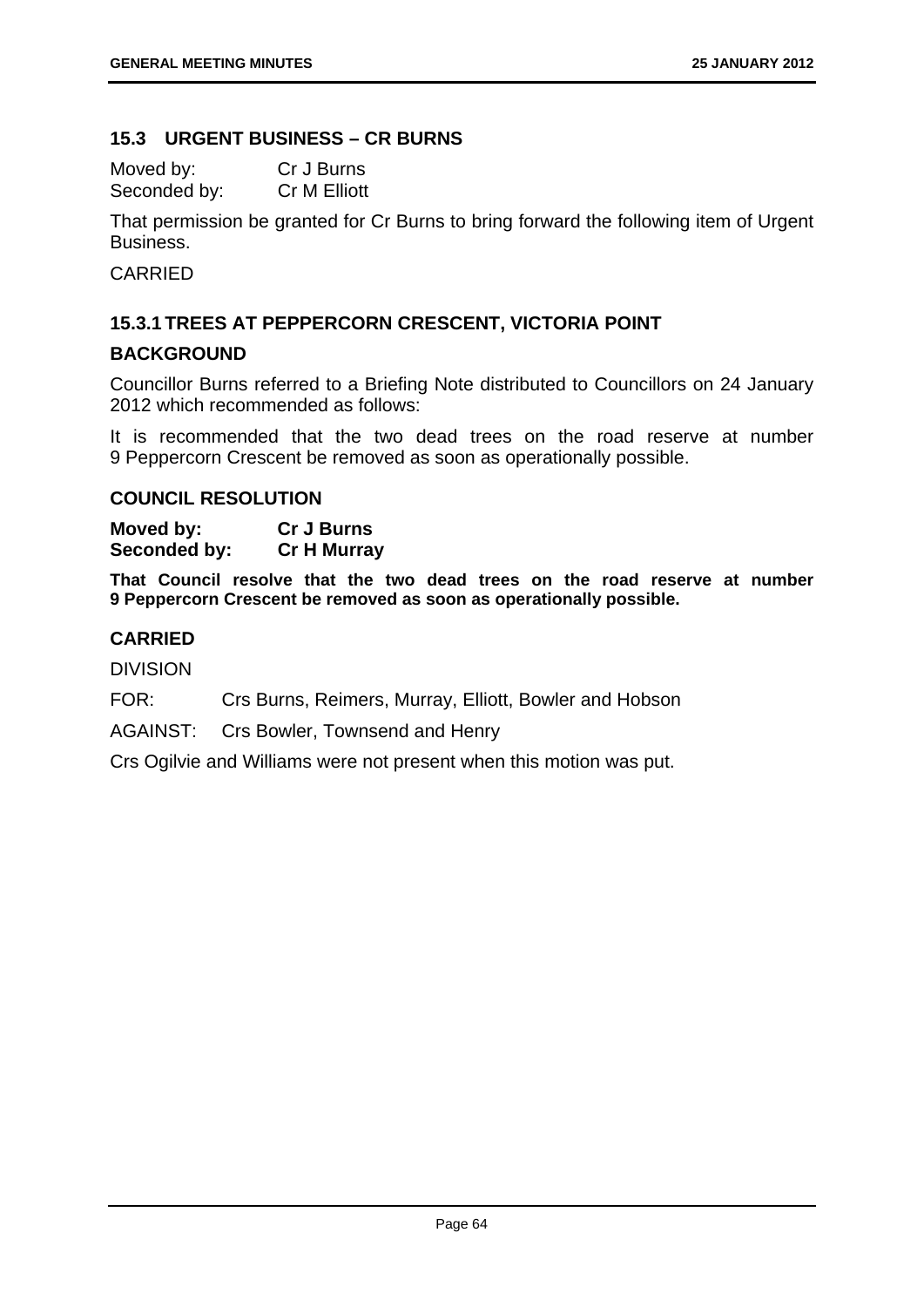## 15.3 URGENT BUSINESS – CR BURNS

Moved by: Cr J Burns
Seconded by: Cr M Elliott

That permission be granted for Cr Burns to bring forward the following item of Urgent Business.

CARRIED

### 15.3.1 TREES AT PEPPERCORN CRESCENT, VICTORIA POINT

#### BACKGROUND

Councillor Burns referred to a Briefing Note distributed to Councillors on 24 January 2012 which recommended as follows:

It is recommended that the two dead trees on the road reserve at number 9 Peppercorn Crescent be removed as soon as operationally possible.

#### COUNCIL RESOLUTION

**Moved by: Cr J Burns**
**Seconded by: Cr H Murray**

**That Council resolve that the two dead trees on the road reserve at number 9 Peppercorn Crescent be removed as soon as operationally possible.**

#### CARRIED

DIVISION

FOR: Crs Burns, Reimers, Murray, Elliott, Bowler and Hobson

AGAINST: Crs Bowler, Townsend and Henry

Crs Ogilvie and Williams were not present when this motion was put.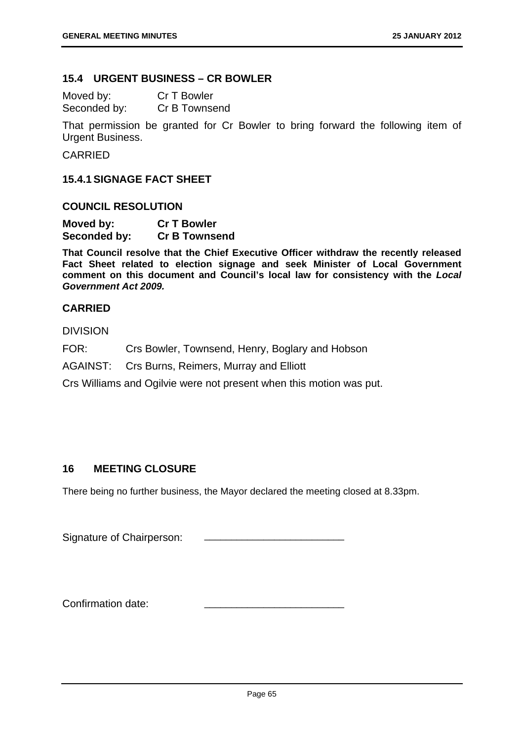## 15.4 URGENT BUSINESS – CR BOWLER

Moved by: Cr T Bowler
Seconded by: Cr B Townsend

That permission be granted for Cr Bowler to bring forward the following item of Urgent Business.

CARRIED

### 15.4.1 SIGNAGE FACT SHEET

**COUNCIL RESOLUTION**

**Moved by: Cr T Bowler**
**Seconded by: Cr B Townsend**

**That Council resolve that the Chief Executive Officer withdraw the recently released Fact Sheet related to election signage and seek Minister of Local Government comment on this document and Council's local law for consistency with the *Local Government Act 2009.***

**CARRIED**

DIVISION

FOR: Crs Bowler, Townsend, Henry, Boglary and Hobson

AGAINST: Crs Burns, Reimers, Murray and Elliott

Crs Williams and Ogilvie were not present when this motion was put.

## 16 MEETING CLOSURE

There being no further business, the Mayor declared the meeting closed at 8.33pm.

Signature of Chairperson: ________________________

Confirmation date: ________________________